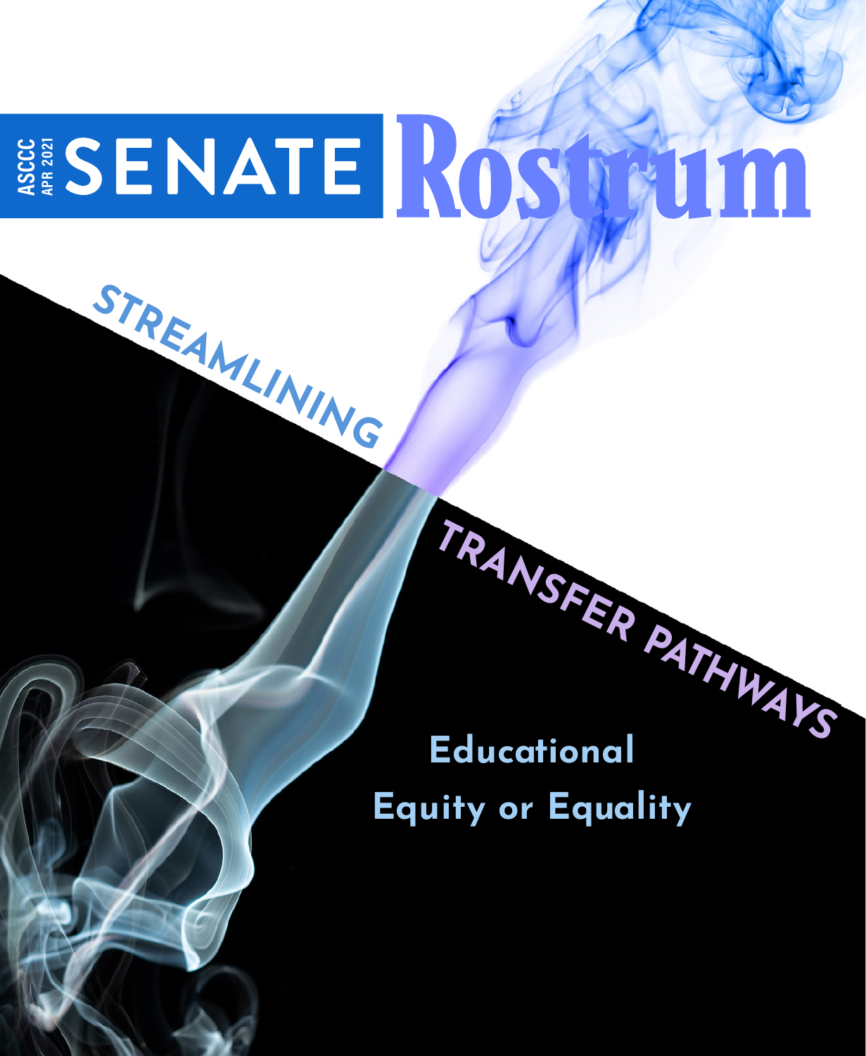ASCCC APR 2021

# SENATE Rostrum

## STREAMLINING TRANSFER PATHWAYS

### Educational Equity or Equality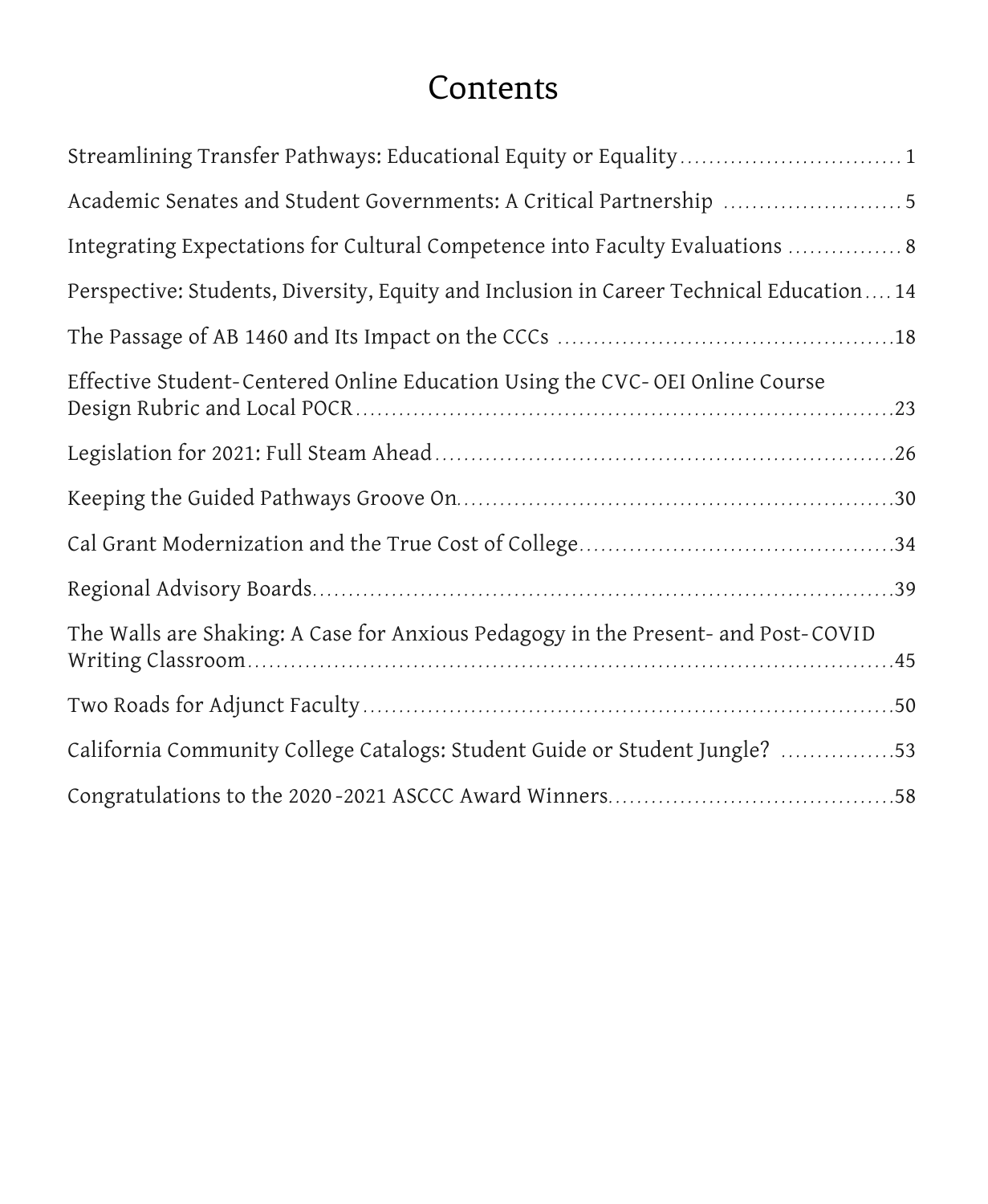# Contents

Streamlining Transfer Pathways: Educational Equity or Equality ... 1

Academic Senates and Student Governments: A Critical Partnership ... 5

Integrating Expectations for Cultural Competence into Faculty Evaluations ... 8

Perspective: Students, Diversity, Equity and Inclusion in Career Technical Education ... 14

The Passage of AB 1460 and Its Impact on the CCCs ... 18

Effective Student-Centered Online Education Using the CVC-OEI Online Course Design Rubric and Local POCR ... 23

Legislation for 2021: Full Steam Ahead ... 26

Keeping the Guided Pathways Groove On ... 30

Cal Grant Modernization and the True Cost of College ... 34

Regional Advisory Boards ... 39

The Walls are Shaking: A Case for Anxious Pedagogy in the Present- and Post-COVID Writing Classroom ... 45

Two Roads for Adjunct Faculty ... 50

California Community College Catalogs: Student Guide or Student Jungle? ... 53

Congratulations to the 2020-2021 ASCCC Award Winners ... 58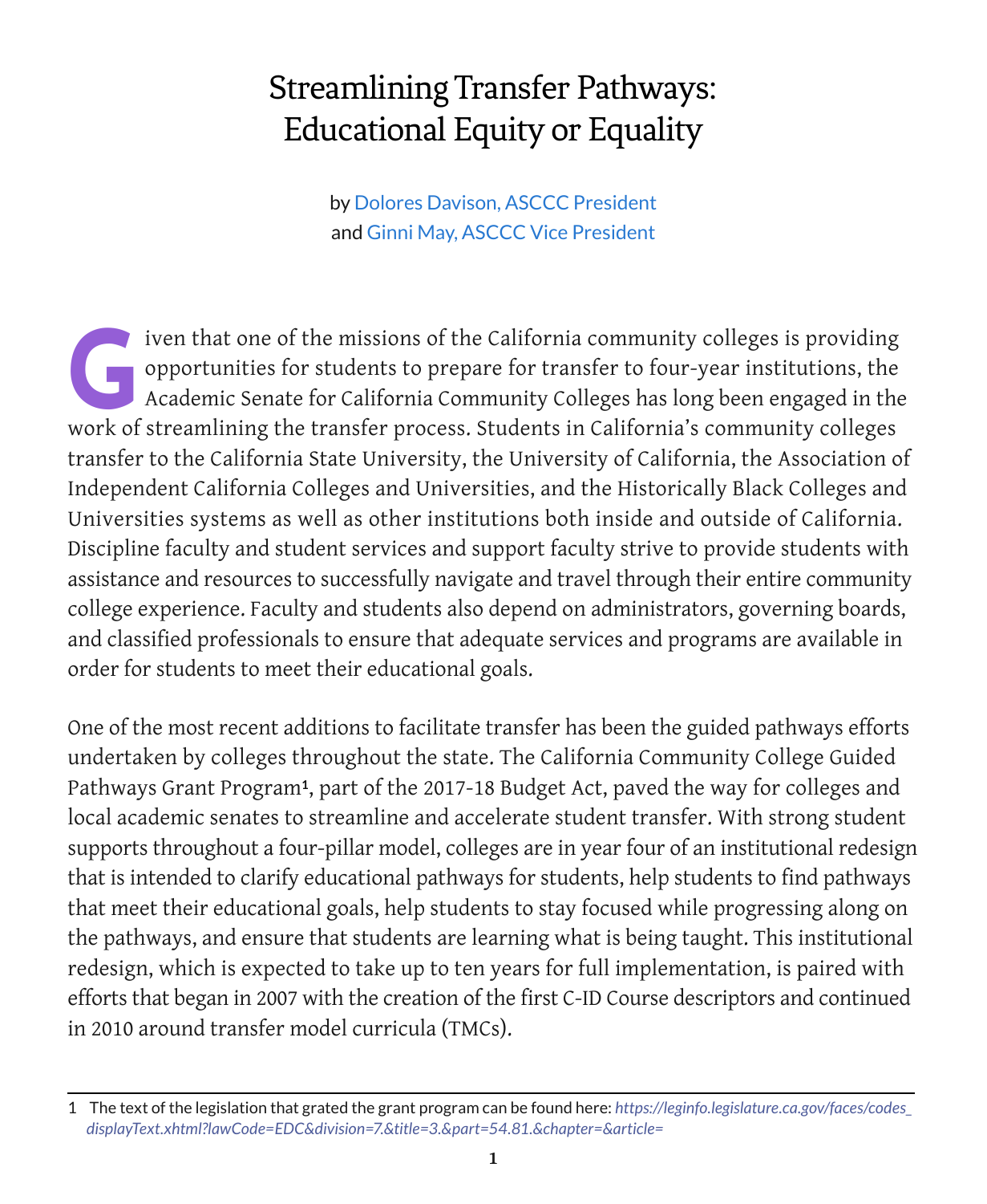# Streamlining Transfer Pathways: Educational Equity or Equality

by Dolores Davison, ASCCC President
and Ginni May, ASCCC Vice President

Given that one of the missions of the California community colleges is providing opportunities for students to prepare for transfer to four-year institutions, the Academic Senate for California Community Colleges has long been engaged in the work of streamlining the transfer process. Students in California's community colleges transfer to the California State University, the University of California, the Association of Independent California Colleges and Universities, and the Historically Black Colleges and Universities systems as well as other institutions both inside and outside of California. Discipline faculty and student services and support faculty strive to provide students with assistance and resources to successfully navigate and travel through their entire community college experience. Faculty and students also depend on administrators, governing boards, and classified professionals to ensure that adequate services and programs are available in order for students to meet their educational goals.

One of the most recent additions to facilitate transfer has been the guided pathways efforts undertaken by colleges throughout the state. The California Community College Guided Pathways Grant Program[1], part of the 2017-18 Budget Act, paved the way for colleges and local academic senates to streamline and accelerate student transfer. With strong student supports throughout a four-pillar model, colleges are in year four of an institutional redesign that is intended to clarify educational pathways for students, help students to find pathways that meet their educational goals, help students to stay focused while progressing along on the pathways, and ensure that students are learning what is being taught. This institutional redesign, which is expected to take up to ten years for full implementation, is paired with efforts that began in 2007 with the creation of the first C-ID Course descriptors and continued in 2010 around transfer model curricula (TMCs).

---

[1] The text of the legislation that grated the grant program can be found here: *https://leginfo.legislature.ca.gov/faces/codes_displayText.xhtml?lawCode=EDC&division=7.&title=3.&part=54.81.&chapter=&article=*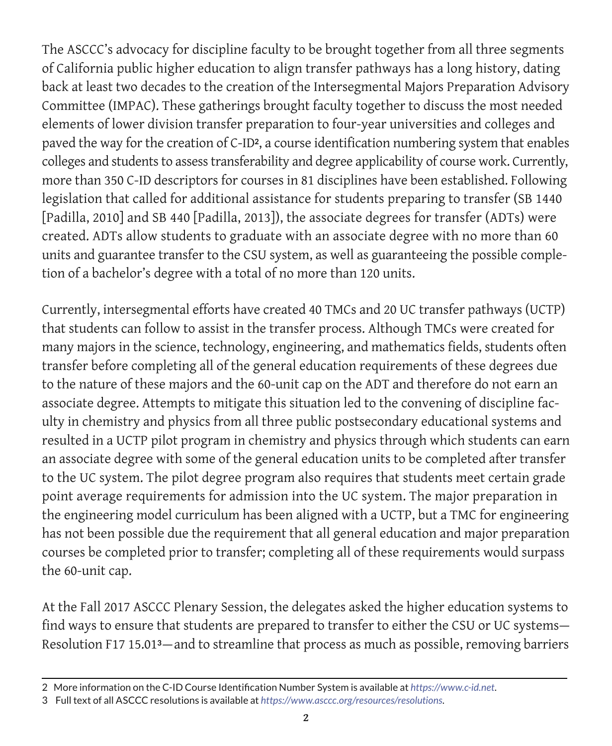The ASCCC's advocacy for discipline faculty to be brought together from all three segments of California public higher education to align transfer pathways has a long history, dating back at least two decades to the creation of the Intersegmental Majors Preparation Advisory Committee (IMPAC). These gatherings brought faculty together to discuss the most needed elements of lower division transfer preparation to four-year universities and colleges and paved the way for the creation of C-ID[2], a course identification numbering system that enables colleges and students to assess transferability and degree applicability of course work. Currently, more than 350 C-ID descriptors for courses in 81 disciplines have been established. Following legislation that called for additional assistance for students preparing to transfer (SB 1440 [Padilla, 2010] and SB 440 [Padilla, 2013]), the associate degrees for transfer (ADTs) were created. ADTs allow students to graduate with an associate degree with no more than 60 units and guarantee transfer to the CSU system, as well as guaranteeing the possible completion of a bachelor's degree with a total of no more than 120 units.

Currently, intersegmental efforts have created 40 TMCs and 20 UC transfer pathways (UCTP) that students can follow to assist in the transfer process. Although TMCs were created for many majors in the science, technology, engineering, and mathematics fields, students often transfer before completing all of the general education requirements of these degrees due to the nature of these majors and the 60-unit cap on the ADT and therefore do not earn an associate degree. Attempts to mitigate this situation led to the convening of discipline faculty in chemistry and physics from all three public postsecondary educational systems and resulted in a UCTP pilot program in chemistry and physics through which students can earn an associate degree with some of the general education units to be completed after transfer to the UC system. The pilot degree program also requires that students meet certain grade point average requirements for admission into the UC system. The major preparation in the engineering model curriculum has been aligned with a UCTP, but a TMC for engineering has not been possible due the requirement that all general education and major preparation courses be completed prior to transfer; completing all of these requirements would surpass the 60-unit cap.

At the Fall 2017 ASCCC Plenary Session, the delegates asked the higher education systems to find ways to ensure that students are prepared to transfer to either the CSU or UC systems—Resolution F17 15.01[3]—and to streamline that process as much as possible, removing barriers

---

2 More information on the C-ID Course Identification Number System is available at *https://www.c-id.net*.

3 Full text of all ASCCC resolutions is available at *https://www.asccc.org/resources/resolutions*.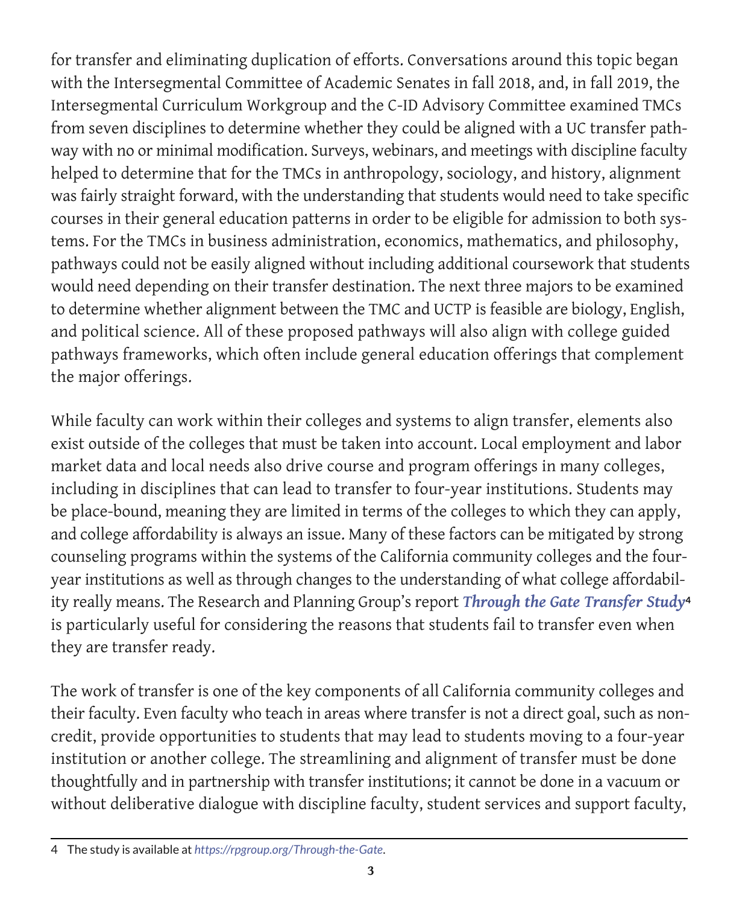for transfer and eliminating duplication of efforts. Conversations around this topic began with the Intersegmental Committee of Academic Senates in fall 2018, and, in fall 2019, the Intersegmental Curriculum Workgroup and the C-ID Advisory Committee examined TMCs from seven disciplines to determine whether they could be aligned with a UC transfer pathway with no or minimal modification. Surveys, webinars, and meetings with discipline faculty helped to determine that for the TMCs in anthropology, sociology, and history, alignment was fairly straight forward, with the understanding that students would need to take specific courses in their general education patterns in order to be eligible for admission to both systems. For the TMCs in business administration, economics, mathematics, and philosophy, pathways could not be easily aligned without including additional coursework that students would need depending on their transfer destination. The next three majors to be examined to determine whether alignment between the TMC and UCTP is feasible are biology, English, and political science. All of these proposed pathways will also align with college guided pathways frameworks, which often include general education offerings that complement the major offerings.

While faculty can work within their colleges and systems to align transfer, elements also exist outside of the colleges that must be taken into account. Local employment and labor market data and local needs also drive course and program offerings in many colleges, including in disciplines that can lead to transfer to four-year institutions. Students may be place-bound, meaning they are limited in terms of the colleges to which they can apply, and college affordability is always an issue. Many of these factors can be mitigated by strong counseling programs within the systems of the California community colleges and the four-year institutions as well as through changes to the understanding of what college affordability really means. The Research and Planning Group's report ***Through the Gate Transfer Study***[4] is particularly useful for considering the reasons that students fail to transfer even when they are transfer ready.

The work of transfer is one of the key components of all California community colleges and their faculty. Even faculty who teach in areas where transfer is not a direct goal, such as noncredit, provide opportunities to students that may lead to students moving to a four-year institution or another college. The streamlining and alignment of transfer must be done thoughtfully and in partnership with transfer institutions; it cannot be done in a vacuum or without deliberative dialogue with discipline faculty, student services and support faculty,

---

4 The study is available at *https://rpgroup.org/Through-the-Gate*.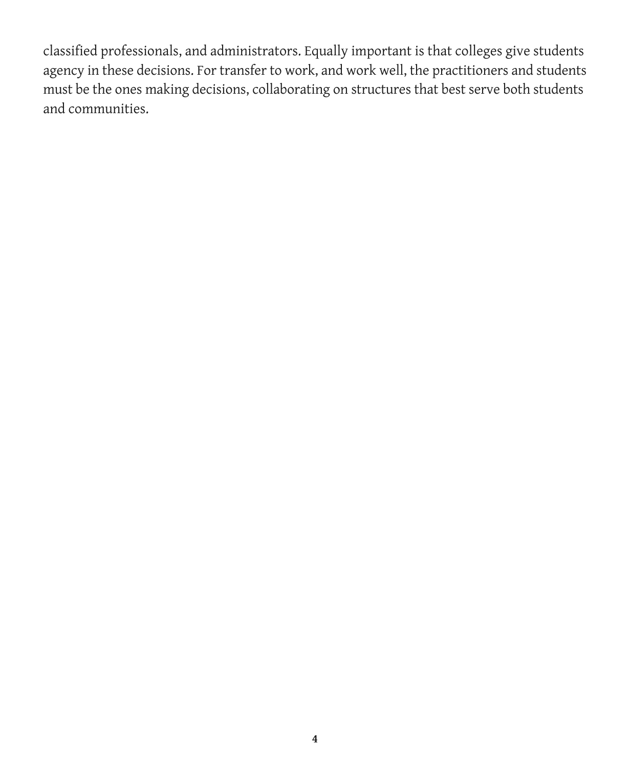classified professionals, and administrators. Equally important is that colleges give students agency in these decisions. For transfer to work, and work well, the practitioners and students must be the ones making decisions, collaborating on structures that best serve both students and communities.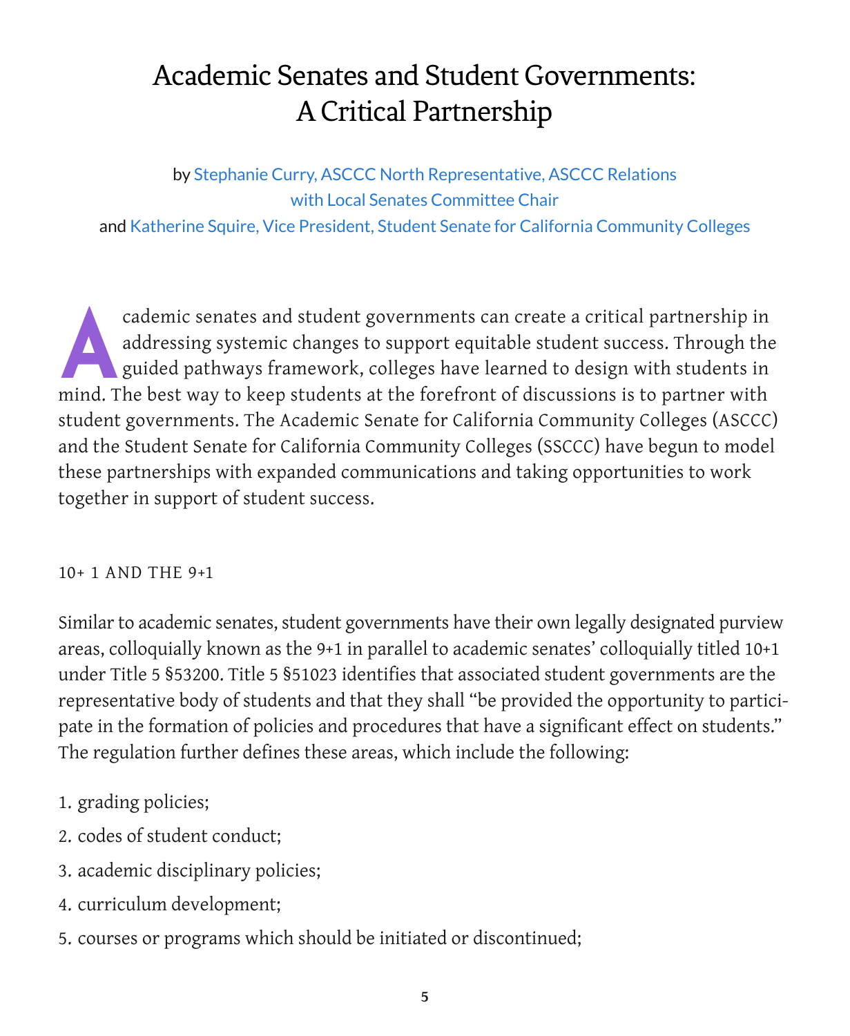# Academic Senates and Student Governments: A Critical Partnership

by Stephanie Curry, ASCCC North Representative, ASCCC Relations with Local Senates Committee Chair

and Katherine Squire, Vice President, Student Senate for California Community Colleges

Academic senates and student governments can create a critical partnership in addressing systemic changes to support equitable student success. Through the guided pathways framework, colleges have learned to design with students in mind. The best way to keep students at the forefront of discussions is to partner with student governments. The Academic Senate for California Community Colleges (ASCCC) and the Student Senate for California Community Colleges (SSCCC) have begun to model these partnerships with expanded communications and taking opportunities to work together in support of student success.

## 10+ 1 AND THE 9+1

Similar to academic senates, student governments have their own legally designated purview areas, colloquially known as the 9+1 in parallel to academic senates' colloquially titled 10+1 under Title 5 §53200. Title 5 §51023 identifies that associated student governments are the representative body of students and that they shall "be provided the opportunity to participate in the formation of policies and procedures that have a significant effect on students." The regulation further defines these areas, which include the following:

1. grading policies;
2. codes of student conduct;
3. academic disciplinary policies;
4. curriculum development;
5. courses or programs which should be initiated or discontinued;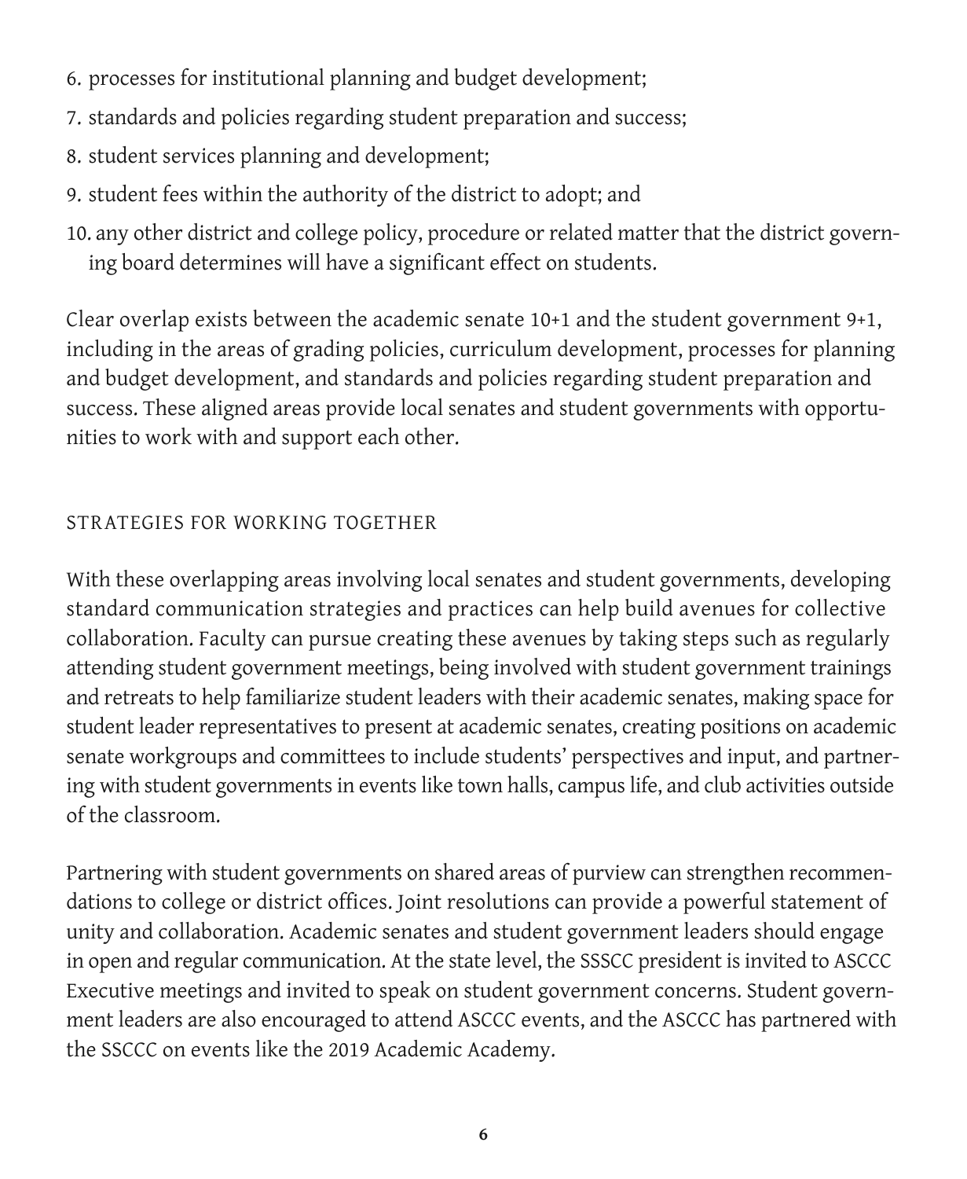6. processes for institutional planning and budget development;
7. standards and policies regarding student preparation and success;
8. student services planning and development;
9. student fees within the authority of the district to adopt; and
10. any other district and college policy, procedure or related matter that the district governing board determines will have a significant effect on students.

Clear overlap exists between the academic senate 10+1 and the student government 9+1, including in the areas of grading policies, curriculum development, processes for planning and budget development, and standards and policies regarding student preparation and success. These aligned areas provide local senates and student governments with opportunities to work with and support each other.

## STRATEGIES FOR WORKING TOGETHER

With these overlapping areas involving local senates and student governments, developing standard communication strategies and practices can help build avenues for collective collaboration. Faculty can pursue creating these avenues by taking steps such as regularly attending student government meetings, being involved with student government trainings and retreats to help familiarize student leaders with their academic senates, making space for student leader representatives to present at academic senates, creating positions on academic senate workgroups and committees to include students' perspectives and input, and partnering with student governments in events like town halls, campus life, and club activities outside of the classroom.

Partnering with student governments on shared areas of purview can strengthen recommendations to college or district offices. Joint resolutions can provide a powerful statement of unity and collaboration. Academic senates and student government leaders should engage in open and regular communication. At the state level, the SSSCC president is invited to ASCCC Executive meetings and invited to speak on student government concerns. Student government leaders are also encouraged to attend ASCCC events, and the ASCCC has partnered with the SSCCC on events like the 2019 Academic Academy.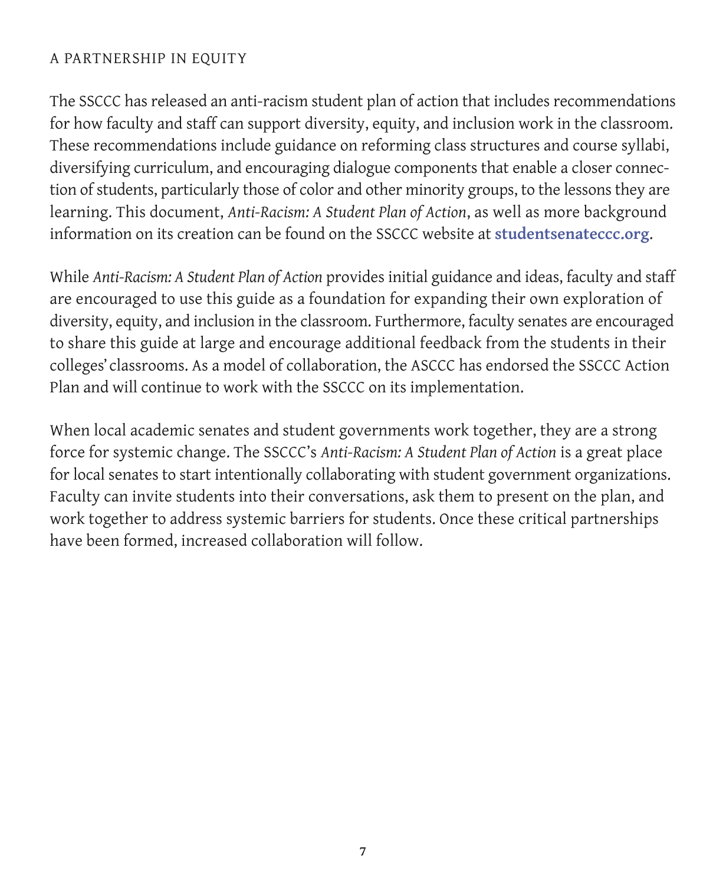### A PARTNERSHIP IN EQUITY

The SSCCC has released an anti-racism student plan of action that includes recommendations for how faculty and staff can support diversity, equity, and inclusion work in the classroom. These recommendations include guidance on reforming class structures and course syllabi, diversifying curriculum, and encouraging dialogue components that enable a closer connection of students, particularly those of color and other minority groups, to the lessons they are learning. This document, *Anti-Racism: A Student Plan of Action*, as well as more background information on its creation can be found on the SSCCC website at **studentsenateccc.org**.

While *Anti-Racism: A Student Plan of Action* provides initial guidance and ideas, faculty and staff are encouraged to use this guide as a foundation for expanding their own exploration of diversity, equity, and inclusion in the classroom. Furthermore, faculty senates are encouraged to share this guide at large and encourage additional feedback from the students in their colleges' classrooms. As a model of collaboration, the ASCCC has endorsed the SSCCC Action Plan and will continue to work with the SSCCC on its implementation.

When local academic senates and student governments work together, they are a strong force for systemic change. The SSCCC's *Anti-Racism: A Student Plan of Action* is a great place for local senates to start intentionally collaborating with student government organizations. Faculty can invite students into their conversations, ask them to present on the plan, and work together to address systemic barriers for students. Once these critical partnerships have been formed, increased collaboration will follow.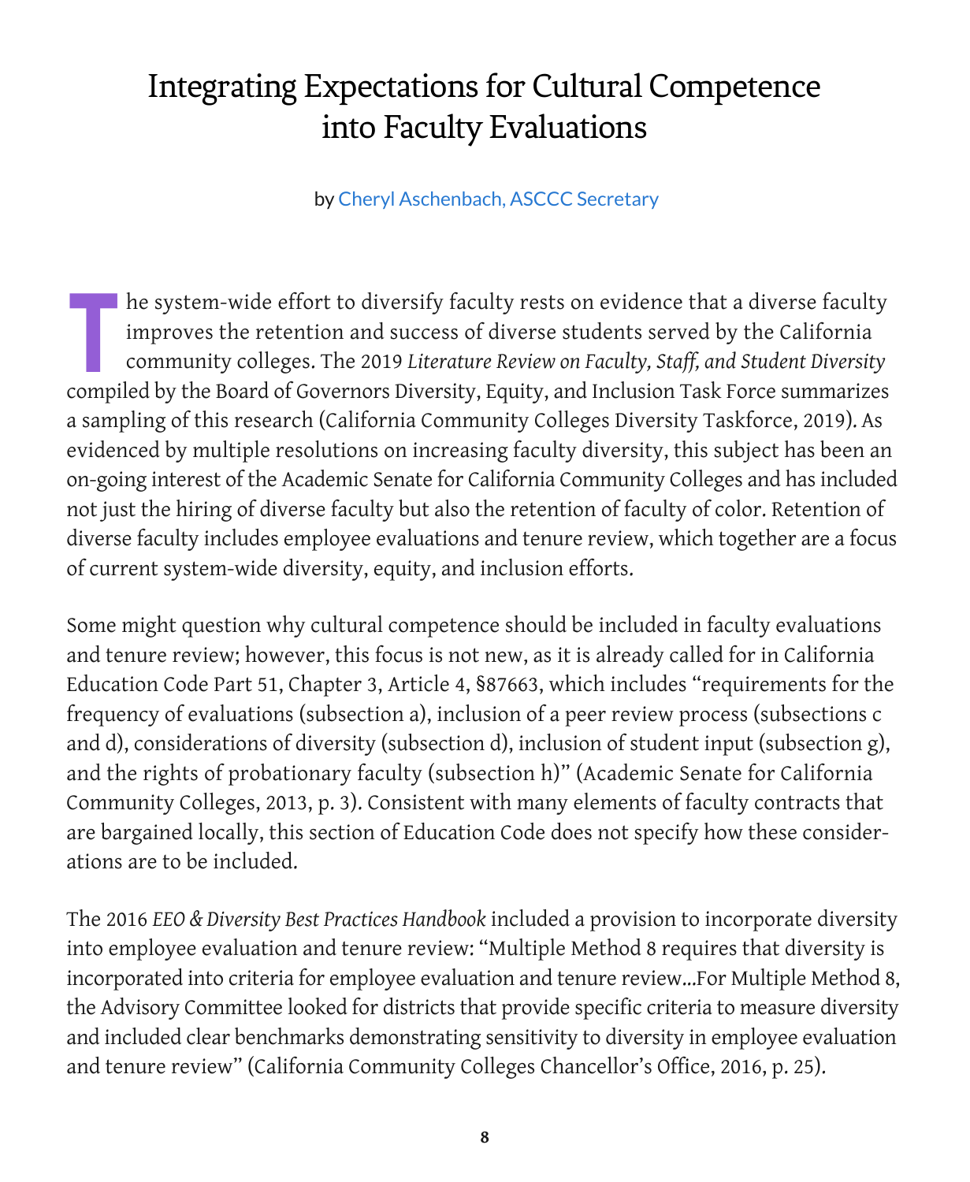# Integrating Expectations for Cultural Competence into Faculty Evaluations

by Cheryl Aschenbach, ASCCC Secretary

The system-wide effort to diversify faculty rests on evidence that a diverse faculty improves the retention and success of diverse students served by the California community colleges. The 2019 *Literature Review on Faculty, Staff, and Student Diversity* compiled by the Board of Governors Diversity, Equity, and Inclusion Task Force summarizes a sampling of this research (California Community Colleges Diversity Taskforce, 2019). As evidenced by multiple resolutions on increasing faculty diversity, this subject has been an on-going interest of the Academic Senate for California Community Colleges and has included not just the hiring of diverse faculty but also the retention of faculty of color. Retention of diverse faculty includes employee evaluations and tenure review, which together are a focus of current system-wide diversity, equity, and inclusion efforts.

Some might question why cultural competence should be included in faculty evaluations and tenure review; however, this focus is not new, as it is already called for in California Education Code Part 51, Chapter 3, Article 4, §87663, which includes "requirements for the frequency of evaluations (subsection a), inclusion of a peer review process (subsections c and d), considerations of diversity (subsection d), inclusion of student input (subsection g), and the rights of probationary faculty (subsection h)" (Academic Senate for California Community Colleges, 2013, p. 3). Consistent with many elements of faculty contracts that are bargained locally, this section of Education Code does not specify how these considerations are to be included.

The 2016 *EEO & Diversity Best Practices Handbook* included a provision to incorporate diversity into employee evaluation and tenure review: "Multiple Method 8 requires that diversity is incorporated into criteria for employee evaluation and tenure review...For Multiple Method 8, the Advisory Committee looked for districts that provide specific criteria to measure diversity and included clear benchmarks demonstrating sensitivity to diversity in employee evaluation and tenure review" (California Community Colleges Chancellor's Office, 2016, p. 25).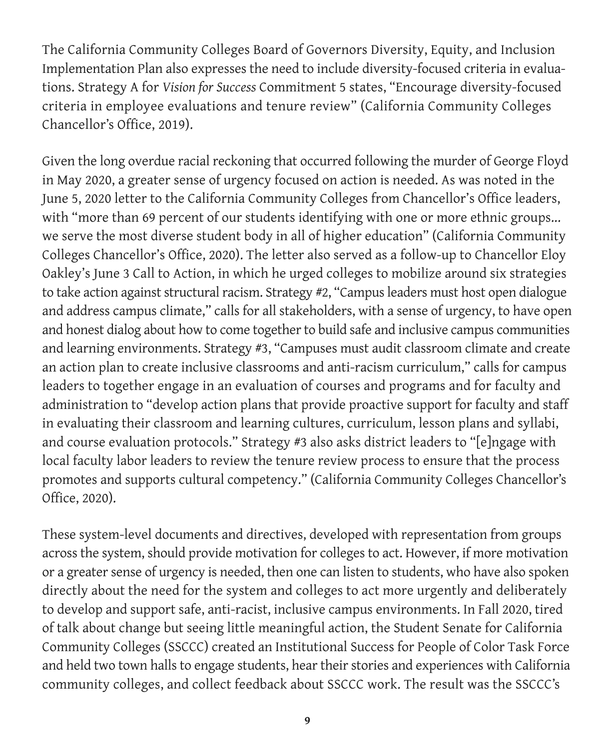The California Community Colleges Board of Governors Diversity, Equity, and Inclusion Implementation Plan also expresses the need to include diversity-focused criteria in evaluations. Strategy A for *Vision for Success* Commitment 5 states, "Encourage diversity-focused criteria in employee evaluations and tenure review" (California Community Colleges Chancellor's Office, 2019).

Given the long overdue racial reckoning that occurred following the murder of George Floyd in May 2020, a greater sense of urgency focused on action is needed. As was noted in the June 5, 2020 letter to the California Community Colleges from Chancellor's Office leaders, with "more than 69 percent of our students identifying with one or more ethnic groups… we serve the most diverse student body in all of higher education" (California Community Colleges Chancellor's Office, 2020). The letter also served as a follow-up to Chancellor Eloy Oakley's June 3 Call to Action, in which he urged colleges to mobilize around six strategies to take action against structural racism. Strategy #2, "Campus leaders must host open dialogue and address campus climate," calls for all stakeholders, with a sense of urgency, to have open and honest dialog about how to come together to build safe and inclusive campus communities and learning environments. Strategy #3, "Campuses must audit classroom climate and create an action plan to create inclusive classrooms and anti-racism curriculum," calls for campus leaders to together engage in an evaluation of courses and programs and for faculty and administration to "develop action plans that provide proactive support for faculty and staff in evaluating their classroom and learning cultures, curriculum, lesson plans and syllabi, and course evaluation protocols." Strategy #3 also asks district leaders to "[e]ngage with local faculty labor leaders to review the tenure review process to ensure that the process promotes and supports cultural competency." (California Community Colleges Chancellor's Office, 2020).

These system-level documents and directives, developed with representation from groups across the system, should provide motivation for colleges to act. However, if more motivation or a greater sense of urgency is needed, then one can listen to students, who have also spoken directly about the need for the system and colleges to act more urgently and deliberately to develop and support safe, anti-racist, inclusive campus environments. In Fall 2020, tired of talk about change but seeing little meaningful action, the Student Senate for California Community Colleges (SSCCC) created an Institutional Success for People of Color Task Force and held two town halls to engage students, hear their stories and experiences with California community colleges, and collect feedback about SSCCC work. The result was the SSCCC's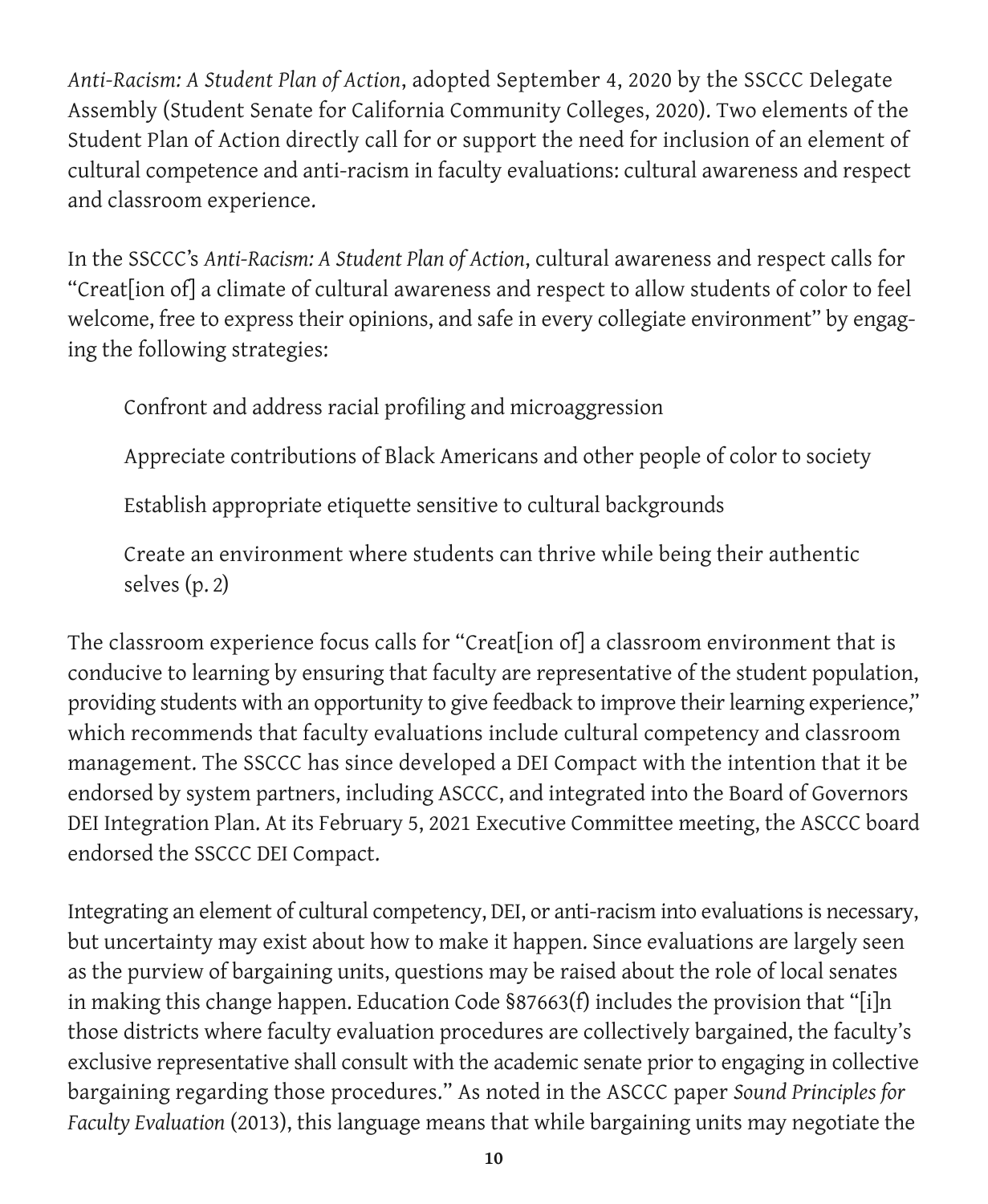*Anti-Racism: A Student Plan of Action*, adopted September 4, 2020 by the SSCCC Delegate Assembly (Student Senate for California Community Colleges, 2020). Two elements of the Student Plan of Action directly call for or support the need for inclusion of an element of cultural competence and anti-racism in faculty evaluations: cultural awareness and respect and classroom experience.

In the SSCCC's *Anti-Racism: A Student Plan of Action*, cultural awareness and respect calls for "Creat[ion of] a climate of cultural awareness and respect to allow students of color to feel welcome, free to express their opinions, and safe in every collegiate environment" by engaging the following strategies:

> Confront and address racial profiling and microaggression
>
> Appreciate contributions of Black Americans and other people of color to society
>
> Establish appropriate etiquette sensitive to cultural backgrounds
>
> Create an environment where students can thrive while being their authentic selves (p. 2)

The classroom experience focus calls for "Creat[ion of] a classroom environment that is conducive to learning by ensuring that faculty are representative of the student population, providing students with an opportunity to give feedback to improve their learning experience," which recommends that faculty evaluations include cultural competency and classroom management. The SSCCC has since developed a DEI Compact with the intention that it be endorsed by system partners, including ASCCC, and integrated into the Board of Governors DEI Integration Plan. At its February 5, 2021 Executive Committee meeting, the ASCCC board endorsed the SSCCC DEI Compact.

Integrating an element of cultural competency, DEI, or anti-racism into evaluations is necessary, but uncertainty may exist about how to make it happen. Since evaluations are largely seen as the purview of bargaining units, questions may be raised about the role of local senates in making this change happen. Education Code §87663(f) includes the provision that "[i]n those districts where faculty evaluation procedures are collectively bargained, the faculty's exclusive representative shall consult with the academic senate prior to engaging in collective bargaining regarding those procedures." As noted in the ASCCC paper *Sound Principles for Faculty Evaluation* (2013), this language means that while bargaining units may negotiate the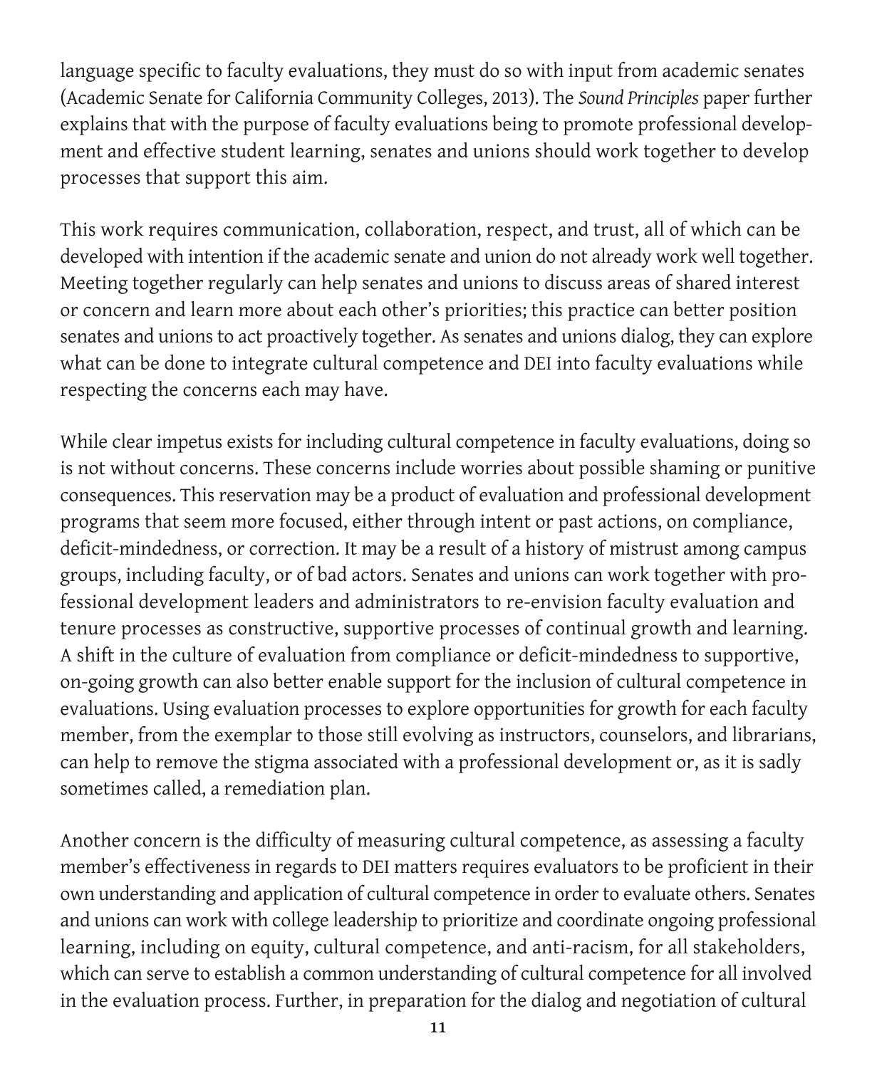language specific to faculty evaluations, they must do so with input from academic senates (Academic Senate for California Community Colleges, 2013). The *Sound Principles* paper further explains that with the purpose of faculty evaluations being to promote professional development and effective student learning, senates and unions should work together to develop processes that support this aim.

This work requires communication, collaboration, respect, and trust, all of which can be developed with intention if the academic senate and union do not already work well together. Meeting together regularly can help senates and unions to discuss areas of shared interest or concern and learn more about each other's priorities; this practice can better position senates and unions to act proactively together. As senates and unions dialog, they can explore what can be done to integrate cultural competence and DEI into faculty evaluations while respecting the concerns each may have.

While clear impetus exists for including cultural competence in faculty evaluations, doing so is not without concerns. These concerns include worries about possible shaming or punitive consequences. This reservation may be a product of evaluation and professional development programs that seem more focused, either through intent or past actions, on compliance, deficit-mindedness, or correction. It may be a result of a history of mistrust among campus groups, including faculty, or of bad actors. Senates and unions can work together with professional development leaders and administrators to re-envision faculty evaluation and tenure processes as constructive, supportive processes of continual growth and learning. A shift in the culture of evaluation from compliance or deficit-mindedness to supportive, on-going growth can also better enable support for the inclusion of cultural competence in evaluations. Using evaluation processes to explore opportunities for growth for each faculty member, from the exemplar to those still evolving as instructors, counselors, and librarians, can help to remove the stigma associated with a professional development or, as it is sadly sometimes called, a remediation plan.

Another concern is the difficulty of measuring cultural competence, as assessing a faculty member's effectiveness in regards to DEI matters requires evaluators to be proficient in their own understanding and application of cultural competence in order to evaluate others. Senates and unions can work with college leadership to prioritize and coordinate ongoing professional learning, including on equity, cultural competence, and anti-racism, for all stakeholders, which can serve to establish a common understanding of cultural competence for all involved in the evaluation process. Further, in preparation for the dialog and negotiation of cultural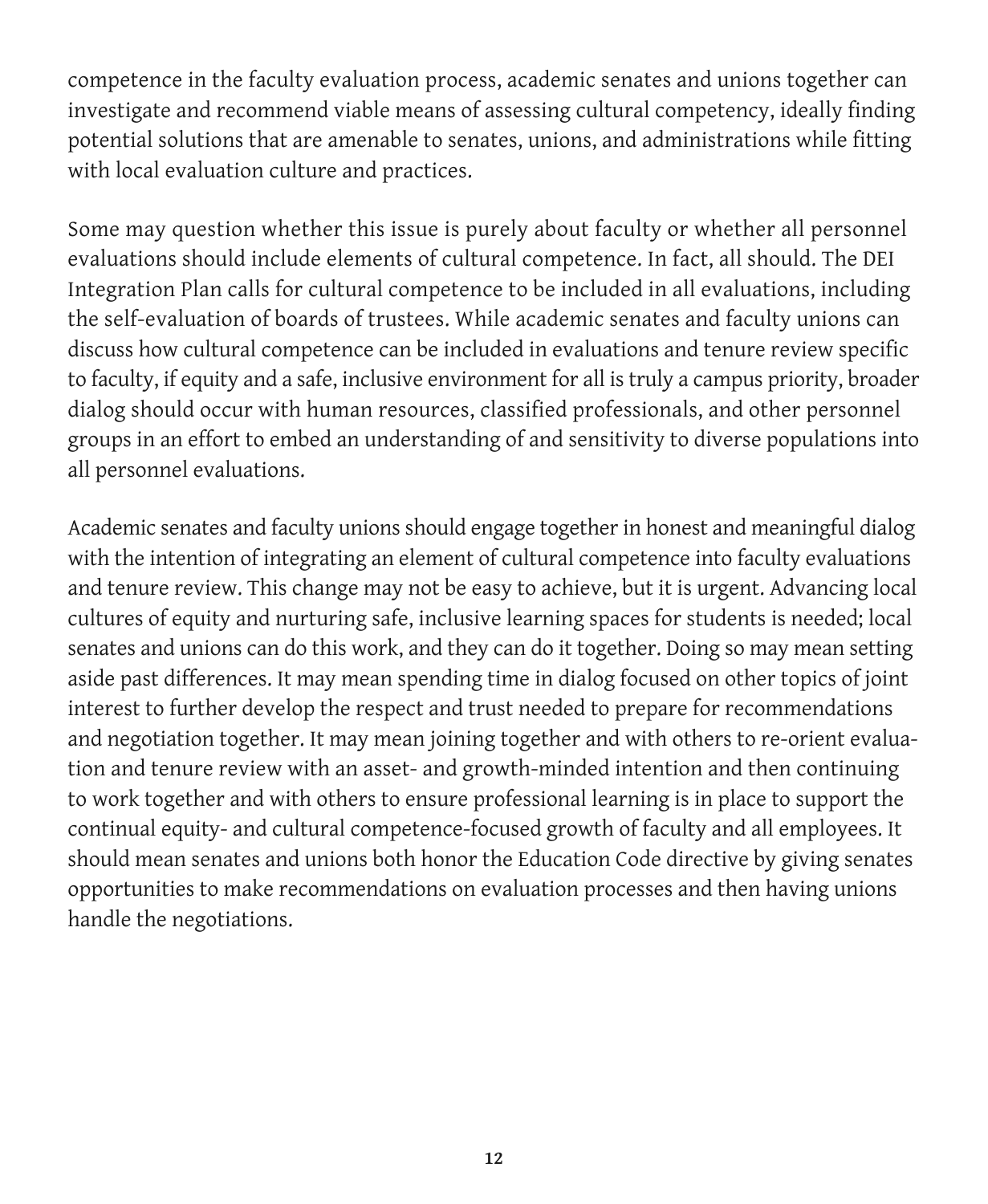competence in the faculty evaluation process, academic senates and unions together can investigate and recommend viable means of assessing cultural competency, ideally finding potential solutions that are amenable to senates, unions, and administrations while fitting with local evaluation culture and practices.

Some may question whether this issue is purely about faculty or whether all personnel evaluations should include elements of cultural competence. In fact, all should. The DEI Integration Plan calls for cultural competence to be included in all evaluations, including the self-evaluation of boards of trustees. While academic senates and faculty unions can discuss how cultural competence can be included in evaluations and tenure review specific to faculty, if equity and a safe, inclusive environment for all is truly a campus priority, broader dialog should occur with human resources, classified professionals, and other personnel groups in an effort to embed an understanding of and sensitivity to diverse populations into all personnel evaluations.

Academic senates and faculty unions should engage together in honest and meaningful dialog with the intention of integrating an element of cultural competence into faculty evaluations and tenure review. This change may not be easy to achieve, but it is urgent. Advancing local cultures of equity and nurturing safe, inclusive learning spaces for students is needed; local senates and unions can do this work, and they can do it together. Doing so may mean setting aside past differences. It may mean spending time in dialog focused on other topics of joint interest to further develop the respect and trust needed to prepare for recommendations and negotiation together. It may mean joining together and with others to re-orient evaluation and tenure review with an asset- and growth-minded intention and then continuing to work together and with others to ensure professional learning is in place to support the continual equity- and cultural competence-focused growth of faculty and all employees. It should mean senates and unions both honor the Education Code directive by giving senates opportunities to make recommendations on evaluation processes and then having unions handle the negotiations.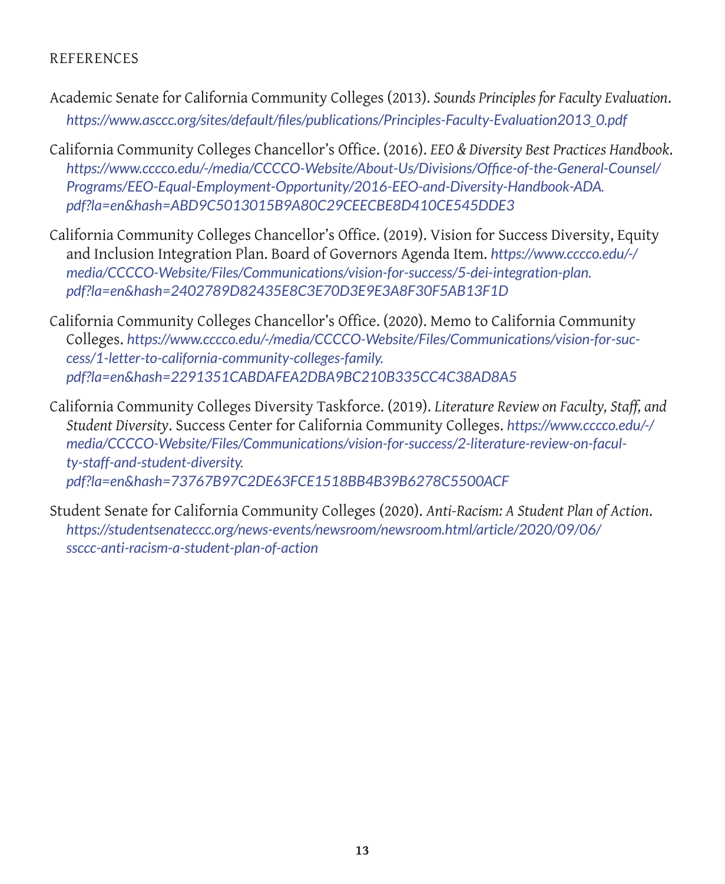## REFERENCES

Academic Senate for California Community Colleges (2013). *Sounds Principles for Faculty Evaluation*. *https://www.asccc.org/sites/default/files/publications/Principles-Faculty-Evaluation2013_0.pdf*

California Community Colleges Chancellor's Office. (2016). *EEO & Diversity Best Practices Handbook*. *https://www.cccco.edu/-/media/CCCCO-Website/About-Us/Divisions/Office-of-the-General-Counsel/Programs/EEO-Equal-Employment-Opportunity/2016-EEO-and-Diversity-Handbook-ADA.pdf?la=en&hash=ABD9C5013015B9A80C29CEECBE8D410CE545DDE3*

California Community Colleges Chancellor's Office. (2019). Vision for Success Diversity, Equity and Inclusion Integration Plan. Board of Governors Agenda Item. *https://www.cccco.edu/-/media/CCCCO-Website/Files/Communications/vision-for-success/5-dei-integration-plan.pdf?la=en&hash=2402789D82435E8C3E70D3E9E3A8F30F5AB13F1D*

California Community Colleges Chancellor's Office. (2020). Memo to California Community Colleges. *https://www.cccco.edu/-/media/CCCCO-Website/Files/Communications/vision-for-success/1-letter-to-california-community-colleges-family.pdf?la=en&hash=2291351CABDAFEA2DBA9BC210B335CC4C38AD8A5*

California Community Colleges Diversity Taskforce. (2019). *Literature Review on Faculty, Staff, and Student Diversity*. Success Center for California Community Colleges. *https://www.cccco.edu/-/media/CCCCO-Website/Files/Communications/vision-for-success/2-literature-review-on-faculty-staff-and-student-diversity.pdf?la=en&hash=73767B97C2DE63FCE1518BB4B39B6278C5500ACF*

Student Senate for California Community Colleges (2020). *Anti-Racism: A Student Plan of Action*. *https://studentsenateccc.org/news-events/newsroom/newsroom.html/article/2020/09/06/ssccc-anti-racism-a-student-plan-of-action*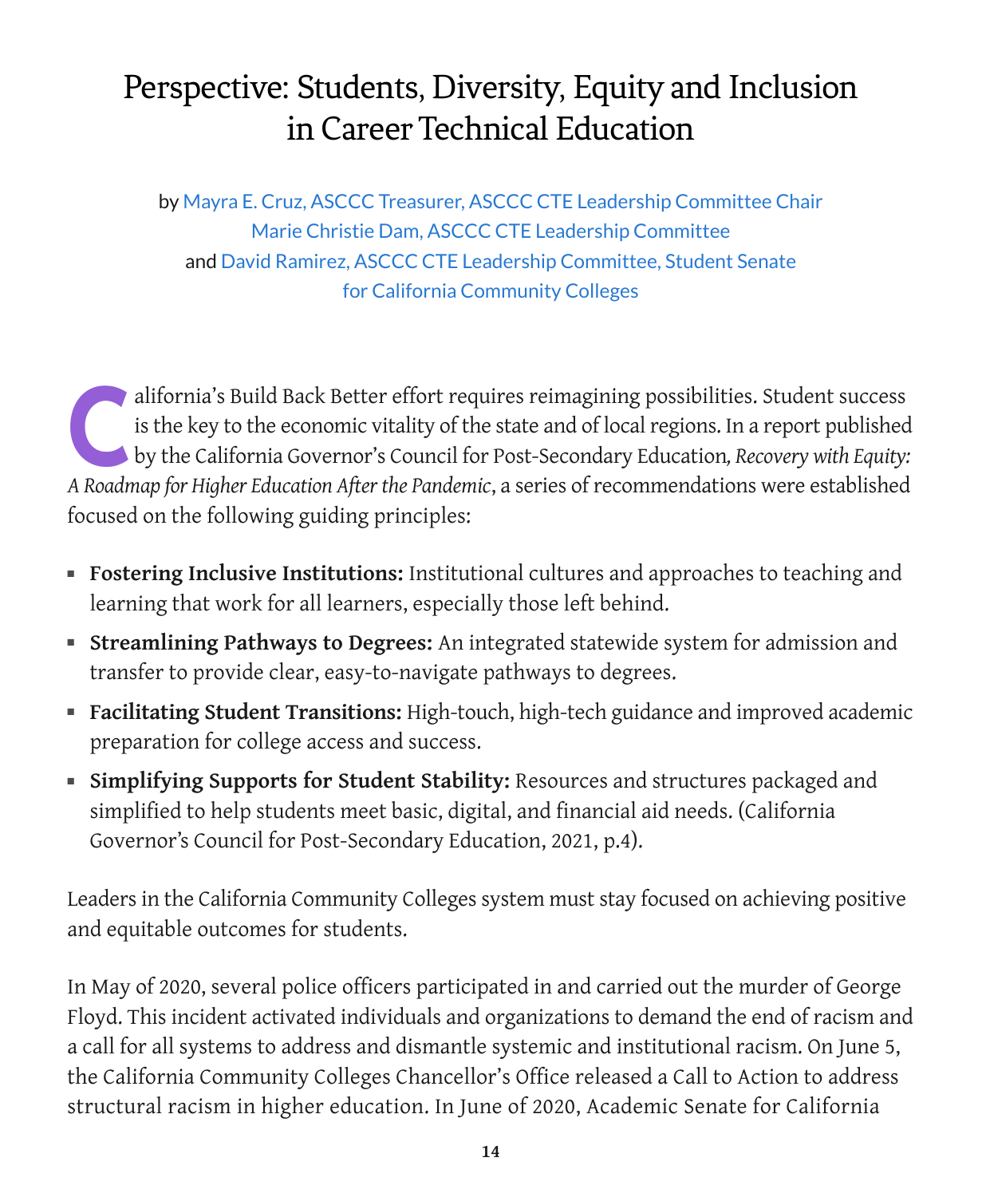# Perspective: Students, Diversity, Equity and Inclusion in Career Technical Education

by Mayra E. Cruz, ASCCC Treasurer, ASCCC CTE Leadership Committee Chair
Marie Christie Dam, ASCCC CTE Leadership Committee
and David Ramirez, ASCCC CTE Leadership Committee, Student Senate for California Community Colleges

California's Build Back Better effort requires reimagining possibilities. Student success is the key to the economic vitality of the state and of local regions. In a report published by the California Governor's Council for Post-Secondary Education*, Recovery with Equity: A Roadmap for Higher Education After the Pandemic*, a series of recommendations were established focused on the following guiding principles:

- **Fostering Inclusive Institutions:** Institutional cultures and approaches to teaching and learning that work for all learners, especially those left behind.
- **Streamlining Pathways to Degrees:** An integrated statewide system for admission and transfer to provide clear, easy-to-navigate pathways to degrees.
- **Facilitating Student Transitions:** High-touch, high-tech guidance and improved academic preparation for college access and success.
- **Simplifying Supports for Student Stability:** Resources and structures packaged and simplified to help students meet basic, digital, and financial aid needs. (California Governor's Council for Post-Secondary Education, 2021, p.4).

Leaders in the California Community Colleges system must stay focused on achieving positive and equitable outcomes for students.

In May of 2020, several police officers participated in and carried out the murder of George Floyd. This incident activated individuals and organizations to demand the end of racism and a call for all systems to address and dismantle systemic and institutional racism. On June 5, the California Community Colleges Chancellor's Office released a Call to Action to address structural racism in higher education. In June of 2020, Academic Senate for California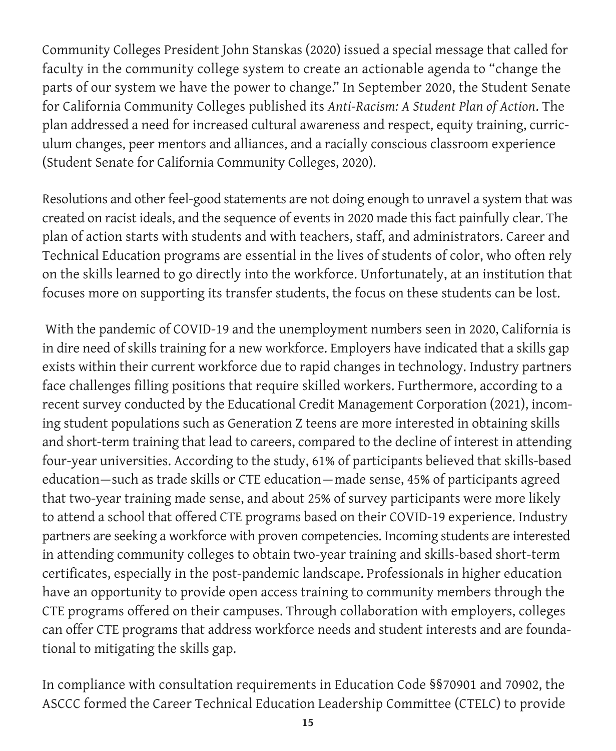Community Colleges President John Stanskas (2020) issued a special message that called for faculty in the community college system to create an actionable agenda to "change the parts of our system we have the power to change." In September 2020, the Student Senate for California Community Colleges published its *Anti-Racism: A Student Plan of Action*. The plan addressed a need for increased cultural awareness and respect, equity training, curriculum changes, peer mentors and alliances, and a racially conscious classroom experience (Student Senate for California Community Colleges, 2020).

Resolutions and other feel-good statements are not doing enough to unravel a system that was created on racist ideals, and the sequence of events in 2020 made this fact painfully clear. The plan of action starts with students and with teachers, staff, and administrators. Career and Technical Education programs are essential in the lives of students of color, who often rely on the skills learned to go directly into the workforce. Unfortunately, at an institution that focuses more on supporting its transfer students, the focus on these students can be lost.

With the pandemic of COVID-19 and the unemployment numbers seen in 2020, California is in dire need of skills training for a new workforce. Employers have indicated that a skills gap exists within their current workforce due to rapid changes in technology. Industry partners face challenges filling positions that require skilled workers. Furthermore, according to a recent survey conducted by the Educational Credit Management Corporation (2021), incoming student populations such as Generation Z teens are more interested in obtaining skills and short-term training that lead to careers, compared to the decline of interest in attending four-year universities. According to the study, 61% of participants believed that skills-based education—such as trade skills or CTE education—made sense, 45% of participants agreed that two-year training made sense, and about 25% of survey participants were more likely to attend a school that offered CTE programs based on their COVID-19 experience. Industry partners are seeking a workforce with proven competencies. Incoming students are interested in attending community colleges to obtain two-year training and skills-based short-term certificates, especially in the post-pandemic landscape. Professionals in higher education have an opportunity to provide open access training to community members through the CTE programs offered on their campuses. Through collaboration with employers, colleges can offer CTE programs that address workforce needs and student interests and are foundational to mitigating the skills gap.

In compliance with consultation requirements in Education Code §§70901 and 70902, the ASCCC formed the Career Technical Education Leadership Committee (CTELC) to provide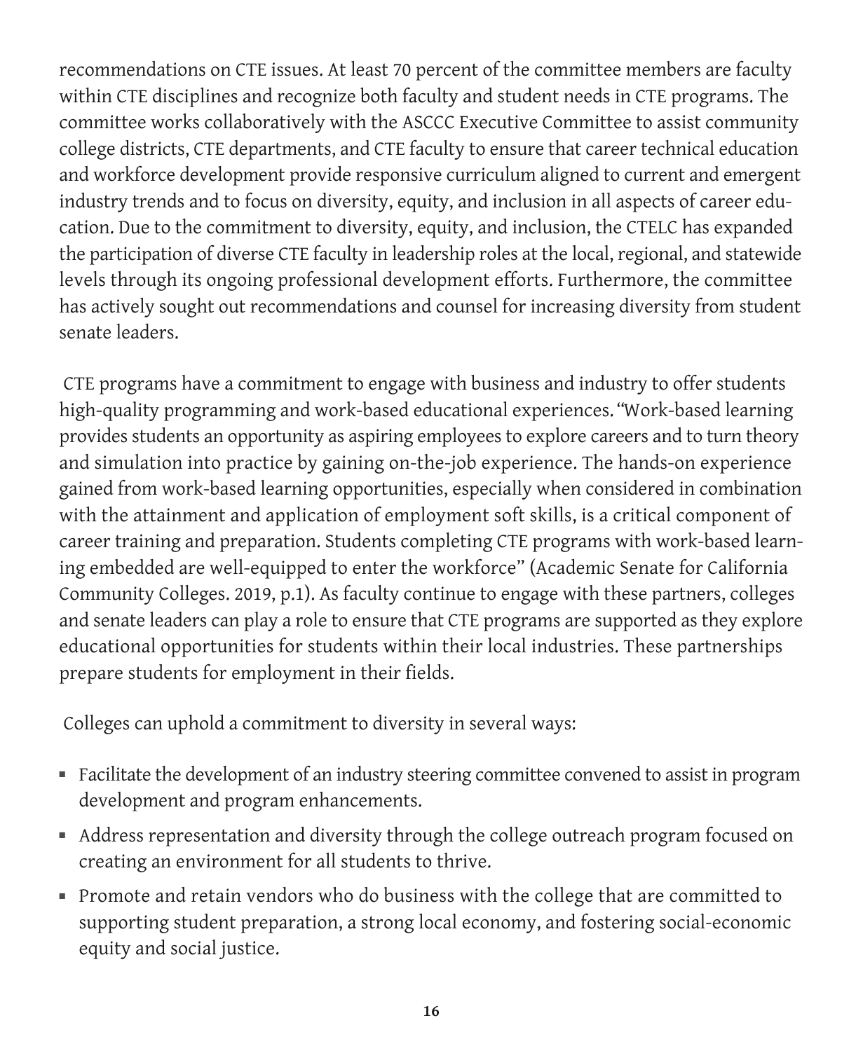recommendations on CTE issues. At least 70 percent of the committee members are faculty within CTE disciplines and recognize both faculty and student needs in CTE programs. The committee works collaboratively with the ASCCC Executive Committee to assist community college districts, CTE departments, and CTE faculty to ensure that career technical education and workforce development provide responsive curriculum aligned to current and emergent industry trends and to focus on diversity, equity, and inclusion in all aspects of career education. Due to the commitment to diversity, equity, and inclusion, the CTELC has expanded the participation of diverse CTE faculty in leadership roles at the local, regional, and statewide levels through its ongoing professional development efforts. Furthermore, the committee has actively sought out recommendations and counsel for increasing diversity from student senate leaders.

CTE programs have a commitment to engage with business and industry to offer students high-quality programming and work-based educational experiences. "Work-based learning provides students an opportunity as aspiring employees to explore careers and to turn theory and simulation into practice by gaining on-the-job experience. The hands-on experience gained from work-based learning opportunities, especially when considered in combination with the attainment and application of employment soft skills, is a critical component of career training and preparation. Students completing CTE programs with work-based learning embedded are well-equipped to enter the workforce" (Academic Senate for California Community Colleges. 2019, p.1). As faculty continue to engage with these partners, colleges and senate leaders can play a role to ensure that CTE programs are supported as they explore educational opportunities for students within their local industries. These partnerships prepare students for employment in their fields.

Colleges can uphold a commitment to diversity in several ways:

- Facilitate the development of an industry steering committee convened to assist in program development and program enhancements.
- Address representation and diversity through the college outreach program focused on creating an environment for all students to thrive.
- Promote and retain vendors who do business with the college that are committed to supporting student preparation, a strong local economy, and fostering social-economic equity and social justice.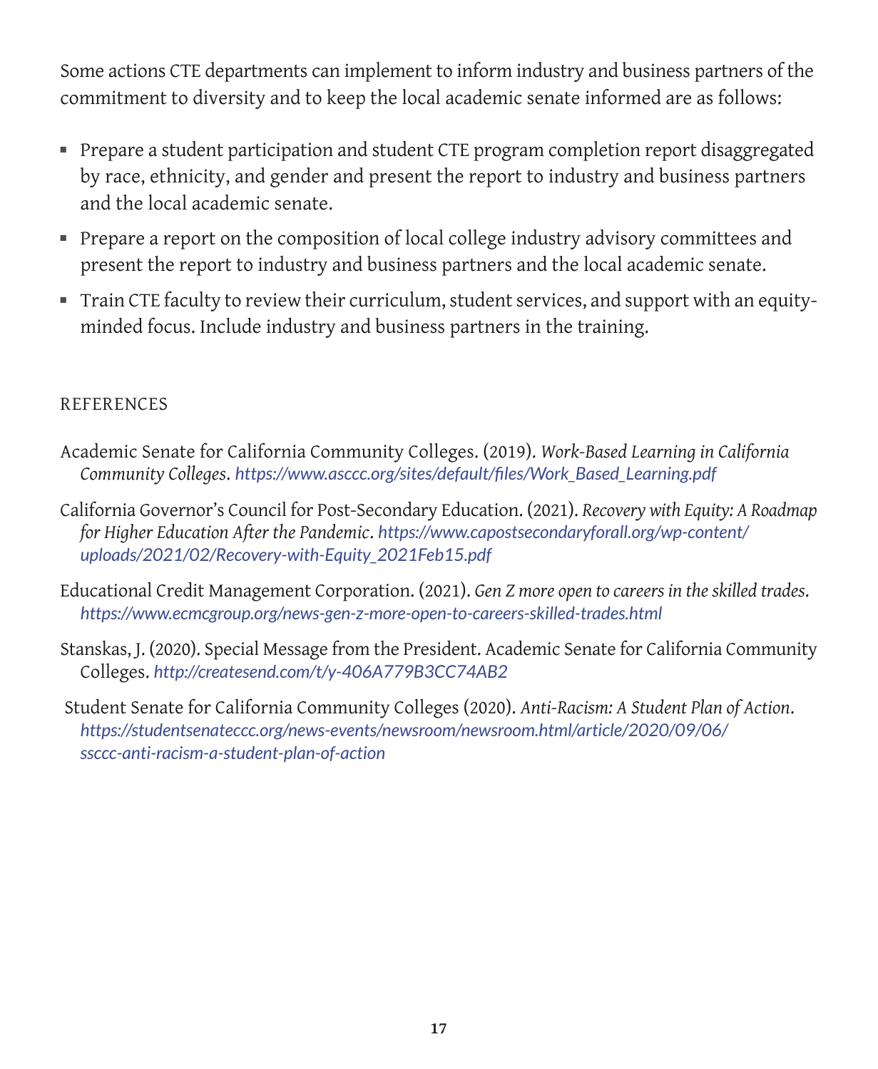Some actions CTE departments can implement to inform industry and business partners of the commitment to diversity and to keep the local academic senate informed are as follows:

- Prepare a student participation and student CTE program completion report disaggregated by race, ethnicity, and gender and present the report to industry and business partners and the local academic senate.
- Prepare a report on the composition of local college industry advisory committees and present the report to industry and business partners and the local academic senate.
- Train CTE faculty to review their curriculum, student services, and support with an equity-minded focus. Include industry and business partners in the training.

## REFERENCES

Academic Senate for California Community Colleges. (2019). *Work-Based Learning in California Community Colleges*. *https://www.asccc.org/sites/default/files/Work_Based_Learning.pdf*

California Governor's Council for Post-Secondary Education. (2021). *Recovery with Equity: A Roadmap for Higher Education After the Pandemic*. *https://www.capostsecondaryforall.org/wp-content/uploads/2021/02/Recovery-with-Equity_2021Feb15.pdf*

Educational Credit Management Corporation. (2021). *Gen Z more open to careers in the skilled trades*. *https://www.ecmcgroup.org/news-gen-z-more-open-to-careers-skilled-trades.html*

Stanskas, J. (2020). Special Message from the President. Academic Senate for California Community Colleges. *http://createsend.com/t/y-406A779B3CC74AB2*

Student Senate for California Community Colleges (2020). *Anti-Racism: A Student Plan of Action*. *https://studentsenateccc.org/news-events/newsroom/newsroom.html/article/2020/09/06/ssccc-anti-racism-a-student-plan-of-action*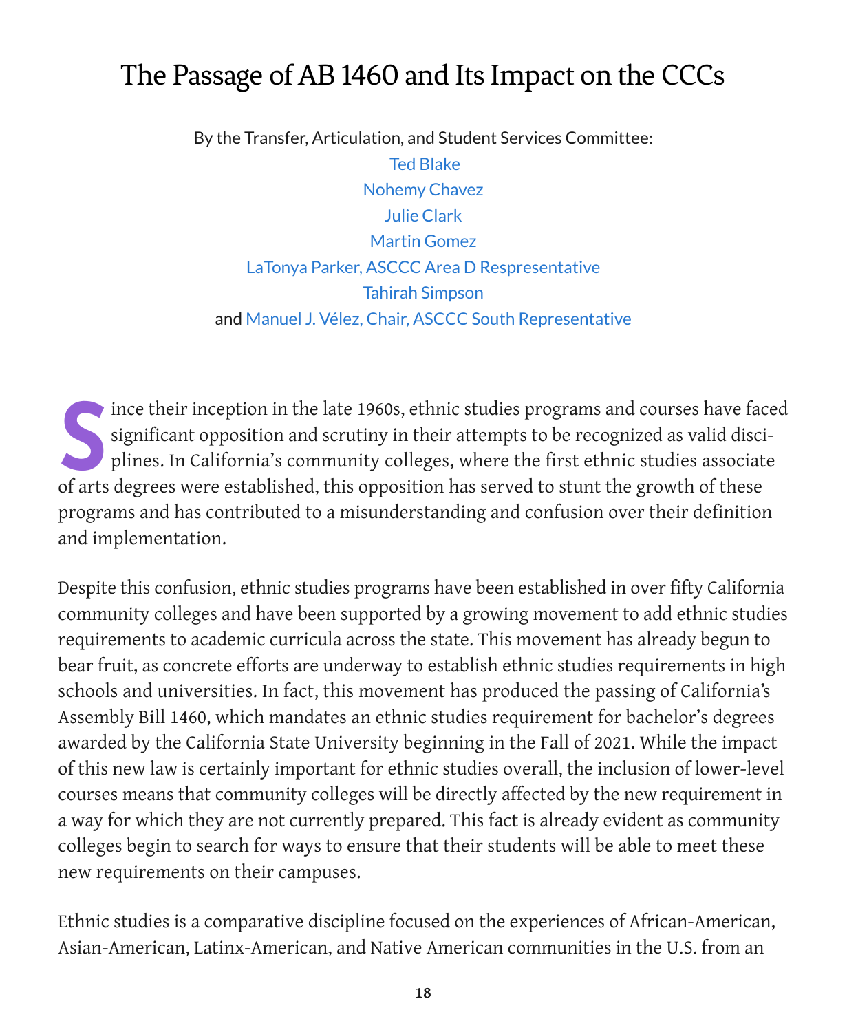# The Passage of AB 1460 and Its Impact on the CCCs

By the Transfer, Articulation, and Student Services Committee:

Ted Blake
Nohemy Chavez
Julie Clark
Martin Gomez
LaTonya Parker, ASCCC Area D Respresentative
Tahirah Simpson
and Manuel J. Vélez, Chair, ASCCC South Representative

Since their inception in the late 1960s, ethnic studies programs and courses have faced significant opposition and scrutiny in their attempts to be recognized as valid disciplines. In California's community colleges, where the first ethnic studies associate of arts degrees were established, this opposition has served to stunt the growth of these programs and has contributed to a misunderstanding and confusion over their definition and implementation.

Despite this confusion, ethnic studies programs have been established in over fifty California community colleges and have been supported by a growing movement to add ethnic studies requirements to academic curricula across the state. This movement has already begun to bear fruit, as concrete efforts are underway to establish ethnic studies requirements in high schools and universities. In fact, this movement has produced the passing of California's Assembly Bill 1460, which mandates an ethnic studies requirement for bachelor's degrees awarded by the California State University beginning in the Fall of 2021. While the impact of this new law is certainly important for ethnic studies overall, the inclusion of lower-level courses means that community colleges will be directly affected by the new requirement in a way for which they are not currently prepared. This fact is already evident as community colleges begin to search for ways to ensure that their students will be able to meet these new requirements on their campuses.

Ethnic studies is a comparative discipline focused on the experiences of African-American, Asian-American, Latinx-American, and Native American communities in the U.S. from an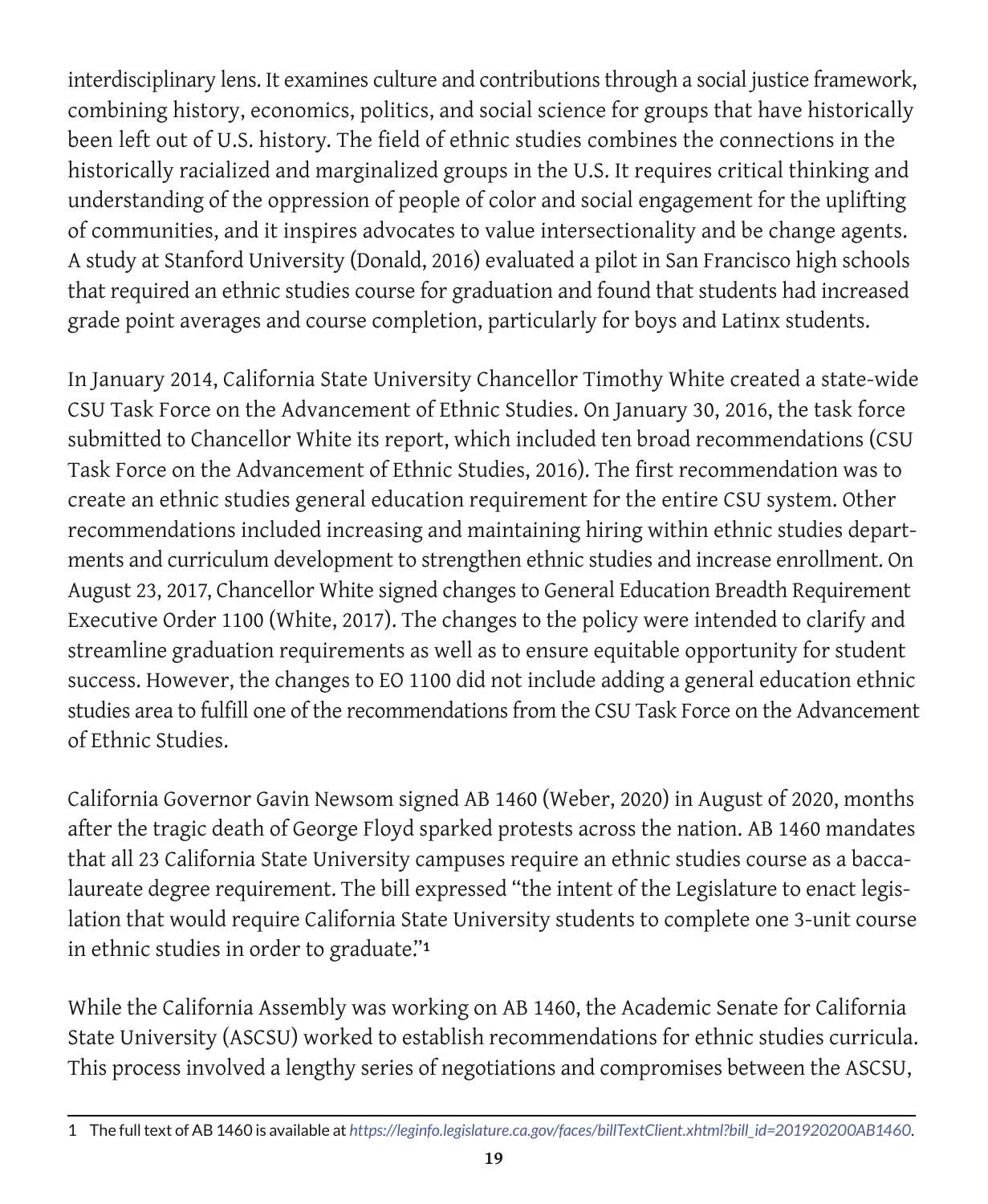interdisciplinary lens. It examines culture and contributions through a social justice framework, combining history, economics, politics, and social science for groups that have historically been left out of U.S. history. The field of ethnic studies combines the connections in the historically racialized and marginalized groups in the U.S. It requires critical thinking and understanding of the oppression of people of color and social engagement for the uplifting of communities, and it inspires advocates to value intersectionality and be change agents. A study at Stanford University (Donald, 2016) evaluated a pilot in San Francisco high schools that required an ethnic studies course for graduation and found that students had increased grade point averages and course completion, particularly for boys and Latinx students.

In January 2014, California State University Chancellor Timothy White created a state-wide CSU Task Force on the Advancement of Ethnic Studies. On January 30, 2016, the task force submitted to Chancellor White its report, which included ten broad recommendations (CSU Task Force on the Advancement of Ethnic Studies, 2016). The first recommendation was to create an ethnic studies general education requirement for the entire CSU system. Other recommendations included increasing and maintaining hiring within ethnic studies departments and curriculum development to strengthen ethnic studies and increase enrollment. On August 23, 2017, Chancellor White signed changes to General Education Breadth Requirement Executive Order 1100 (White, 2017). The changes to the policy were intended to clarify and streamline graduation requirements as well as to ensure equitable opportunity for student success. However, the changes to EO 1100 did not include adding a general education ethnic studies area to fulfill one of the recommendations from the CSU Task Force on the Advancement of Ethnic Studies.

California Governor Gavin Newsom signed AB 1460 (Weber, 2020) in August of 2020, months after the tragic death of George Floyd sparked protests across the nation. AB 1460 mandates that all 23 California State University campuses require an ethnic studies course as a baccalaureate degree requirement. The bill expressed "the intent of the Legislature to enact legislation that would require California State University students to complete one 3-unit course in ethnic studies in order to graduate."[1]

While the California Assembly was working on AB 1460, the Academic Senate for California State University (ASCSU) worked to establish recommendations for ethnic studies curricula. This process involved a lengthy series of negotiations and compromises between the ASCSU,

---

1 The full text of AB 1460 is available at *https://leginfo.legislature.ca.gov/faces/billTextClient.xhtml?bill_id=201920200AB1460*.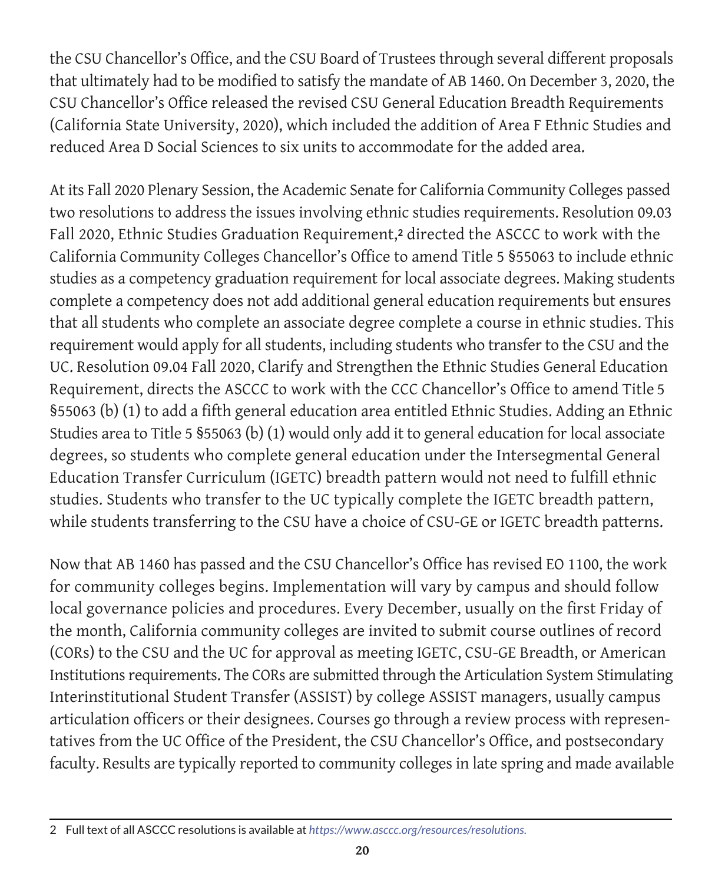the CSU Chancellor's Office, and the CSU Board of Trustees through several different proposals that ultimately had to be modified to satisfy the mandate of AB 1460. On December 3, 2020, the CSU Chancellor's Office released the revised CSU General Education Breadth Requirements (California State University, 2020), which included the addition of Area F Ethnic Studies and reduced Area D Social Sciences to six units to accommodate for the added area.

At its Fall 2020 Plenary Session, the Academic Senate for California Community Colleges passed two resolutions to address the issues involving ethnic studies requirements. Resolution 09.03 Fall 2020, Ethnic Studies Graduation Requirement,[2] directed the ASCCC to work with the California Community Colleges Chancellor's Office to amend Title 5 §55063 to include ethnic studies as a competency graduation requirement for local associate degrees. Making students complete a competency does not add additional general education requirements but ensures that all students who complete an associate degree complete a course in ethnic studies. This requirement would apply for all students, including students who transfer to the CSU and the UC. Resolution 09.04 Fall 2020, Clarify and Strengthen the Ethnic Studies General Education Requirement, directs the ASCCC to work with the CCC Chancellor's Office to amend Title 5 §55063 (b) (1) to add a fifth general education area entitled Ethnic Studies. Adding an Ethnic Studies area to Title 5 §55063 (b) (1) would only add it to general education for local associate degrees, so students who complete general education under the Intersegmental General Education Transfer Curriculum (IGETC) breadth pattern would not need to fulfill ethnic studies. Students who transfer to the UC typically complete the IGETC breadth pattern, while students transferring to the CSU have a choice of CSU-GE or IGETC breadth patterns.

Now that AB 1460 has passed and the CSU Chancellor's Office has revised EO 1100, the work for community colleges begins. Implementation will vary by campus and should follow local governance policies and procedures. Every December, usually on the first Friday of the month, California community colleges are invited to submit course outlines of record (CORs) to the CSU and the UC for approval as meeting IGETC, CSU-GE Breadth, or American Institutions requirements. The CORs are submitted through the Articulation System Stimulating Interinstitutional Student Transfer (ASSIST) by college ASSIST managers, usually campus articulation officers or their designees. Courses go through a review process with representatives from the UC Office of the President, the CSU Chancellor's Office, and postsecondary faculty. Results are typically reported to community colleges in late spring and made available

---

2 Full text of all ASCCC resolutions is available at *https://www.asccc.org/resources/resolutions.*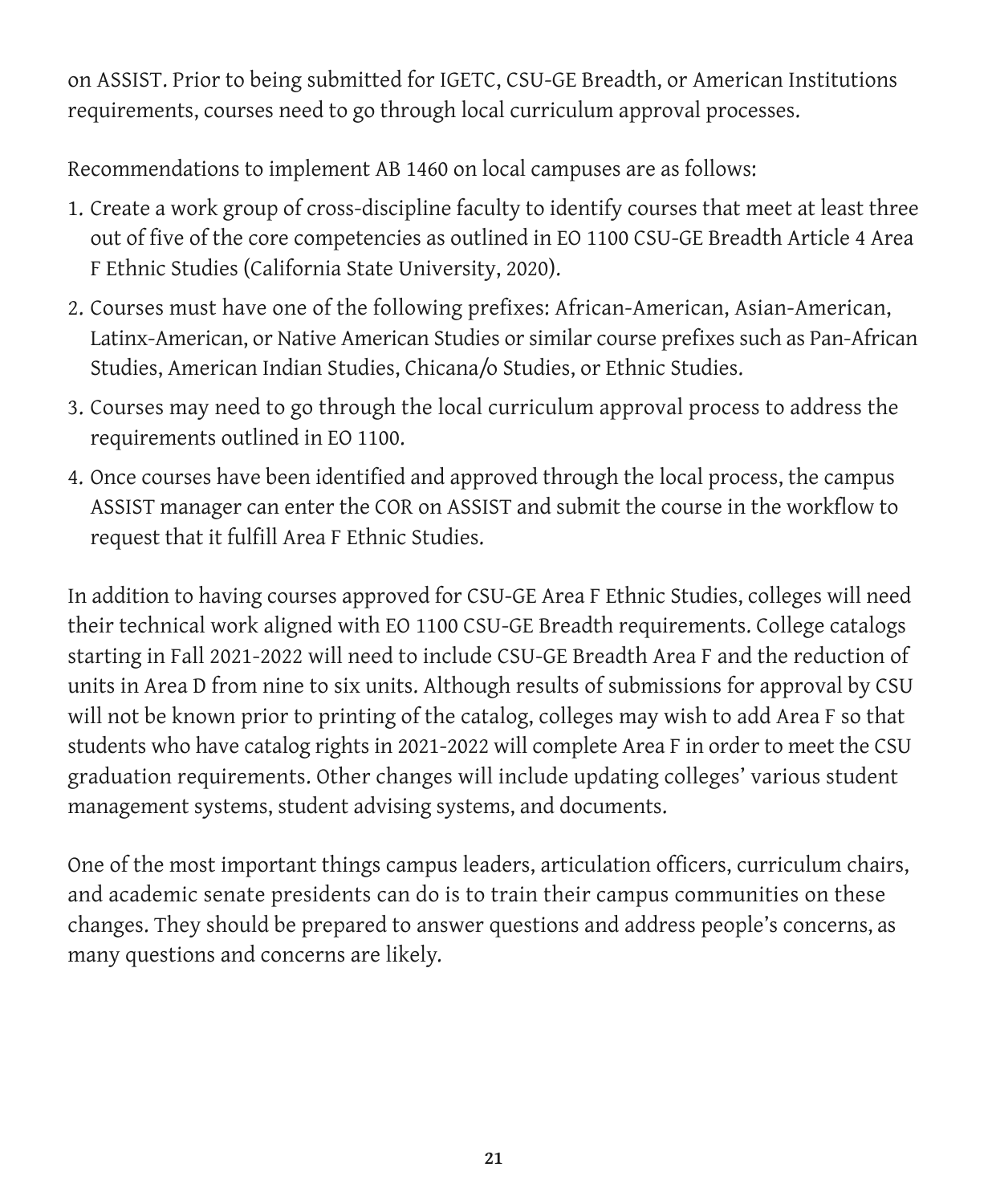on ASSIST. Prior to being submitted for IGETC, CSU-GE Breadth, or American Institutions requirements, courses need to go through local curriculum approval processes.

Recommendations to implement AB 1460 on local campuses are as follows:

1. Create a work group of cross-discipline faculty to identify courses that meet at least three out of five of the core competencies as outlined in EO 1100 CSU-GE Breadth Article 4 Area F Ethnic Studies (California State University, 2020).
2. Courses must have one of the following prefixes: African-American, Asian-American, Latinx-American, or Native American Studies or similar course prefixes such as Pan-African Studies, American Indian Studies, Chicana/o Studies, or Ethnic Studies.
3. Courses may need to go through the local curriculum approval process to address the requirements outlined in EO 1100.
4. Once courses have been identified and approved through the local process, the campus ASSIST manager can enter the COR on ASSIST and submit the course in the workflow to request that it fulfill Area F Ethnic Studies.

In addition to having courses approved for CSU-GE Area F Ethnic Studies, colleges will need their technical work aligned with EO 1100 CSU-GE Breadth requirements. College catalogs starting in Fall 2021-2022 will need to include CSU-GE Breadth Area F and the reduction of units in Area D from nine to six units. Although results of submissions for approval by CSU will not be known prior to printing of the catalog, colleges may wish to add Area F so that students who have catalog rights in 2021-2022 will complete Area F in order to meet the CSU graduation requirements. Other changes will include updating colleges' various student management systems, student advising systems, and documents.

One of the most important things campus leaders, articulation officers, curriculum chairs, and academic senate presidents can do is to train their campus communities on these changes. They should be prepared to answer questions and address people's concerns, as many questions and concerns are likely.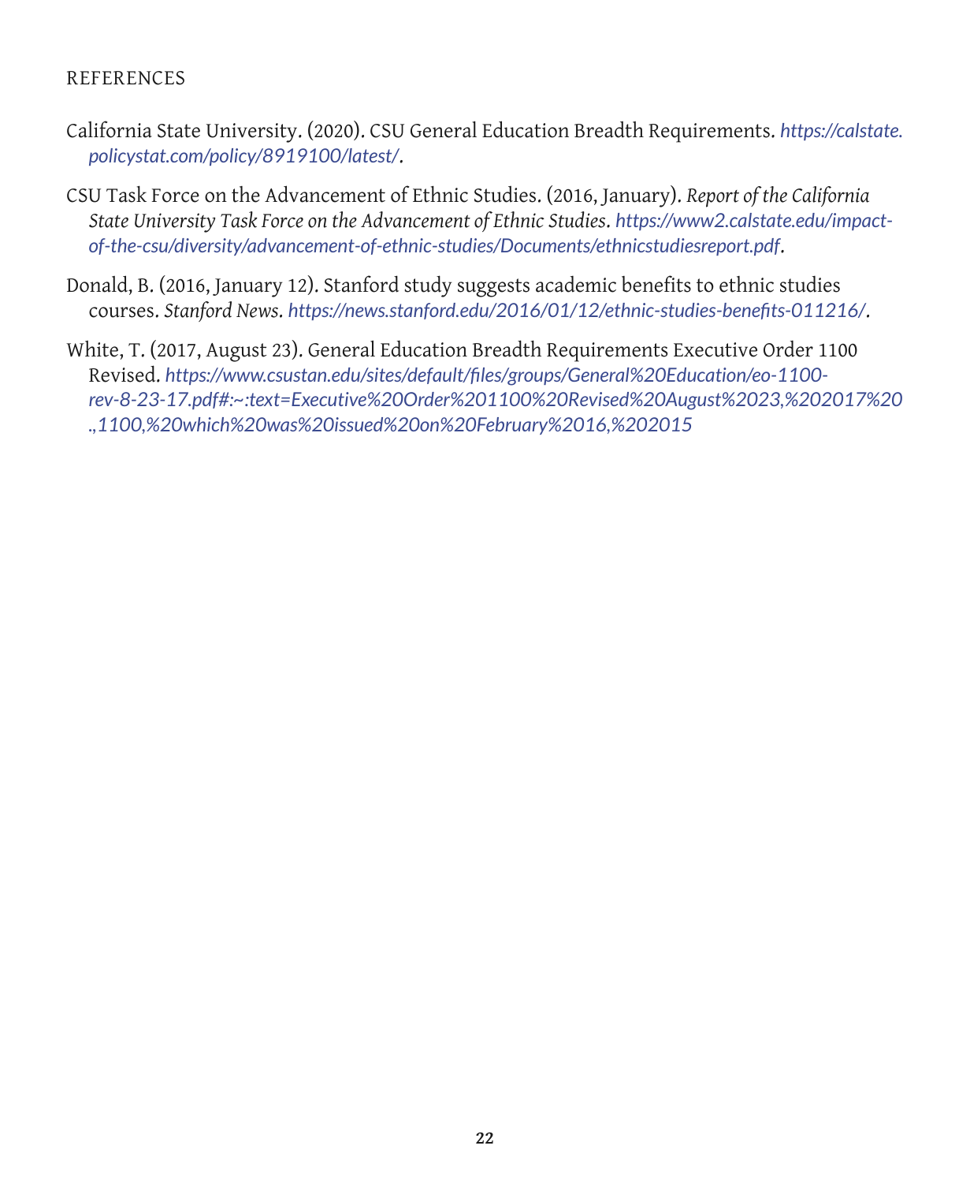## REFERENCES

California State University. (2020). CSU General Education Breadth Requirements. *https://calstate.policystat.com/policy/8919100/latest/*.

CSU Task Force on the Advancement of Ethnic Studies. (2016, January). *Report of the California State University Task Force on the Advancement of Ethnic Studies*. *https://www2.calstate.edu/impact-of-the-csu/diversity/advancement-of-ethnic-studies/Documents/ethnicstudiesreport.pdf*.

Donald, B. (2016, January 12). Stanford study suggests academic benefits to ethnic studies courses. *Stanford News*. *https://news.stanford.edu/2016/01/12/ethnic-studies-benefits-011216/*.

White, T. (2017, August 23). General Education Breadth Requirements Executive Order 1100 Revised. *https://www.csustan.edu/sites/default/files/groups/General%20Education/eo-1100-rev-8-23-17.pdf#:~:text=Executive%20Order%201100%20Revised%20August%2023,%202017%20.,1100,%20which%20was%20issued%20on%20February%2016,%202015*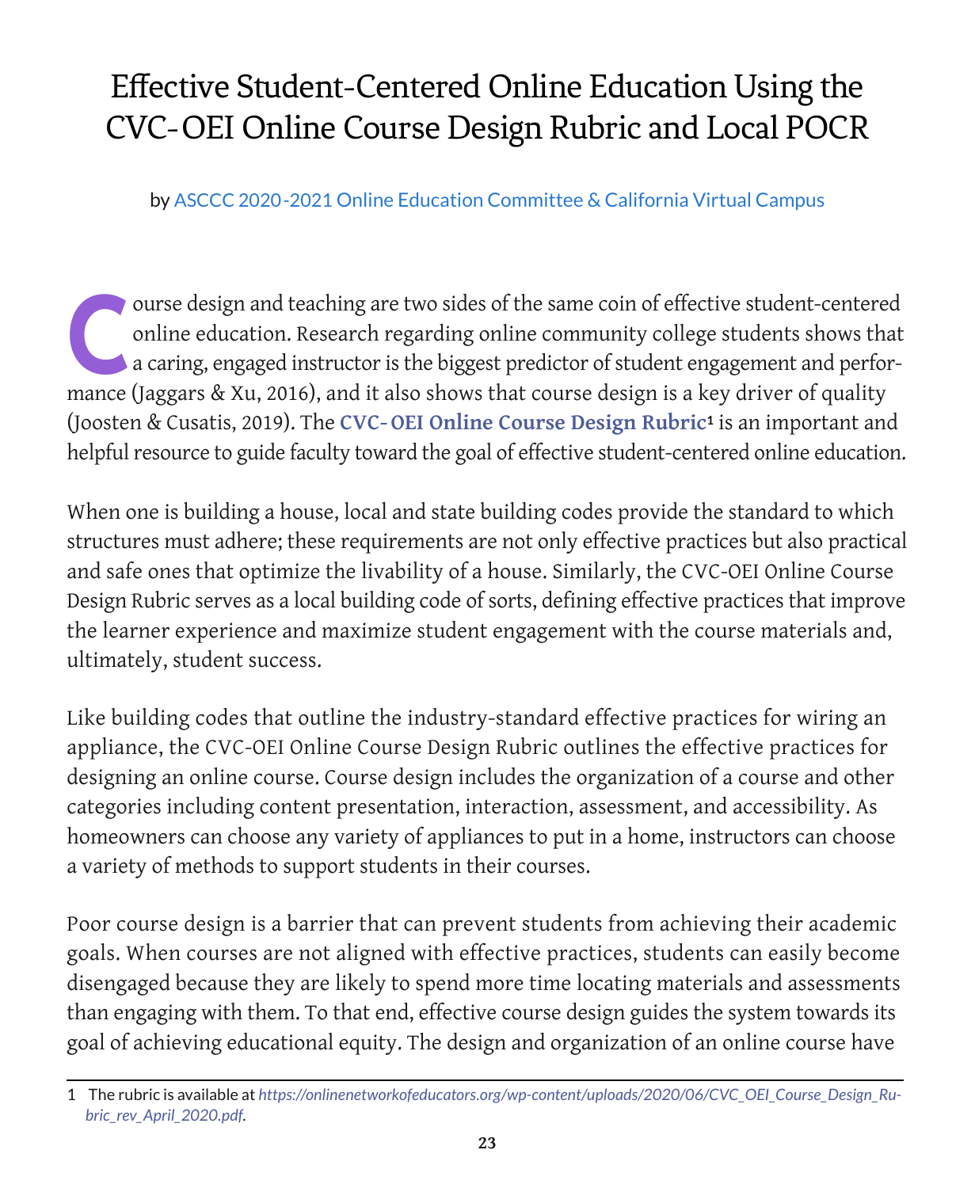# Effective Student-Centered Online Education Using the CVC-OEI Online Course Design Rubric and Local POCR

by ASCCC 2020-2021 Online Education Committee & California Virtual Campus

Course design and teaching are two sides of the same coin of effective student-centered online education. Research regarding online community college students shows that a caring, engaged instructor is the biggest predictor of student engagement and performance (Jaggars & Xu, 2016), and it also shows that course design is a key driver of quality (Joosten & Cusatis, 2019). The **CVC-OEI Online Course Design Rubric**[1] is an important and helpful resource to guide faculty toward the goal of effective student-centered online education.

When one is building a house, local and state building codes provide the standard to which structures must adhere; these requirements are not only effective practices but also practical and safe ones that optimize the livability of a house. Similarly, the CVC-OEI Online Course Design Rubric serves as a local building code of sorts, defining effective practices that improve the learner experience and maximize student engagement with the course materials and, ultimately, student success.

Like building codes that outline the industry-standard effective practices for wiring an appliance, the CVC-OEI Online Course Design Rubric outlines the effective practices for designing an online course. Course design includes the organization of a course and other categories including content presentation, interaction, assessment, and accessibility. As homeowners can choose any variety of appliances to put in a home, instructors can choose a variety of methods to support students in their courses.

Poor course design is a barrier that can prevent students from achieving their academic goals. When courses are not aligned with effective practices, students can easily become disengaged because they are likely to spend more time locating materials and assessments than engaging with them. To that end, effective course design guides the system towards its goal of achieving educational equity. The design and organization of an online course have

---

1 The rubric is available at *https://onlinenetworkofeducators.org/wp-content/uploads/2020/06/CVC_OEI_Course_Design_Rubric_rev_April_2020.pdf*.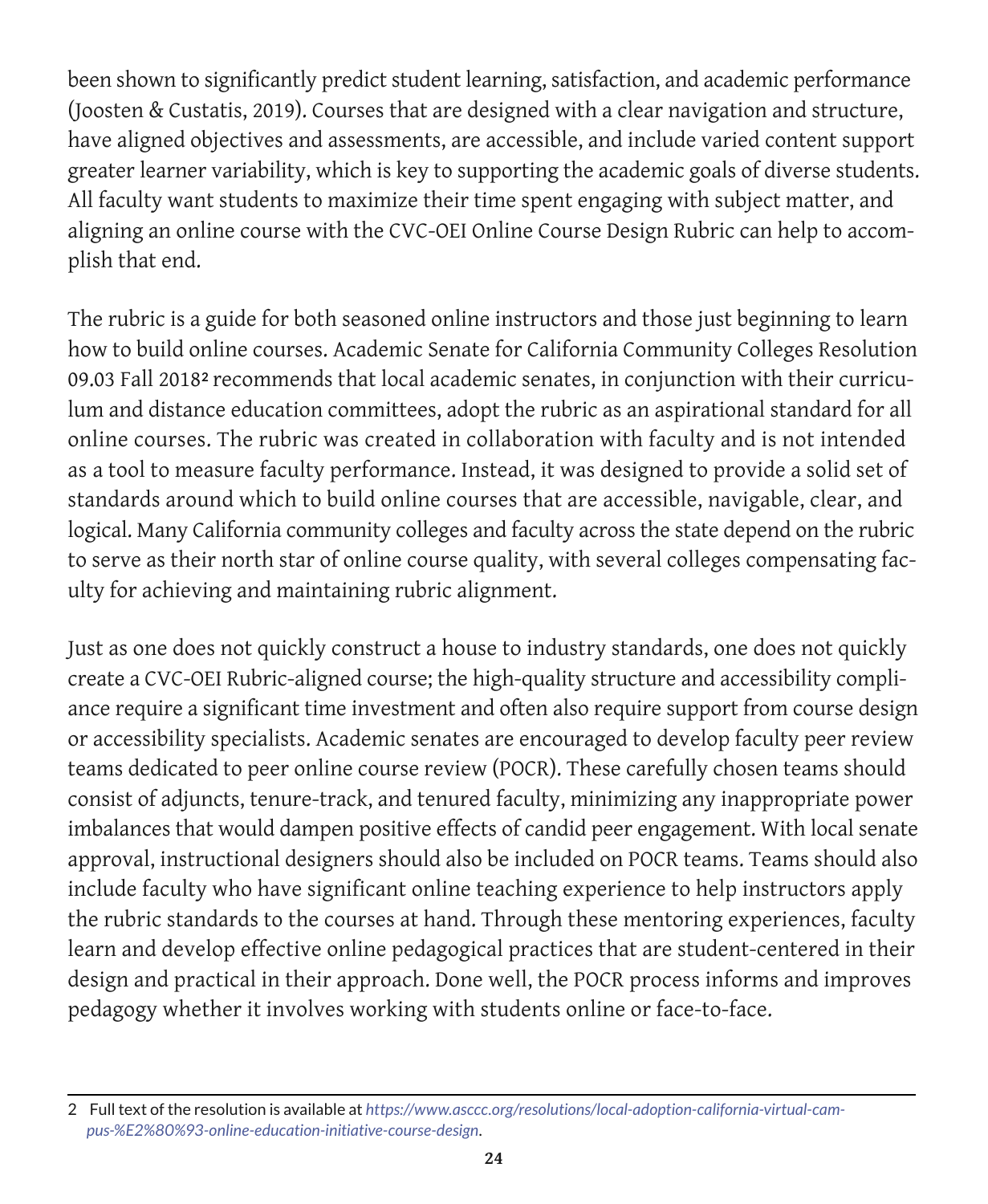been shown to significantly predict student learning, satisfaction, and academic performance (Joosten & Custatis, 2019). Courses that are designed with a clear navigation and structure, have aligned objectives and assessments, are accessible, and include varied content support greater learner variability, which is key to supporting the academic goals of diverse students. All faculty want students to maximize their time spent engaging with subject matter, and aligning an online course with the CVC-OEI Online Course Design Rubric can help to accomplish that end.

The rubric is a guide for both seasoned online instructors and those just beginning to learn how to build online courses. Academic Senate for California Community Colleges Resolution 09.03 Fall 2018[2] recommends that local academic senates, in conjunction with their curriculum and distance education committees, adopt the rubric as an aspirational standard for all online courses. The rubric was created in collaboration with faculty and is not intended as a tool to measure faculty performance. Instead, it was designed to provide a solid set of standards around which to build online courses that are accessible, navigable, clear, and logical. Many California community colleges and faculty across the state depend on the rubric to serve as their north star of online course quality, with several colleges compensating faculty for achieving and maintaining rubric alignment.

Just as one does not quickly construct a house to industry standards, one does not quickly create a CVC-OEI Rubric-aligned course; the high-quality structure and accessibility compliance require a significant time investment and often also require support from course design or accessibility specialists. Academic senates are encouraged to develop faculty peer review teams dedicated to peer online course review (POCR). These carefully chosen teams should consist of adjuncts, tenure-track, and tenured faculty, minimizing any inappropriate power imbalances that would dampen positive effects of candid peer engagement. With local senate approval, instructional designers should also be included on POCR teams. Teams should also include faculty who have significant online teaching experience to help instructors apply the rubric standards to the courses at hand. Through these mentoring experiences, faculty learn and develop effective online pedagogical practices that are student-centered in their design and practical in their approach. Done well, the POCR process informs and improves pedagogy whether it involves working with students online or face-to-face.

---

2 Full text of the resolution is available at *https://www.asccc.org/resolutions/local-adoption-california-virtual-campus-%E2%80%93-online-education-initiative-course-design*.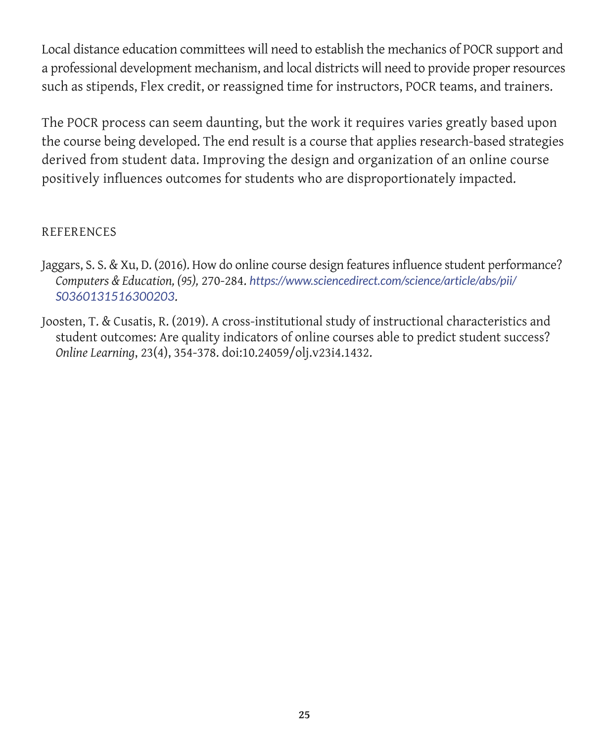Local distance education committees will need to establish the mechanics of POCR support and a professional development mechanism, and local districts will need to provide proper resources such as stipends, Flex credit, or reassigned time for instructors, POCR teams, and trainers.

The POCR process can seem daunting, but the work it requires varies greatly based upon the course being developed. The end result is a course that applies research-based strategies derived from student data. Improving the design and organization of an online course positively influences outcomes for students who are disproportionately impacted.

## REFERENCES

Jaggars, S. S. & Xu, D. (2016). How do online course design features influence student performance? *Computers & Education, (95),* 270-284. *https://www.sciencedirect.com/science/article/abs/pii/S0360131516300203.*

Joosten, T. & Cusatis, R. (2019). A cross-institutional study of instructional characteristics and student outcomes: Are quality indicators of online courses able to predict student success? *Online Learning*, 23(4), 354-378. doi:10.24059/olj.v23i4.1432.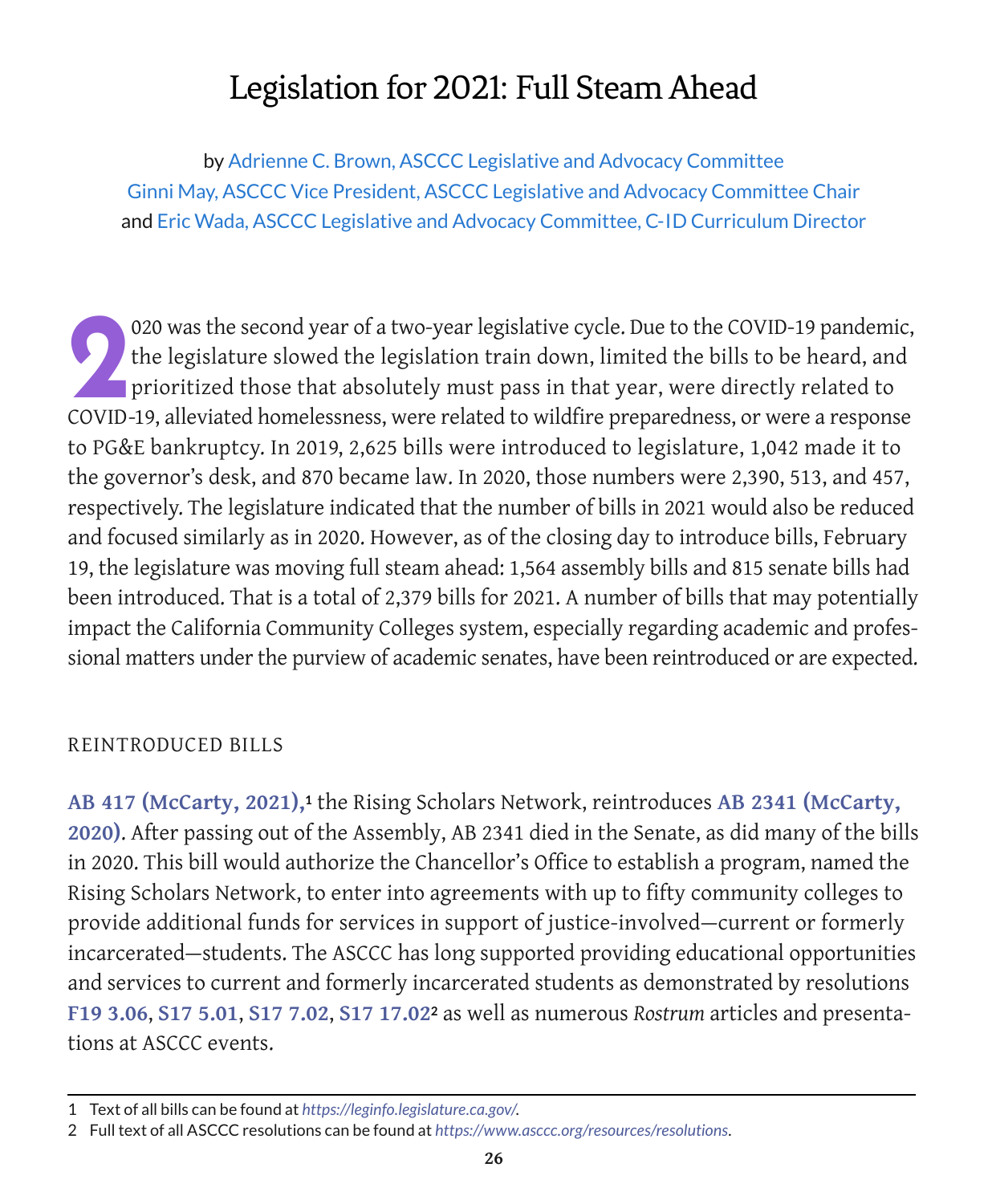# Legislation for 2021: Full Steam Ahead

by Adrienne C. Brown, ASCCC Legislative and Advocacy Committee
Ginni May, ASCCC Vice President, ASCCC Legislative and Advocacy Committee Chair
and Eric Wada, ASCCC Legislative and Advocacy Committee, C-ID Curriculum Director

2020 was the second year of a two-year legislative cycle. Due to the COVID-19 pandemic, the legislature slowed the legislation train down, limited the bills to be heard, and prioritized those that absolutely must pass in that year, were directly related to COVID-19, alleviated homelessness, were related to wildfire preparedness, or were a response to PG&E bankruptcy. In 2019, 2,625 bills were introduced to legislature, 1,042 made it to the governor's desk, and 870 became law. In 2020, those numbers were 2,390, 513, and 457, respectively. The legislature indicated that the number of bills in 2021 would also be reduced and focused similarly as in 2020. However, as of the closing day to introduce bills, February 19, the legislature was moving full steam ahead: 1,564 assembly bills and 815 senate bills had been introduced. That is a total of 2,379 bills for 2021. A number of bills that may potentially impact the California Community Colleges system, especially regarding academic and professional matters under the purview of academic senates, have been reintroduced or are expected.

## REINTRODUCED BILLS

**AB 417 (McCarty, 2021),**[1] the Rising Scholars Network, reintroduces **AB 2341 (McCarty, 2020)**. After passing out of the Assembly, AB 2341 died in the Senate, as did many of the bills in 2020. This bill would authorize the Chancellor's Office to establish a program, named the Rising Scholars Network, to enter into agreements with up to fifty community colleges to provide additional funds for services in support of justice-involved—current or formerly incarcerated—students. The ASCCC has long supported providing educational opportunities and services to current and formerly incarcerated students as demonstrated by resolutions **F19 3.06**, **S17 5.01**, **S17 7.02**, **S17 17.02**[2] as well as numerous *Rostrum* articles and presentations at ASCCC events.

---

1 Text of all bills can be found at *https://leginfo.legislature.ca.gov/*.

2 Full text of all ASCCC resolutions can be found at *https://www.asccc.org/resources/resolutions*.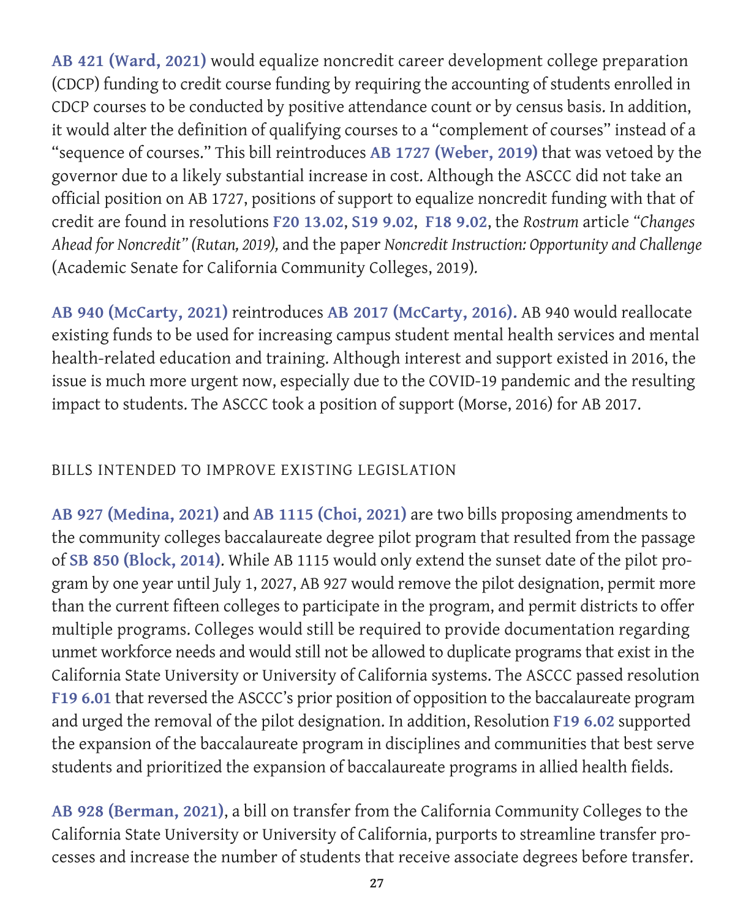**AB 421 (Ward, 2021)** would equalize noncredit career development college preparation (CDCP) funding to credit course funding by requiring the accounting of students enrolled in CDCP courses to be conducted by positive attendance count or by census basis. In addition, it would alter the definition of qualifying courses to a "complement of courses" instead of a "sequence of courses." This bill reintroduces **AB 1727 (Weber, 2019)** that was vetoed by the governor due to a likely substantial increase in cost. Although the ASCCC did not take an official position on AB 1727, positions of support to equalize noncredit funding with that of credit are found in resolutions **F20 13.02**, **S19 9.02**, **F18 9.02**, the *Rostrum* article *"Changes Ahead for Noncredit" (Rutan, 2019),* and the paper *Noncredit Instruction: Opportunity and Challenge* (Academic Senate for California Community Colleges, 2019).

**AB 940 (McCarty, 2021)** reintroduces **AB 2017 (McCarty, 2016).** AB 940 would reallocate existing funds to be used for increasing campus student mental health services and mental health-related education and training. Although interest and support existed in 2016, the issue is much more urgent now, especially due to the COVID-19 pandemic and the resulting impact to students. The ASCCC took a position of support (Morse, 2016) for AB 2017.

## BILLS INTENDED TO IMPROVE EXISTING LEGISLATION

**AB 927 (Medina, 2021)** and **AB 1115 (Choi, 2021)** are two bills proposing amendments to the community colleges baccalaureate degree pilot program that resulted from the passage of **SB 850 (Block, 2014)**. While AB 1115 would only extend the sunset date of the pilot program by one year until July 1, 2027, AB 927 would remove the pilot designation, permit more than the current fifteen colleges to participate in the program, and permit districts to offer multiple programs. Colleges would still be required to provide documentation regarding unmet workforce needs and would still not be allowed to duplicate programs that exist in the California State University or University of California systems. The ASCCC passed resolution **F19 6.01** that reversed the ASCCC's prior position of opposition to the baccalaureate program and urged the removal of the pilot designation. In addition, Resolution **F19 6.02** supported the expansion of the baccalaureate program in disciplines and communities that best serve students and prioritized the expansion of baccalaureate programs in allied health fields.

**AB 928 (Berman, 2021)**, a bill on transfer from the California Community Colleges to the California State University or University of California, purports to streamline transfer processes and increase the number of students that receive associate degrees before transfer.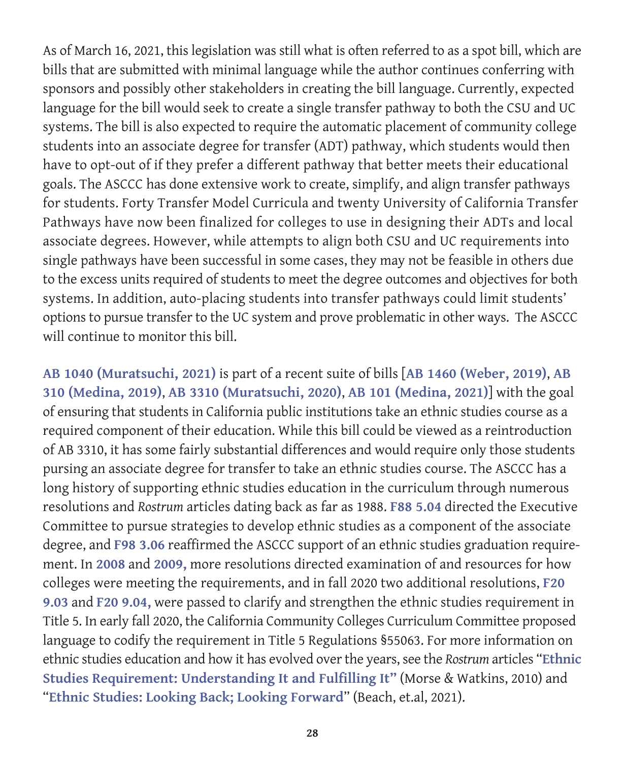As of March 16, 2021, this legislation was still what is often referred to as a spot bill, which are bills that are submitted with minimal language while the author continues conferring with sponsors and possibly other stakeholders in creating the bill language. Currently, expected language for the bill would seek to create a single transfer pathway to both the CSU and UC systems. The bill is also expected to require the automatic placement of community college students into an associate degree for transfer (ADT) pathway, which students would then have to opt-out of if they prefer a different pathway that better meets their educational goals. The ASCCC has done extensive work to create, simplify, and align transfer pathways for students. Forty Transfer Model Curricula and twenty University of California Transfer Pathways have now been finalized for colleges to use in designing their ADTs and local associate degrees. However, while attempts to align both CSU and UC requirements into single pathways have been successful in some cases, they may not be feasible in others due to the excess units required of students to meet the degree outcomes and objectives for both systems. In addition, auto-placing students into transfer pathways could limit students' options to pursue transfer to the UC system and prove problematic in other ways. The ASCCC will continue to monitor this bill.

**AB 1040 (Muratsuchi, 2021)** is part of a recent suite of bills [**AB 1460 (Weber, 2019)**, **AB 310 (Medina, 2019)**, **AB 3310 (Muratsuchi, 2020)**, **AB 101 (Medina, 2021)**] with the goal of ensuring that students in California public institutions take an ethnic studies course as a required component of their education. While this bill could be viewed as a reintroduction of AB 3310, it has some fairly substantial differences and would require only those students pursing an associate degree for transfer to take an ethnic studies course. The ASCCC has a long history of supporting ethnic studies education in the curriculum through numerous resolutions and *Rostrum* articles dating back as far as 1988. **F88 5.04** directed the Executive Committee to pursue strategies to develop ethnic studies as a component of the associate degree, and **F98 3.06** reaffirmed the ASCCC support of an ethnic studies graduation requirement. In **2008** and **2009,** more resolutions directed examination of and resources for how colleges were meeting the requirements, and in fall 2020 two additional resolutions, **F20 9.03** and **F20 9.04,** were passed to clarify and strengthen the ethnic studies requirement in Title 5. In early fall 2020, the California Community Colleges Curriculum Committee proposed language to codify the requirement in Title 5 Regulations §55063. For more information on ethnic studies education and how it has evolved over the years, see the *Rostrum* articles "**Ethnic Studies Requirement: Understanding It and Fulfilling It"** (Morse & Watkins, 2010) and "**Ethnic Studies: Looking Back; Looking Forward**" (Beach, et.al, 2021).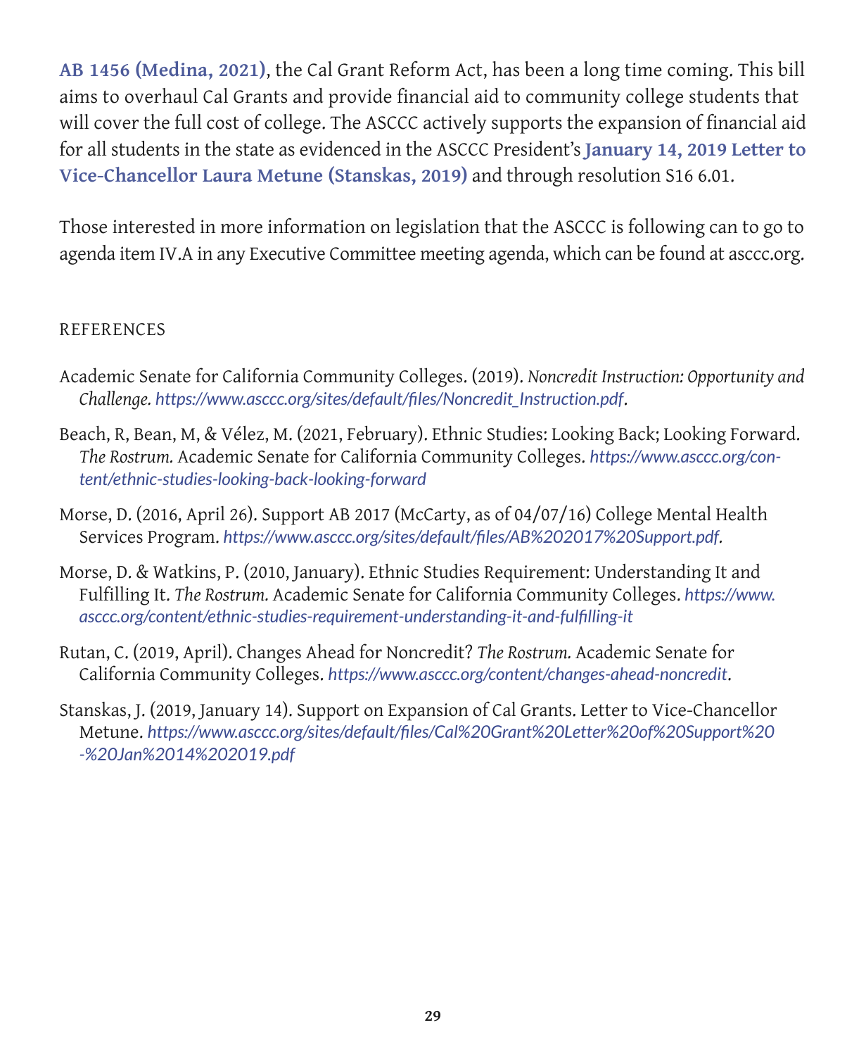**AB 1456 (Medina, 2021)**, the Cal Grant Reform Act, has been a long time coming. This bill aims to overhaul Cal Grants and provide financial aid to community college students that will cover the full cost of college. The ASCCC actively supports the expansion of financial aid for all students in the state as evidenced in the ASCCC President's **January 14, 2019 Letter to Vice-Chancellor Laura Metune (Stanskas, 2019)** and through resolution S16 6.01.

Those interested in more information on legislation that the ASCCC is following can to go to agenda item IV.A in any Executive Committee meeting agenda, which can be found at asccc.org.

## REFERENCES

Academic Senate for California Community Colleges. (2019). *Noncredit Instruction: Opportunity and Challenge. https://www.asccc.org/sites/default/files/Noncredit_Instruction.pdf*.

Beach, R, Bean, M, & Vélez, M. (2021, February). Ethnic Studies: Looking Back; Looking Forward. *The Rostrum.* Academic Senate for California Community Colleges. *https://www.asccc.org/content/ethnic-studies-looking-back-looking-forward*

Morse, D. (2016, April 26). Support AB 2017 (McCarty, as of 04/07/16) College Mental Health Services Program. *https://www.asccc.org/sites/default/files/AB%202017%20Support.pdf.*

Morse, D. & Watkins, P. (2010, January). Ethnic Studies Requirement: Understanding It and Fulfilling It. *The Rostrum.* Academic Senate for California Community Colleges. *https://www.asccc.org/content/ethnic-studies-requirement-understanding-it-and-fulfilling-it*

Rutan, C. (2019, April). Changes Ahead for Noncredit? *The Rostrum.* Academic Senate for California Community Colleges. *https://www.asccc.org/content/changes-ahead-noncredit*.

Stanskas, J. (2019, January 14). Support on Expansion of Cal Grants. Letter to Vice-Chancellor Metune. *https://www.asccc.org/sites/default/files/Cal%20Grant%20Letter%20of%20Support%20-%20Jan%2014%202019.pdf*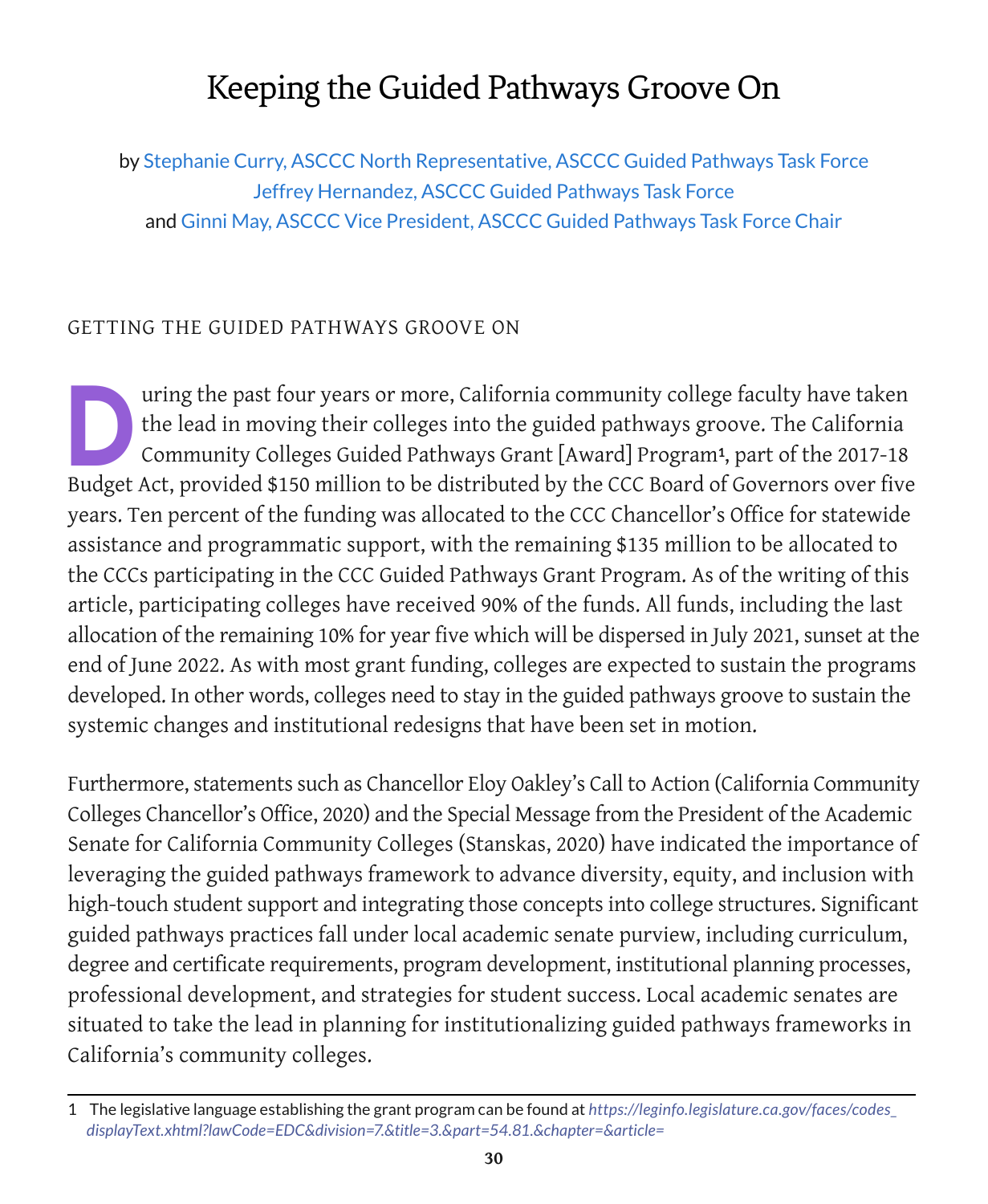# Keeping the Guided Pathways Groove On

by Stephanie Curry, ASCCC North Representative, ASCCC Guided Pathways Task Force
Jeffrey Hernandez, ASCCC Guided Pathways Task Force
and Ginni May, ASCCC Vice President, ASCCC Guided Pathways Task Force Chair

## GETTING THE GUIDED PATHWAYS GROOVE ON

During the past four years or more, California community college faculty have taken the lead in moving their colleges into the guided pathways groove. The California Community Colleges Guided Pathways Grant [Award] Program[1], part of the 2017-18 Budget Act, provided $150 million to be distributed by the CCC Board of Governors over five years. Ten percent of the funding was allocated to the CCC Chancellor's Office for statewide assistance and programmatic support, with the remaining $135 million to be allocated to the CCCs participating in the CCC Guided Pathways Grant Program. As of the writing of this article, participating colleges have received 90% of the funds. All funds, including the last allocation of the remaining 10% for year five which will be dispersed in July 2021, sunset at the end of June 2022. As with most grant funding, colleges are expected to sustain the programs developed. In other words, colleges need to stay in the guided pathways groove to sustain the systemic changes and institutional redesigns that have been set in motion.

Furthermore, statements such as Chancellor Eloy Oakley's Call to Action (California Community Colleges Chancellor's Office, 2020) and the Special Message from the President of the Academic Senate for California Community Colleges (Stanskas, 2020) have indicated the importance of leveraging the guided pathways framework to advance diversity, equity, and inclusion with high-touch student support and integrating those concepts into college structures. Significant guided pathways practices fall under local academic senate purview, including curriculum, degree and certificate requirements, program development, institutional planning processes, professional development, and strategies for student success. Local academic senates are situated to take the lead in planning for institutionalizing guided pathways frameworks in California's community colleges.

---

1 The legislative language establishing the grant program can be found at *https://leginfo.legislature.ca.gov/faces/codes_displayText.xhtml?lawCode=EDC&division=7.&title=3.&part=54.81.&chapter=&article=*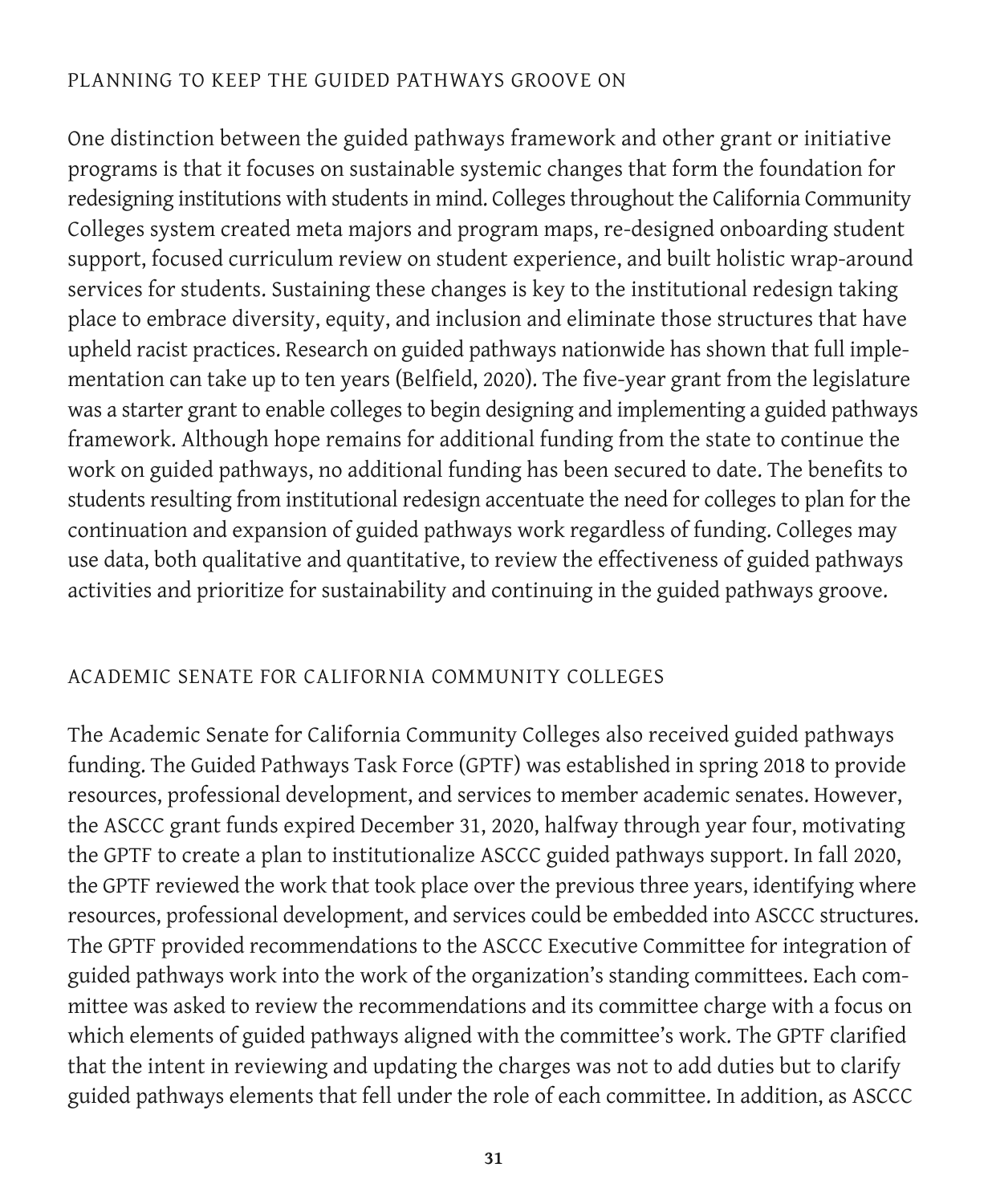## PLANNING TO KEEP THE GUIDED PATHWAYS GROOVE ON

One distinction between the guided pathways framework and other grant or initiative programs is that it focuses on sustainable systemic changes that form the foundation for redesigning institutions with students in mind. Colleges throughout the California Community Colleges system created meta majors and program maps, re-designed onboarding student support, focused curriculum review on student experience, and built holistic wrap-around services for students. Sustaining these changes is key to the institutional redesign taking place to embrace diversity, equity, and inclusion and eliminate those structures that have upheld racist practices. Research on guided pathways nationwide has shown that full implementation can take up to ten years (Belfield, 2020). The five-year grant from the legislature was a starter grant to enable colleges to begin designing and implementing a guided pathways framework. Although hope remains for additional funding from the state to continue the work on guided pathways, no additional funding has been secured to date. The benefits to students resulting from institutional redesign accentuate the need for colleges to plan for the continuation and expansion of guided pathways work regardless of funding. Colleges may use data, both qualitative and quantitative, to review the effectiveness of guided pathways activities and prioritize for sustainability and continuing in the guided pathways groove.

## ACADEMIC SENATE FOR CALIFORNIA COMMUNITY COLLEGES

The Academic Senate for California Community Colleges also received guided pathways funding. The Guided Pathways Task Force (GPTF) was established in spring 2018 to provide resources, professional development, and services to member academic senates. However, the ASCCC grant funds expired December 31, 2020, halfway through year four, motivating the GPTF to create a plan to institutionalize ASCCC guided pathways support. In fall 2020, the GPTF reviewed the work that took place over the previous three years, identifying where resources, professional development, and services could be embedded into ASCCC structures. The GPTF provided recommendations to the ASCCC Executive Committee for integration of guided pathways work into the work of the organization's standing committees. Each committee was asked to review the recommendations and its committee charge with a focus on which elements of guided pathways aligned with the committee's work. The GPTF clarified that the intent in reviewing and updating the charges was not to add duties but to clarify guided pathways elements that fell under the role of each committee. In addition, as ASCCC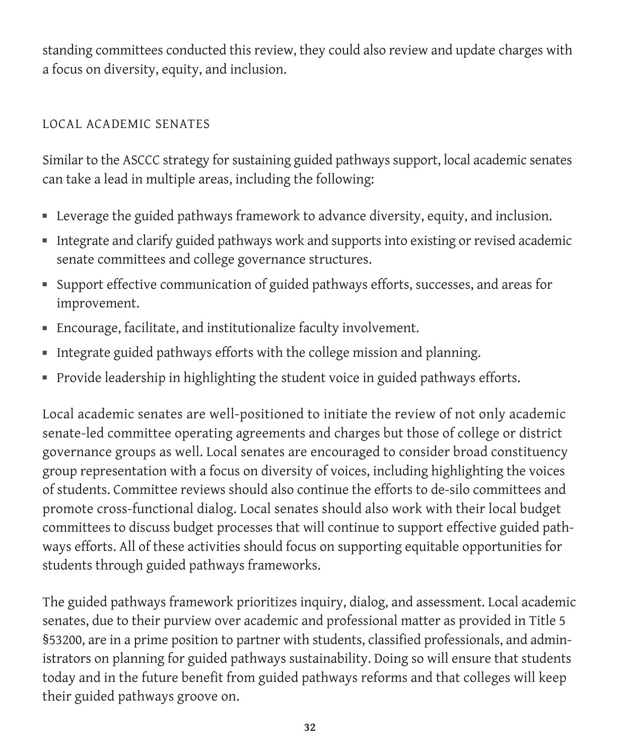standing committees conducted this review, they could also review and update charges with a focus on diversity, equity, and inclusion.

### LOCAL ACADEMIC SENATES

Similar to the ASCCC strategy for sustaining guided pathways support, local academic senates can take a lead in multiple areas, including the following:

- Leverage the guided pathways framework to advance diversity, equity, and inclusion.
- Integrate and clarify guided pathways work and supports into existing or revised academic senate committees and college governance structures.
- Support effective communication of guided pathways efforts, successes, and areas for improvement.
- Encourage, facilitate, and institutionalize faculty involvement.
- Integrate guided pathways efforts with the college mission and planning.
- Provide leadership in highlighting the student voice in guided pathways efforts.

Local academic senates are well-positioned to initiate the review of not only academic senate-led committee operating agreements and charges but those of college or district governance groups as well. Local senates are encouraged to consider broad constituency group representation with a focus on diversity of voices, including highlighting the voices of students. Committee reviews should also continue the efforts to de-silo committees and promote cross-functional dialog. Local senates should also work with their local budget committees to discuss budget processes that will continue to support effective guided pathways efforts. All of these activities should focus on supporting equitable opportunities for students through guided pathways frameworks.

The guided pathways framework prioritizes inquiry, dialog, and assessment. Local academic senates, due to their purview over academic and professional matter as provided in Title 5 §53200, are in a prime position to partner with students, classified professionals, and administrators on planning for guided pathways sustainability. Doing so will ensure that students today and in the future benefit from guided pathways reforms and that colleges will keep their guided pathways groove on.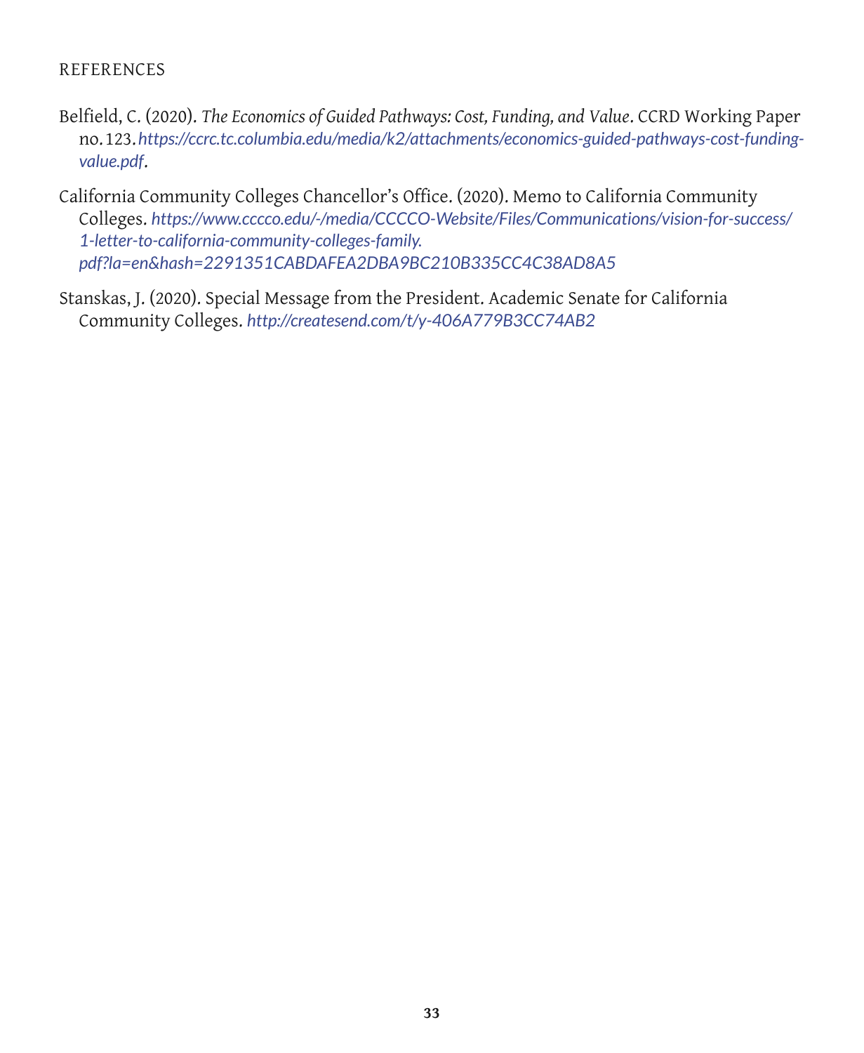## REFERENCES

Belfield, C. (2020). *The Economics of Guided Pathways: Cost, Funding, and Value*. CCRD Working Paper no. 123. *https://ccrc.tc.columbia.edu/media/k2/attachments/economics-guided-pathways-cost-funding-value.pdf*.

California Community Colleges Chancellor's Office. (2020). Memo to California Community Colleges. *https://www.cccco.edu/-/media/CCCCO-Website/Files/Communications/vision-for-success/1-letter-to-california-community-colleges-family.pdf?la=en&hash=2291351CABDAFEA2DBA9BC210B335CC4C38AD8A5*

Stanskas, J. (2020). Special Message from the President. Academic Senate for California Community Colleges. *http://createsend.com/t/y-406A779B3CC74AB2*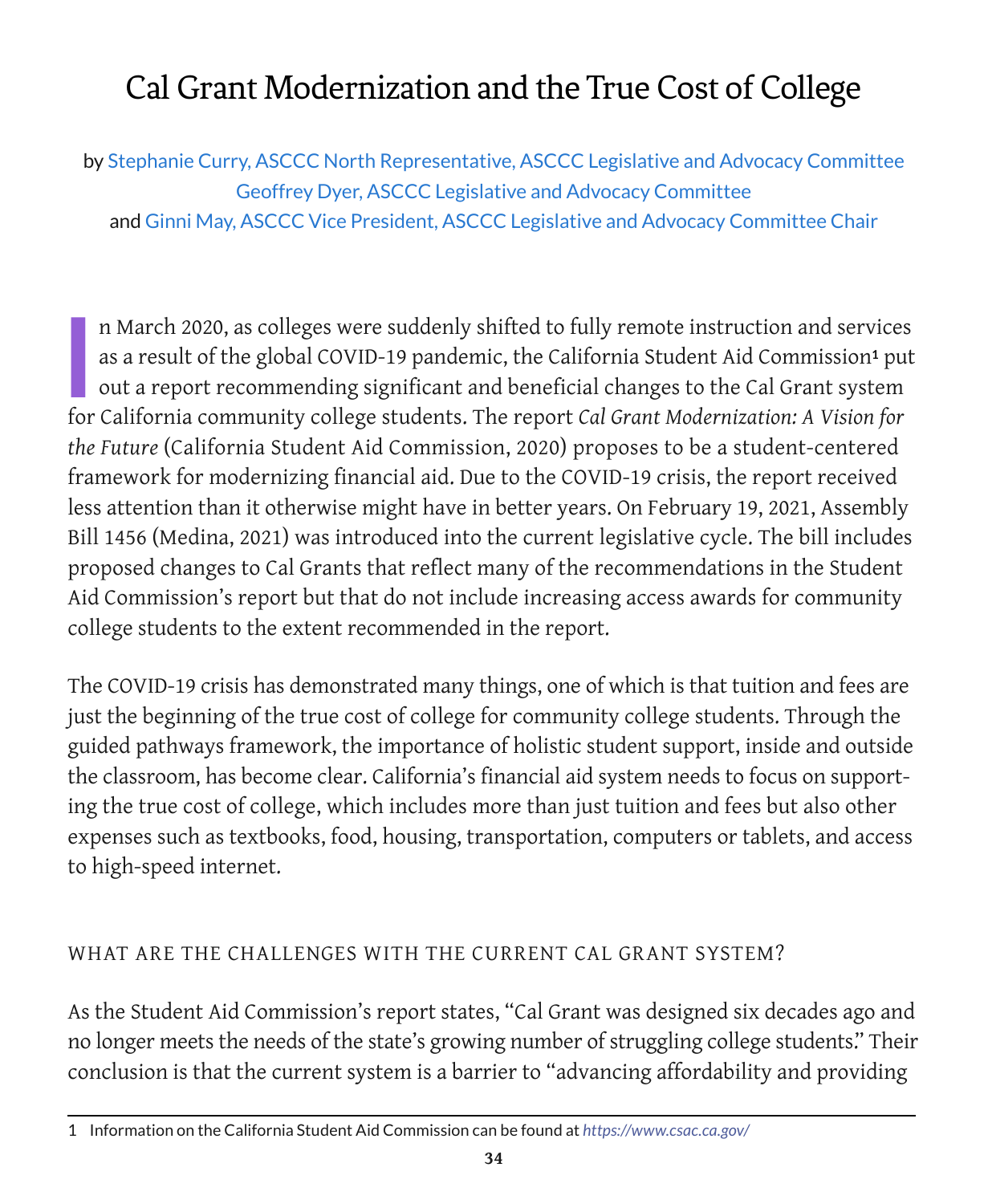# Cal Grant Modernization and the True Cost of College

by Stephanie Curry, ASCCC North Representative, ASCCC Legislative and Advocacy Committee
Geoffrey Dyer, ASCCC Legislative and Advocacy Committee
and Ginni May, ASCCC Vice President, ASCCC Legislative and Advocacy Committee Chair

In March 2020, as colleges were suddenly shifted to fully remote instruction and services as a result of the global COVID-19 pandemic, the California Student Aid Commission[1] put out a report recommending significant and beneficial changes to the Cal Grant system for California community college students. The report *Cal Grant Modernization: A Vision for the Future* (California Student Aid Commission, 2020) proposes to be a student-centered framework for modernizing financial aid. Due to the COVID-19 crisis, the report received less attention than it otherwise might have in better years. On February 19, 2021, Assembly Bill 1456 (Medina, 2021) was introduced into the current legislative cycle. The bill includes proposed changes to Cal Grants that reflect many of the recommendations in the Student Aid Commission's report but that do not include increasing access awards for community college students to the extent recommended in the report.

The COVID-19 crisis has demonstrated many things, one of which is that tuition and fees are just the beginning of the true cost of college for community college students. Through the guided pathways framework, the importance of holistic student support, inside and outside the classroom, has become clear. California's financial aid system needs to focus on supporting the true cost of college, which includes more than just tuition and fees but also other expenses such as textbooks, food, housing, transportation, computers or tablets, and access to high-speed internet.

## WHAT ARE THE CHALLENGES WITH THE CURRENT CAL GRANT SYSTEM?

As the Student Aid Commission's report states, "Cal Grant was designed six decades ago and no longer meets the needs of the state's growing number of struggling college students." Their conclusion is that the current system is a barrier to "advancing affordability and providing

[1] Information on the California Student Aid Commission can be found at *https://www.csac.ca.gov/*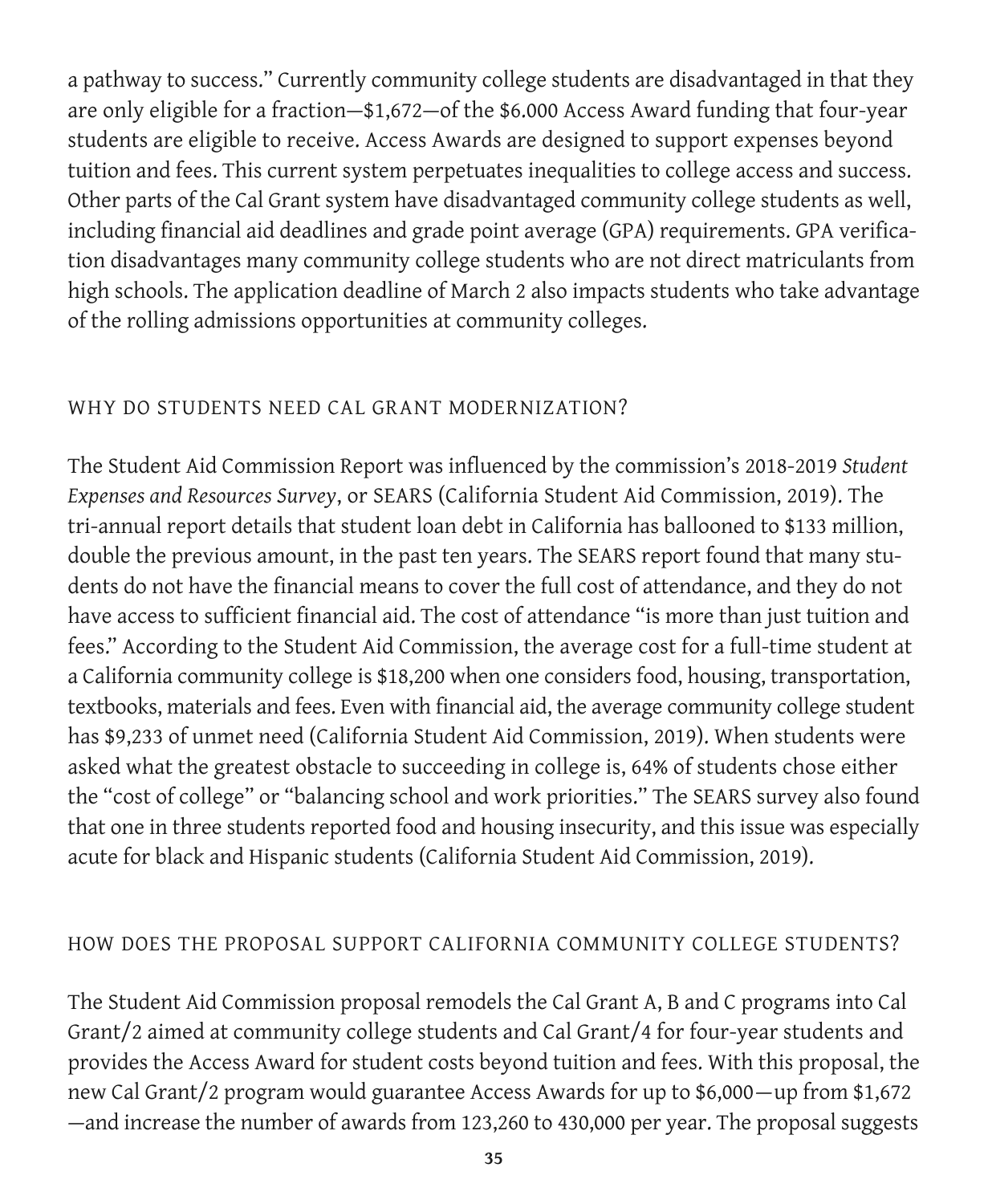a pathway to success." Currently community college students are disadvantaged in that they are only eligible for a fraction—$1,672—of the $6.000 Access Award funding that four-year students are eligible to receive. Access Awards are designed to support expenses beyond tuition and fees. This current system perpetuates inequalities to college access and success. Other parts of the Cal Grant system have disadvantaged community college students as well, including financial aid deadlines and grade point average (GPA) requirements. GPA verification disadvantages many community college students who are not direct matriculants from high schools. The application deadline of March 2 also impacts students who take advantage of the rolling admissions opportunities at community colleges.

## WHY DO STUDENTS NEED CAL GRANT MODERNIZATION?

The Student Aid Commission Report was influenced by the commission's 2018-2019 *Student Expenses and Resources Survey*, or SEARS (California Student Aid Commission, 2019). The tri-annual report details that student loan debt in California has ballooned to $133 million, double the previous amount, in the past ten years. The SEARS report found that many students do not have the financial means to cover the full cost of attendance, and they do not have access to sufficient financial aid. The cost of attendance "is more than just tuition and fees." According to the Student Aid Commission, the average cost for a full-time student at a California community college is $18,200 when one considers food, housing, transportation, textbooks, materials and fees. Even with financial aid, the average community college student has $9,233 of unmet need (California Student Aid Commission, 2019). When students were asked what the greatest obstacle to succeeding in college is, 64% of students chose either the "cost of college" or "balancing school and work priorities." The SEARS survey also found that one in three students reported food and housing insecurity, and this issue was especially acute for black and Hispanic students (California Student Aid Commission, 2019).

## HOW DOES THE PROPOSAL SUPPORT CALIFORNIA COMMUNITY COLLEGE STUDENTS?

The Student Aid Commission proposal remodels the Cal Grant A, B and C programs into Cal Grant/2 aimed at community college students and Cal Grant/4 for four-year students and provides the Access Award for student costs beyond tuition and fees. With this proposal, the new Cal Grant/2 program would guarantee Access Awards for up to $6,000—up from $1,672—and increase the number of awards from 123,260 to 430,000 per year. The proposal suggests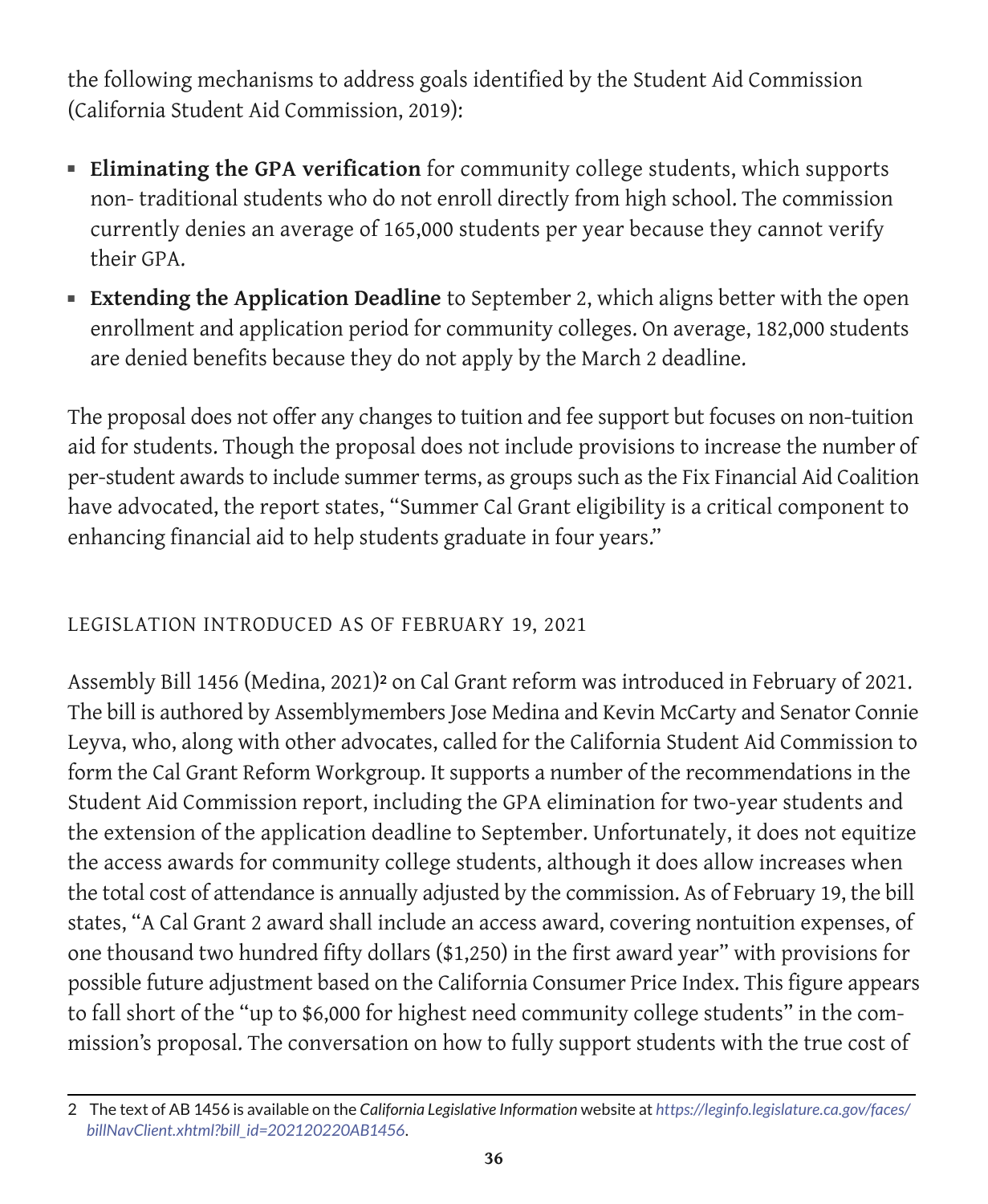the following mechanisms to address goals identified by the Student Aid Commission (California Student Aid Commission, 2019):

- **Eliminating the GPA verification** for community college students, which supports non- traditional students who do not enroll directly from high school. The commission currently denies an average of 165,000 students per year because they cannot verify their GPA.
- **Extending the Application Deadline** to September 2, which aligns better with the open enrollment and application period for community colleges. On average, 182,000 students are denied benefits because they do not apply by the March 2 deadline.

The proposal does not offer any changes to tuition and fee support but focuses on non-tuition aid for students. Though the proposal does not include provisions to increase the number of per-student awards to include summer terms, as groups such as the Fix Financial Aid Coalition have advocated, the report states, "Summer Cal Grant eligibility is a critical component to enhancing financial aid to help students graduate in four years."

### LEGISLATION INTRODUCED AS OF FEBRUARY 19, 2021

Assembly Bill 1456 (Medina, 2021)[2] on Cal Grant reform was introduced in February of 2021. The bill is authored by Assemblymembers Jose Medina and Kevin McCarty and Senator Connie Leyva, who, along with other advocates, called for the California Student Aid Commission to form the Cal Grant Reform Workgroup. It supports a number of the recommendations in the Student Aid Commission report, including the GPA elimination for two-year students and the extension of the application deadline to September. Unfortunately, it does not equitize the access awards for community college students, although it does allow increases when the total cost of attendance is annually adjusted by the commission. As of February 19, the bill states, "A Cal Grant 2 award shall include an access award, covering nontuition expenses, of one thousand two hundred fifty dollars ($1,250) in the first award year" with provisions for possible future adjustment based on the California Consumer Price Index. This figure appears to fall short of the "up to $6,000 for highest need community college students" in the commission's proposal. The conversation on how to fully support students with the true cost of

---

2 The text of AB 1456 is available on the *California Legislative Information* website at *https://leginfo.legislature.ca.gov/faces/billNavClient.xhtml?bill_id=202120220AB1456*.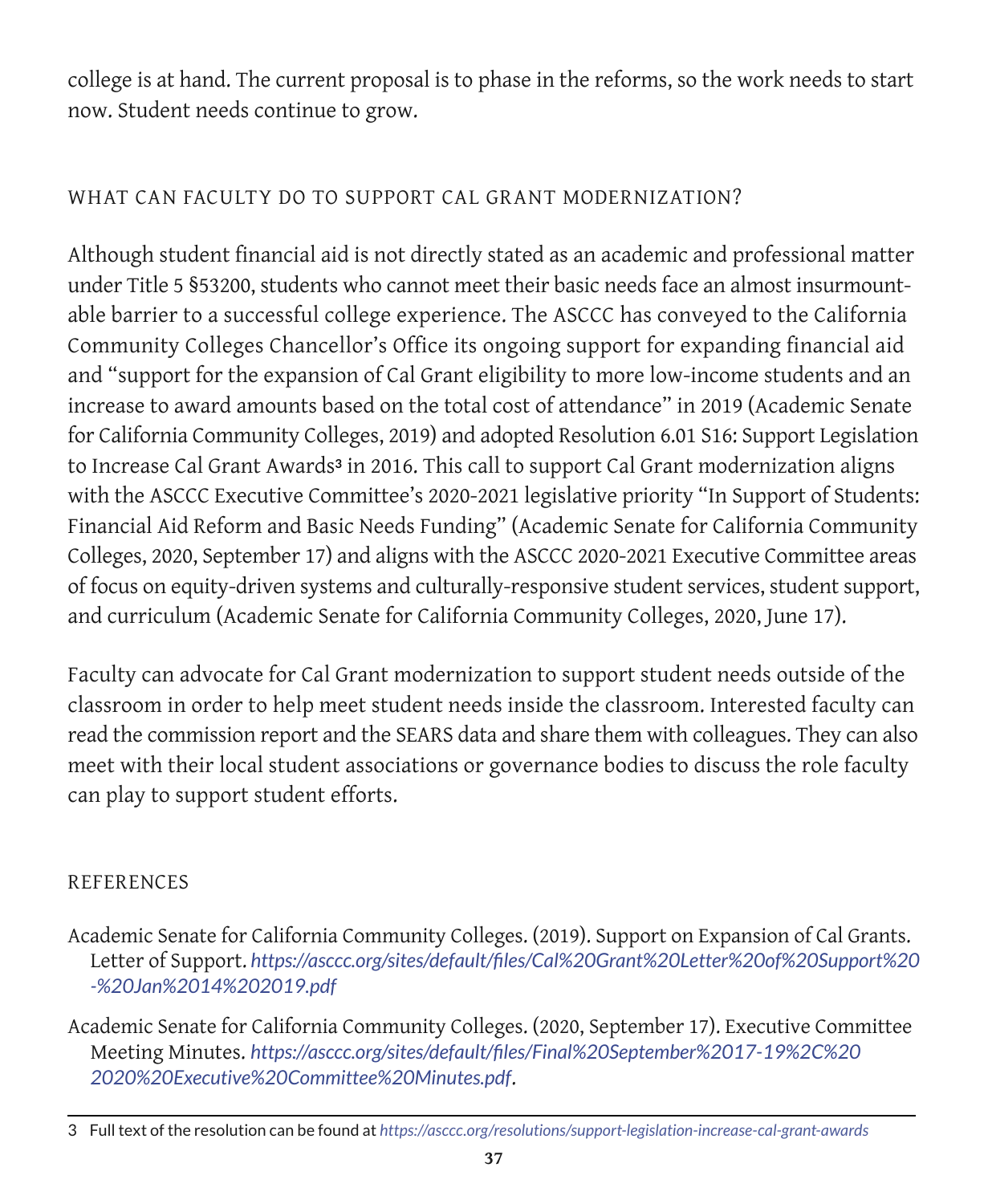college is at hand. The current proposal is to phase in the reforms, so the work needs to start now. Student needs continue to grow.

## WHAT CAN FACULTY DO TO SUPPORT CAL GRANT MODERNIZATION?

Although student financial aid is not directly stated as an academic and professional matter under Title 5 §53200, students who cannot meet their basic needs face an almost insurmountable barrier to a successful college experience. The ASCCC has conveyed to the California Community Colleges Chancellor's Office its ongoing support for expanding financial aid and "support for the expansion of Cal Grant eligibility to more low-income students and an increase to award amounts based on the total cost of attendance" in 2019 (Academic Senate for California Community Colleges, 2019) and adopted Resolution 6.01 S16: Support Legislation to Increase Cal Grant Awards[3] in 2016. This call to support Cal Grant modernization aligns with the ASCCC Executive Committee's 2020-2021 legislative priority "In Support of Students: Financial Aid Reform and Basic Needs Funding" (Academic Senate for California Community Colleges, 2020, September 17) and aligns with the ASCCC 2020-2021 Executive Committee areas of focus on equity-driven systems and culturally-responsive student services, student support, and curriculum (Academic Senate for California Community Colleges, 2020, June 17).

Faculty can advocate for Cal Grant modernization to support student needs outside of the classroom in order to help meet student needs inside the classroom. Interested faculty can read the commission report and the SEARS data and share them with colleagues. They can also meet with their local student associations or governance bodies to discuss the role faculty can play to support student efforts.

## REFERENCES

Academic Senate for California Community Colleges. (2019). Support on Expansion of Cal Grants. Letter of Support. *https://asccc.org/sites/default/files/Cal%20Grant%20Letter%20of%20Support%20-%20Jan%2014%202019.pdf*

Academic Senate for California Community Colleges. (2020, September 17). Executive Committee Meeting Minutes. *https://asccc.org/sites/default/files/Final%20September%2017-19%2C%202020%20Executive%20Committee%20Minutes.pdf*.

3 Full text of the resolution can be found at *https://asccc.org/resolutions/support-legislation-increase-cal-grant-awards*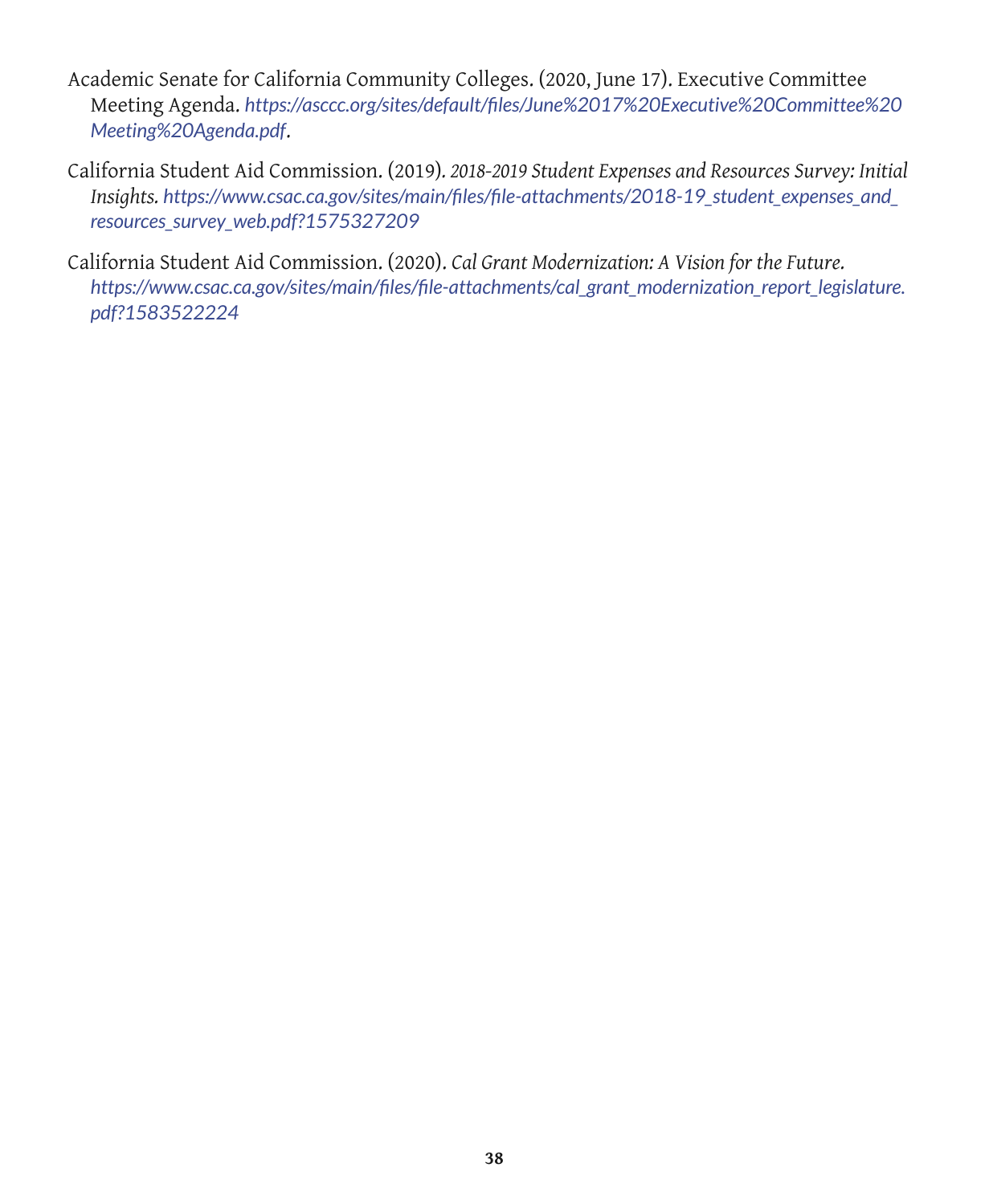Academic Senate for California Community Colleges. (2020, June 17). Executive Committee Meeting Agenda. *https://asccc.org/sites/default/files/June%2017%20Executive%20Committee%20Meeting%20Agenda.pdf*.

California Student Aid Commission. (2019). *2018-2019 Student Expenses and Resources Survey: Initial Insights. https://www.csac.ca.gov/sites/main/files/file-attachments/2018-19_student_expenses_and_resources_survey_web.pdf?1575327209*

California Student Aid Commission. (2020). *Cal Grant Modernization: A Vision for the Future. https://www.csac.ca.gov/sites/main/files/file-attachments/cal_grant_modernization_report_legislature.pdf?1583522224*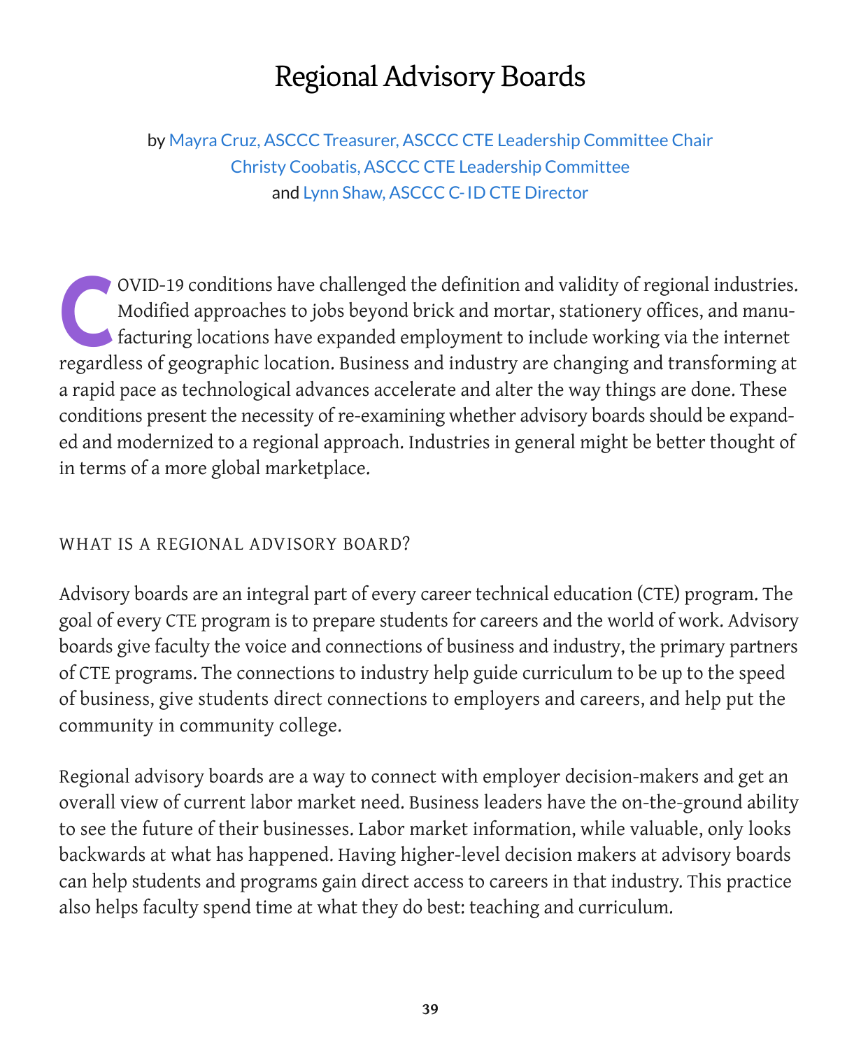# Regional Advisory Boards

by Mayra Cruz, ASCCC Treasurer, ASCCC CTE Leadership Committee Chair
Christy Coobatis, ASCCC CTE Leadership Committee
and Lynn Shaw, ASCCC C-ID CTE Director

COVID-19 conditions have challenged the definition and validity of regional industries. Modified approaches to jobs beyond brick and mortar, stationery offices, and manufacturing locations have expanded employment to include working via the internet regardless of geographic location. Business and industry are changing and transforming at a rapid pace as technological advances accelerate and alter the way things are done. These conditions present the necessity of re-examining whether advisory boards should be expanded and modernized to a regional approach. Industries in general might be better thought of in terms of a more global marketplace.

## WHAT IS A REGIONAL ADVISORY BOARD?

Advisory boards are an integral part of every career technical education (CTE) program. The goal of every CTE program is to prepare students for careers and the world of work. Advisory boards give faculty the voice and connections of business and industry, the primary partners of CTE programs. The connections to industry help guide curriculum to be up to the speed of business, give students direct connections to employers and careers, and help put the community in community college.

Regional advisory boards are a way to connect with employer decision-makers and get an overall view of current labor market need. Business leaders have the on-the-ground ability to see the future of their businesses. Labor market information, while valuable, only looks backwards at what has happened. Having higher-level decision makers at advisory boards can help students and programs gain direct access to careers in that industry. This practice also helps faculty spend time at what they do best: teaching and curriculum.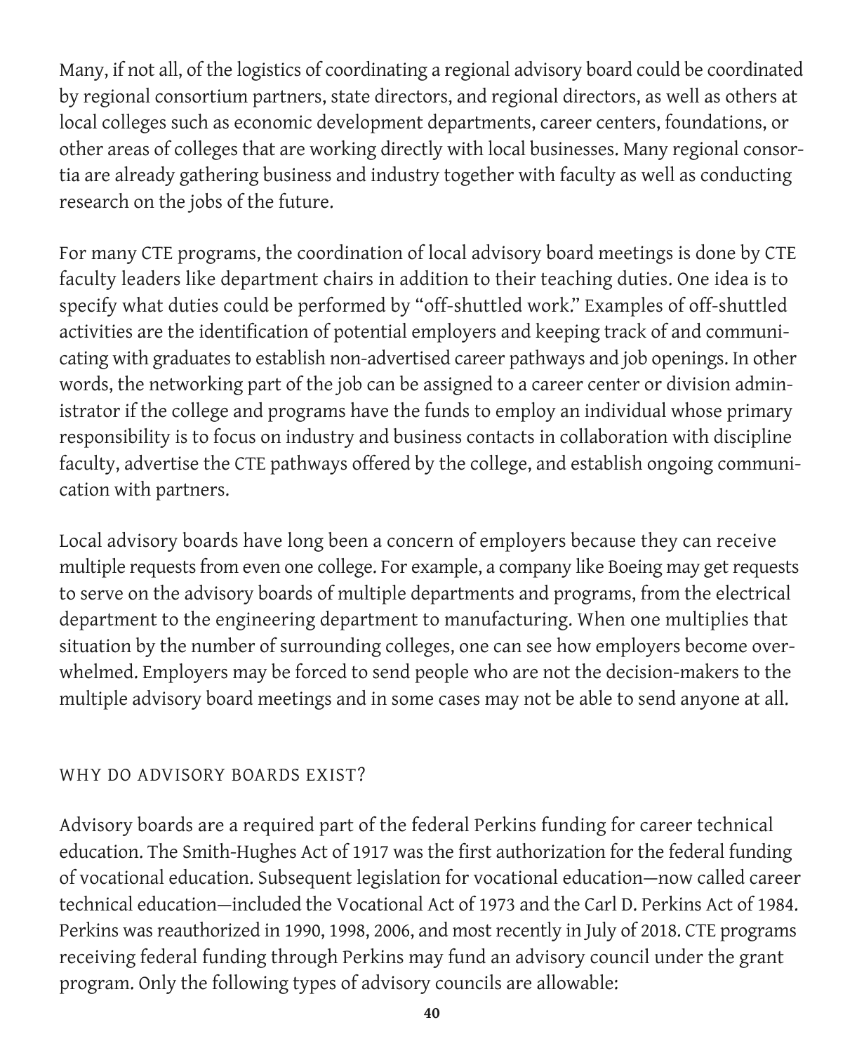Many, if not all, of the logistics of coordinating a regional advisory board could be coordinated by regional consortium partners, state directors, and regional directors, as well as others at local colleges such as economic development departments, career centers, foundations, or other areas of colleges that are working directly with local businesses. Many regional consortia are already gathering business and industry together with faculty as well as conducting research on the jobs of the future.

For many CTE programs, the coordination of local advisory board meetings is done by CTE faculty leaders like department chairs in addition to their teaching duties. One idea is to specify what duties could be performed by "off-shuttled work." Examples of off-shuttled activities are the identification of potential employers and keeping track of and communicating with graduates to establish non-advertised career pathways and job openings. In other words, the networking part of the job can be assigned to a career center or division administrator if the college and programs have the funds to employ an individual whose primary responsibility is to focus on industry and business contacts in collaboration with discipline faculty, advertise the CTE pathways offered by the college, and establish ongoing communication with partners.

Local advisory boards have long been a concern of employers because they can receive multiple requests from even one college. For example, a company like Boeing may get requests to serve on the advisory boards of multiple departments and programs, from the electrical department to the engineering department to manufacturing. When one multiplies that situation by the number of surrounding colleges, one can see how employers become overwhelmed. Employers may be forced to send people who are not the decision-makers to the multiple advisory board meetings and in some cases may not be able to send anyone at all.

## WHY DO ADVISORY BOARDS EXIST?

Advisory boards are a required part of the federal Perkins funding for career technical education. The Smith-Hughes Act of 1917 was the first authorization for the federal funding of vocational education. Subsequent legislation for vocational education—now called career technical education—included the Vocational Act of 1973 and the Carl D. Perkins Act of 1984. Perkins was reauthorized in 1990, 1998, 2006, and most recently in July of 2018. CTE programs receiving federal funding through Perkins may fund an advisory council under the grant program. Only the following types of advisory councils are allowable: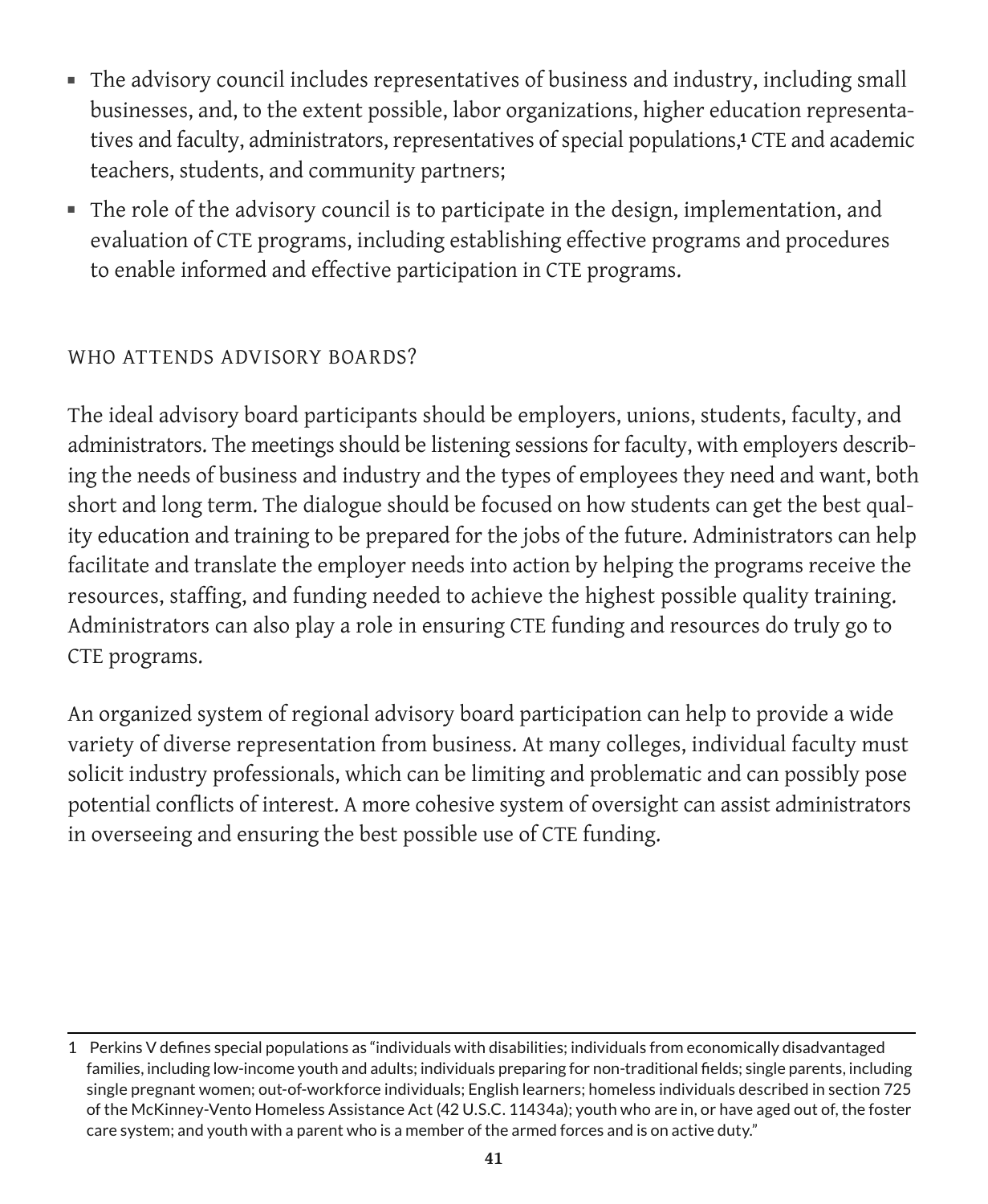- The advisory council includes representatives of business and industry, including small businesses, and, to the extent possible, labor organizations, higher education representatives and faculty, administrators, representatives of special populations,[1] CTE and academic teachers, students, and community partners;
- The role of the advisory council is to participate in the design, implementation, and evaluation of CTE programs, including establishing effective programs and procedures to enable informed and effective participation in CTE programs.

## WHO ATTENDS ADVISORY BOARDS?

The ideal advisory board participants should be employers, unions, students, faculty, and administrators. The meetings should be listening sessions for faculty, with employers describing the needs of business and industry and the types of employees they need and want, both short and long term. The dialogue should be focused on how students can get the best quality education and training to be prepared for the jobs of the future. Administrators can help facilitate and translate the employer needs into action by helping the programs receive the resources, staffing, and funding needed to achieve the highest possible quality training. Administrators can also play a role in ensuring CTE funding and resources do truly go to CTE programs.

An organized system of regional advisory board participation can help to provide a wide variety of diverse representation from business. At many colleges, individual faculty must solicit industry professionals, which can be limiting and problematic and can possibly pose potential conflicts of interest. A more cohesive system of oversight can assist administrators in overseeing and ensuring the best possible use of CTE funding.

---

1 Perkins V defines special populations as "individuals with disabilities; individuals from economically disadvantaged families, including low-income youth and adults; individuals preparing for non-traditional fields; single parents, including single pregnant women; out-of-workforce individuals; English learners; homeless individuals described in section 725 of the McKinney-Vento Homeless Assistance Act (42 U.S.C. 11434a); youth who are in, or have aged out of, the foster care system; and youth with a parent who is a member of the armed forces and is on active duty."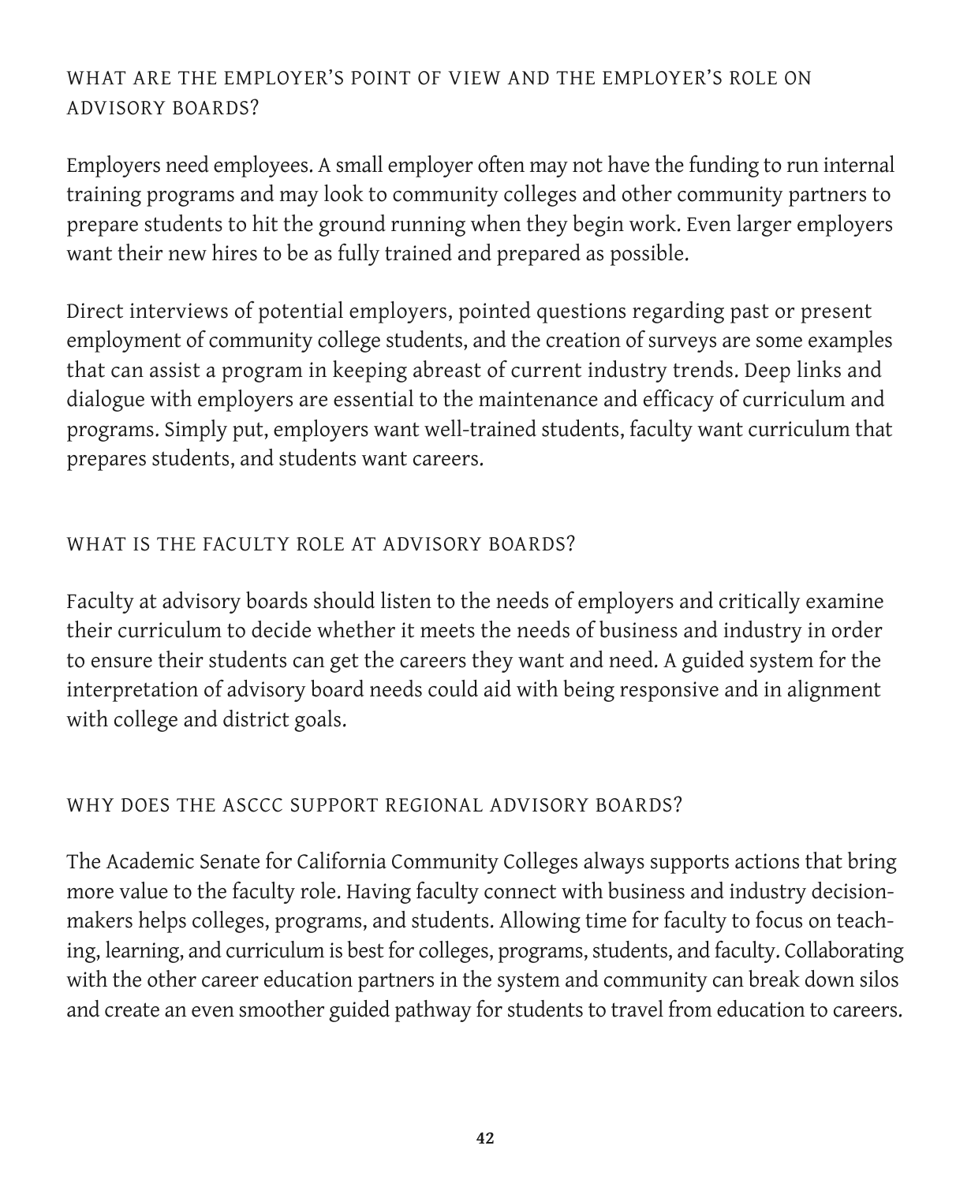### WHAT ARE THE EMPLOYER'S POINT OF VIEW AND THE EMPLOYER'S ROLE ON ADVISORY BOARDS?

Employers need employees. A small employer often may not have the funding to run internal training programs and may look to community colleges and other community partners to prepare students to hit the ground running when they begin work. Even larger employers want their new hires to be as fully trained and prepared as possible.

Direct interviews of potential employers, pointed questions regarding past or present employment of community college students, and the creation of surveys are some examples that can assist a program in keeping abreast of current industry trends. Deep links and dialogue with employers are essential to the maintenance and efficacy of curriculum and programs. Simply put, employers want well-trained students, faculty want curriculum that prepares students, and students want careers.

### WHAT IS THE FACULTY ROLE AT ADVISORY BOARDS?

Faculty at advisory boards should listen to the needs of employers and critically examine their curriculum to decide whether it meets the needs of business and industry in order to ensure their students can get the careers they want and need. A guided system for the interpretation of advisory board needs could aid with being responsive and in alignment with college and district goals.

### WHY DOES THE ASCCC SUPPORT REGIONAL ADVISORY BOARDS?

The Academic Senate for California Community Colleges always supports actions that bring more value to the faculty role. Having faculty connect with business and industry decision-makers helps colleges, programs, and students. Allowing time for faculty to focus on teaching, learning, and curriculum is best for colleges, programs, students, and faculty. Collaborating with the other career education partners in the system and community can break down silos and create an even smoother guided pathway for students to travel from education to careers.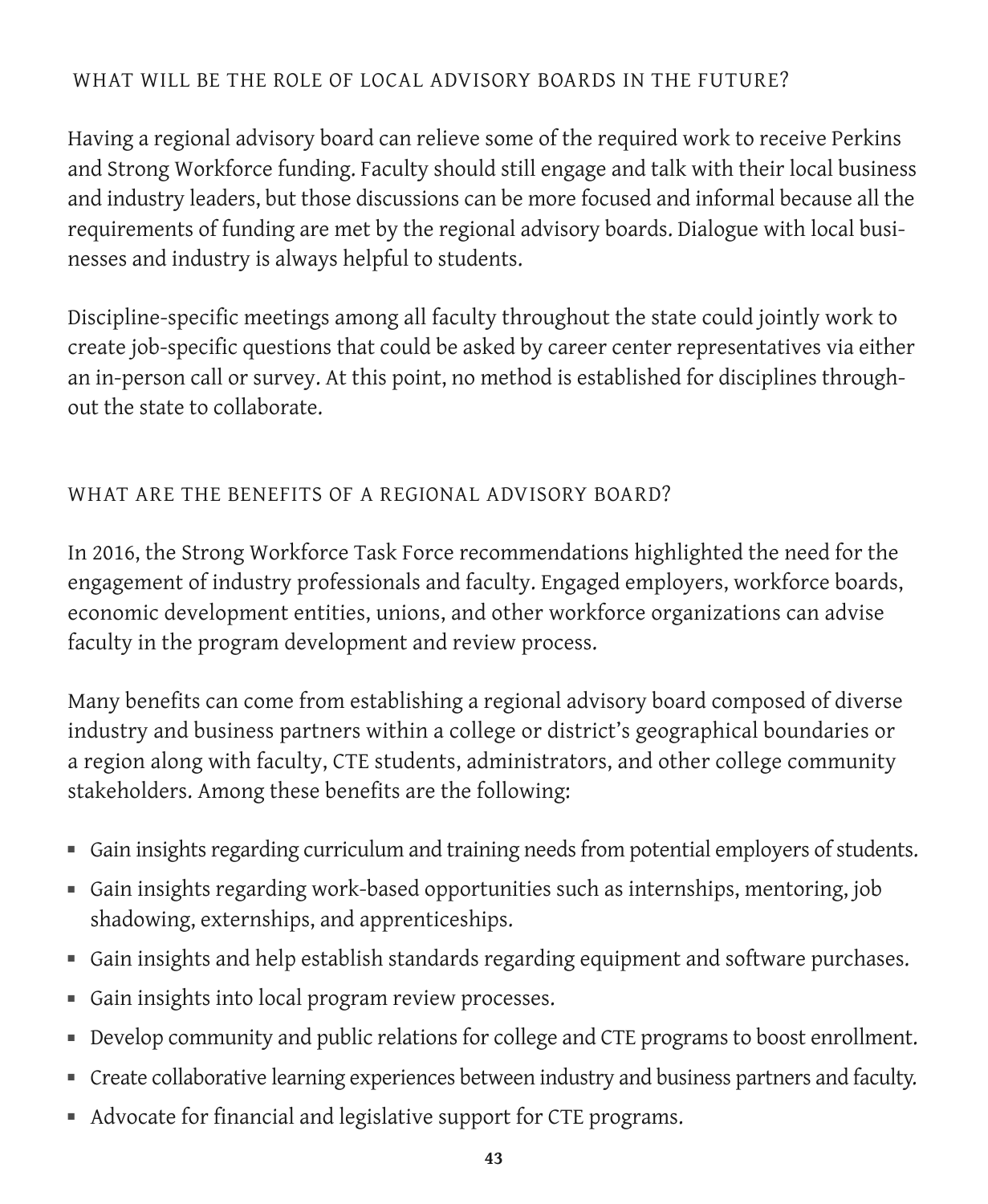### WHAT WILL BE THE ROLE OF LOCAL ADVISORY BOARDS IN THE FUTURE?

Having a regional advisory board can relieve some of the required work to receive Perkins and Strong Workforce funding. Faculty should still engage and talk with their local business and industry leaders, but those discussions can be more focused and informal because all the requirements of funding are met by the regional advisory boards. Dialogue with local businesses and industry is always helpful to students.

Discipline-specific meetings among all faculty throughout the state could jointly work to create job-specific questions that could be asked by career center representatives via either an in-person call or survey. At this point, no method is established for disciplines throughout the state to collaborate.

### WHAT ARE THE BENEFITS OF A REGIONAL ADVISORY BOARD?

In 2016, the Strong Workforce Task Force recommendations highlighted the need for the engagement of industry professionals and faculty. Engaged employers, workforce boards, economic development entities, unions, and other workforce organizations can advise faculty in the program development and review process.

Many benefits can come from establishing a regional advisory board composed of diverse industry and business partners within a college or district's geographical boundaries or a region along with faculty, CTE students, administrators, and other college community stakeholders. Among these benefits are the following:

- Gain insights regarding curriculum and training needs from potential employers of students.
- Gain insights regarding work-based opportunities such as internships, mentoring, job shadowing, externships, and apprenticeships.
- Gain insights and help establish standards regarding equipment and software purchases.
- Gain insights into local program review processes.
- Develop community and public relations for college and CTE programs to boost enrollment.
- Create collaborative learning experiences between industry and business partners and faculty.
- Advocate for financial and legislative support for CTE programs.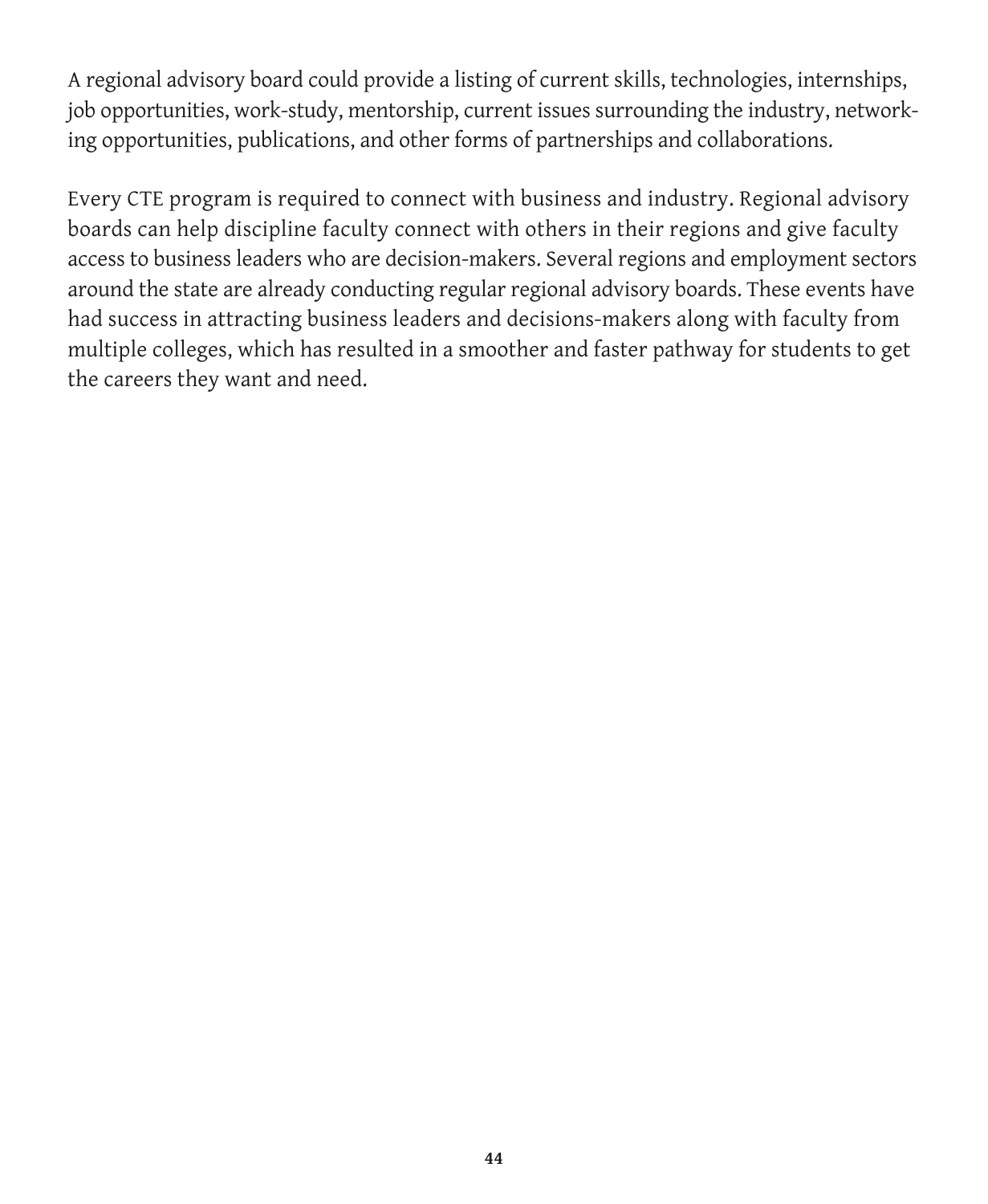A regional advisory board could provide a listing of current skills, technologies, internships, job opportunities, work-study, mentorship, current issues surrounding the industry, networking opportunities, publications, and other forms of partnerships and collaborations.

Every CTE program is required to connect with business and industry. Regional advisory boards can help discipline faculty connect with others in their regions and give faculty access to business leaders who are decision-makers. Several regions and employment sectors around the state are already conducting regular regional advisory boards. These events have had success in attracting business leaders and decisions-makers along with faculty from multiple colleges, which has resulted in a smoother and faster pathway for students to get the careers they want and need.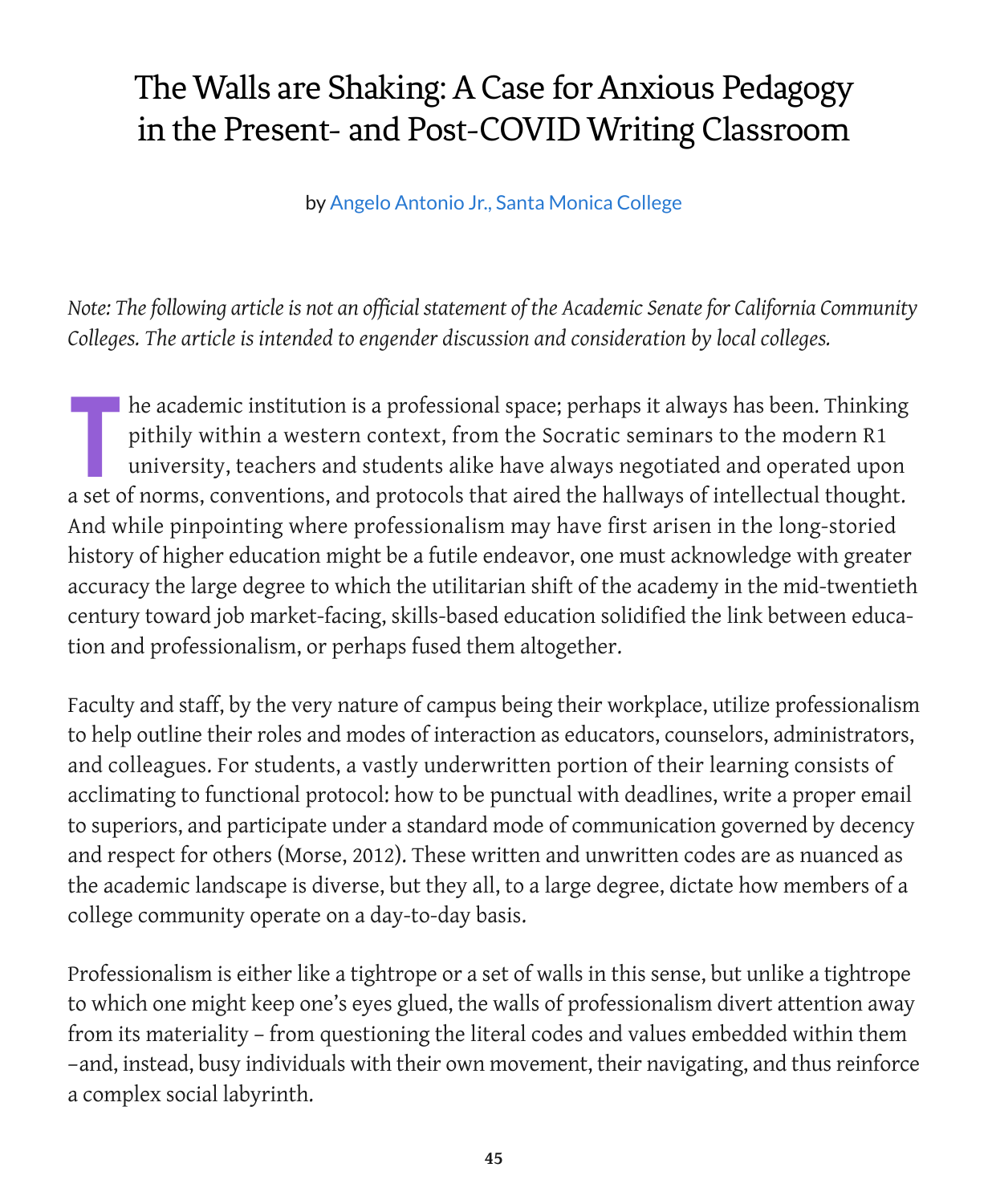# The Walls are Shaking: A Case for Anxious Pedagogy in the Present- and Post-COVID Writing Classroom

by Angelo Antonio Jr., Santa Monica College

*Note: The following article is not an official statement of the Academic Senate for California Community Colleges. The article is intended to engender discussion and consideration by local colleges.*

The academic institution is a professional space; perhaps it always has been. Thinking pithily within a western context, from the Socratic seminars to the modern R1 university, teachers and students alike have always negotiated and operated upon a set of norms, conventions, and protocols that aired the hallways of intellectual thought. And while pinpointing where professionalism may have first arisen in the long-storied history of higher education might be a futile endeavor, one must acknowledge with greater accuracy the large degree to which the utilitarian shift of the academy in the mid-twentieth century toward job market-facing, skills-based education solidified the link between education and professionalism, or perhaps fused them altogether.

Faculty and staff, by the very nature of campus being their workplace, utilize professionalism to help outline their roles and modes of interaction as educators, counselors, administrators, and colleagues. For students, a vastly underwritten portion of their learning consists of acclimating to functional protocol: how to be punctual with deadlines, write a proper email to superiors, and participate under a standard mode of communication governed by decency and respect for others (Morse, 2012). These written and unwritten codes are as nuanced as the academic landscape is diverse, but they all, to a large degree, dictate how members of a college community operate on a day-to-day basis.

Professionalism is either like a tightrope or a set of walls in this sense, but unlike a tightrope to which one might keep one's eyes glued, the walls of professionalism divert attention away from its materiality – from questioning the literal codes and values embedded within them –and, instead, busy individuals with their own movement, their navigating, and thus reinforce a complex social labyrinth.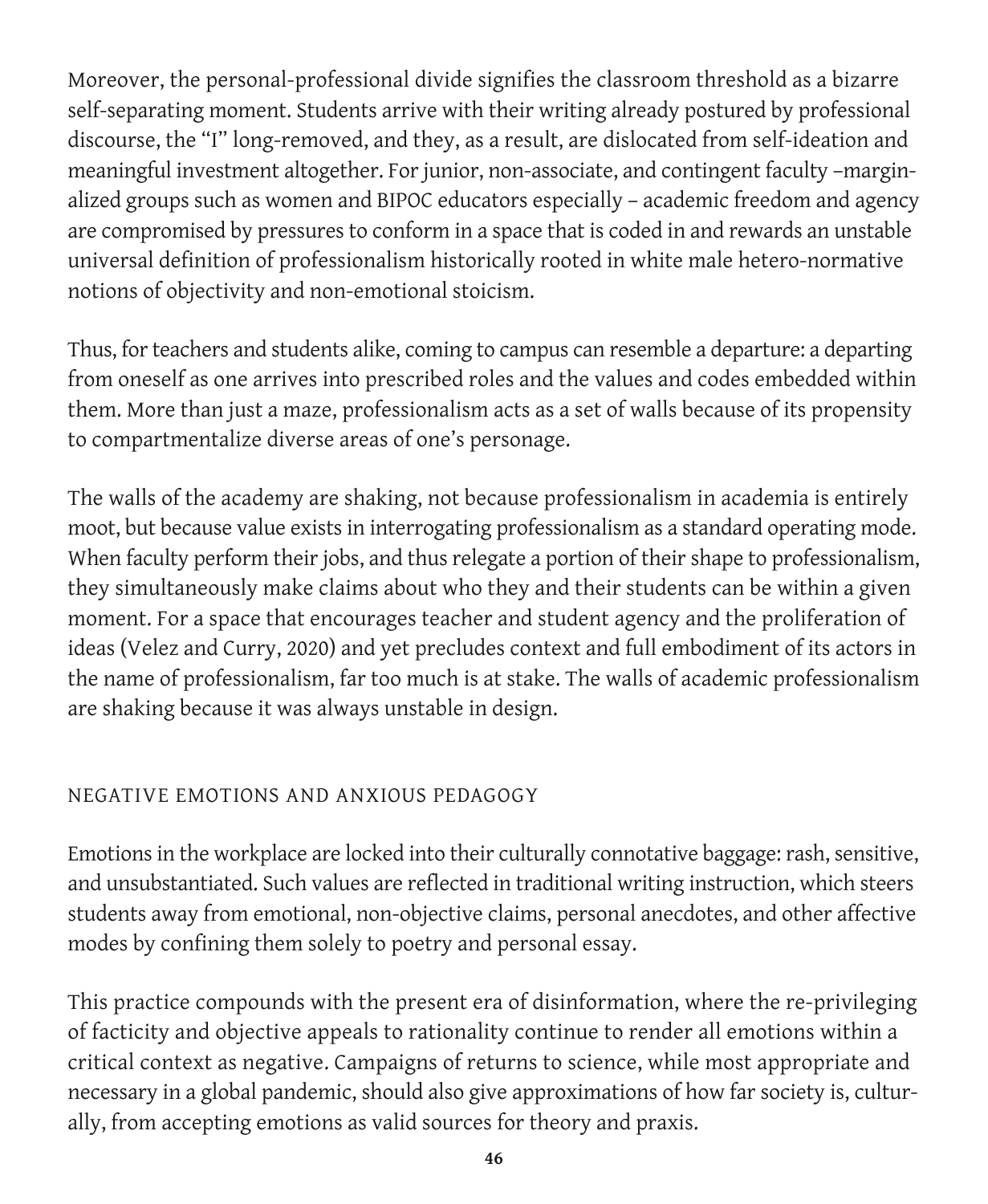Moreover, the personal-professional divide signifies the classroom threshold as a bizarre self-separating moment. Students arrive with their writing already postured by professional discourse, the "I" long-removed, and they, as a result, are dislocated from self-ideation and meaningful investment altogether. For junior, non-associate, and contingent faculty –marginalized groups such as women and BIPOC educators especially – academic freedom and agency are compromised by pressures to conform in a space that is coded in and rewards an unstable universal definition of professionalism historically rooted in white male hetero-normative notions of objectivity and non-emotional stoicism.

Thus, for teachers and students alike, coming to campus can resemble a departure: a departing from oneself as one arrives into prescribed roles and the values and codes embedded within them. More than just a maze, professionalism acts as a set of walls because of its propensity to compartmentalize diverse areas of one's personage.

The walls of the academy are shaking, not because professionalism in academia is entirely moot, but because value exists in interrogating professionalism as a standard operating mode. When faculty perform their jobs, and thus relegate a portion of their shape to professionalism, they simultaneously make claims about who they and their students can be within a given moment. For a space that encourages teacher and student agency and the proliferation of ideas (Velez and Curry, 2020) and yet precludes context and full embodiment of its actors in the name of professionalism, far too much is at stake. The walls of academic professionalism are shaking because it was always unstable in design.

## NEGATIVE EMOTIONS AND ANXIOUS PEDAGOGY

Emotions in the workplace are locked into their culturally connotative baggage: rash, sensitive, and unsubstantiated. Such values are reflected in traditional writing instruction, which steers students away from emotional, non-objective claims, personal anecdotes, and other affective modes by confining them solely to poetry and personal essay.

This practice compounds with the present era of disinformation, where the re-privileging of facticity and objective appeals to rationality continue to render all emotions within a critical context as negative. Campaigns of returns to science, while most appropriate and necessary in a global pandemic, should also give approximations of how far society is, culturally, from accepting emotions as valid sources for theory and praxis.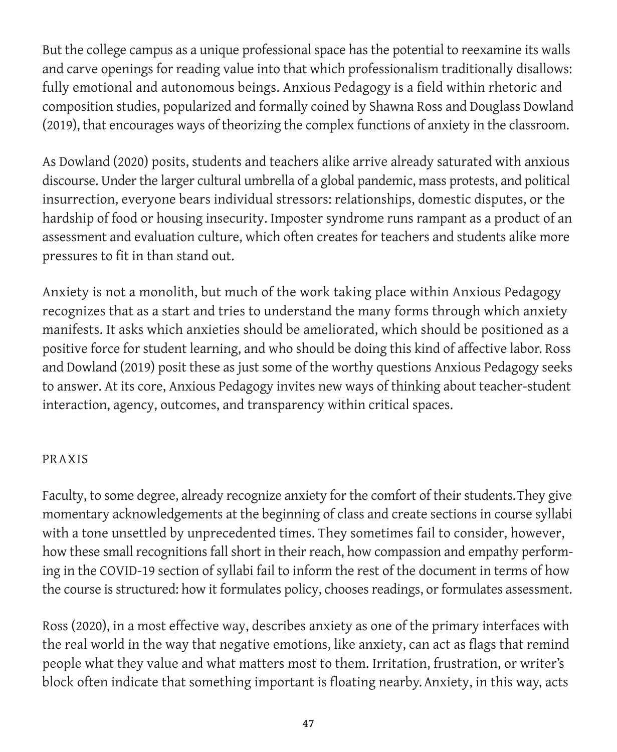But the college campus as a unique professional space has the potential to reexamine its walls and carve openings for reading value into that which professionalism traditionally disallows: fully emotional and autonomous beings. Anxious Pedagogy is a field within rhetoric and composition studies, popularized and formally coined by Shawna Ross and Douglass Dowland (2019), that encourages ways of theorizing the complex functions of anxiety in the classroom.

As Dowland (2020) posits, students and teachers alike arrive already saturated with anxious discourse. Under the larger cultural umbrella of a global pandemic, mass protests, and political insurrection, everyone bears individual stressors: relationships, domestic disputes, or the hardship of food or housing insecurity. Imposter syndrome runs rampant as a product of an assessment and evaluation culture, which often creates for teachers and students alike more pressures to fit in than stand out.

Anxiety is not a monolith, but much of the work taking place within Anxious Pedagogy recognizes that as a start and tries to understand the many forms through which anxiety manifests. It asks which anxieties should be ameliorated, which should be positioned as a positive force for student learning, and who should be doing this kind of affective labor. Ross and Dowland (2019) posit these as just some of the worthy questions Anxious Pedagogy seeks to answer. At its core, Anxious Pedagogy invites new ways of thinking about teacher-student interaction, agency, outcomes, and transparency within critical spaces.

## PRAXIS

Faculty, to some degree, already recognize anxiety for the comfort of their students. They give momentary acknowledgements at the beginning of class and create sections in course syllabi with a tone unsettled by unprecedented times. They sometimes fail to consider, however, how these small recognitions fall short in their reach, how compassion and empathy performing in the COVID-19 section of syllabi fail to inform the rest of the document in terms of how the course is structured: how it formulates policy, chooses readings, or formulates assessment.

Ross (2020), in a most effective way, describes anxiety as one of the primary interfaces with the real world in the way that negative emotions, like anxiety, can act as flags that remind people what they value and what matters most to them. Irritation, frustration, or writer's block often indicate that something important is floating nearby. Anxiety, in this way, acts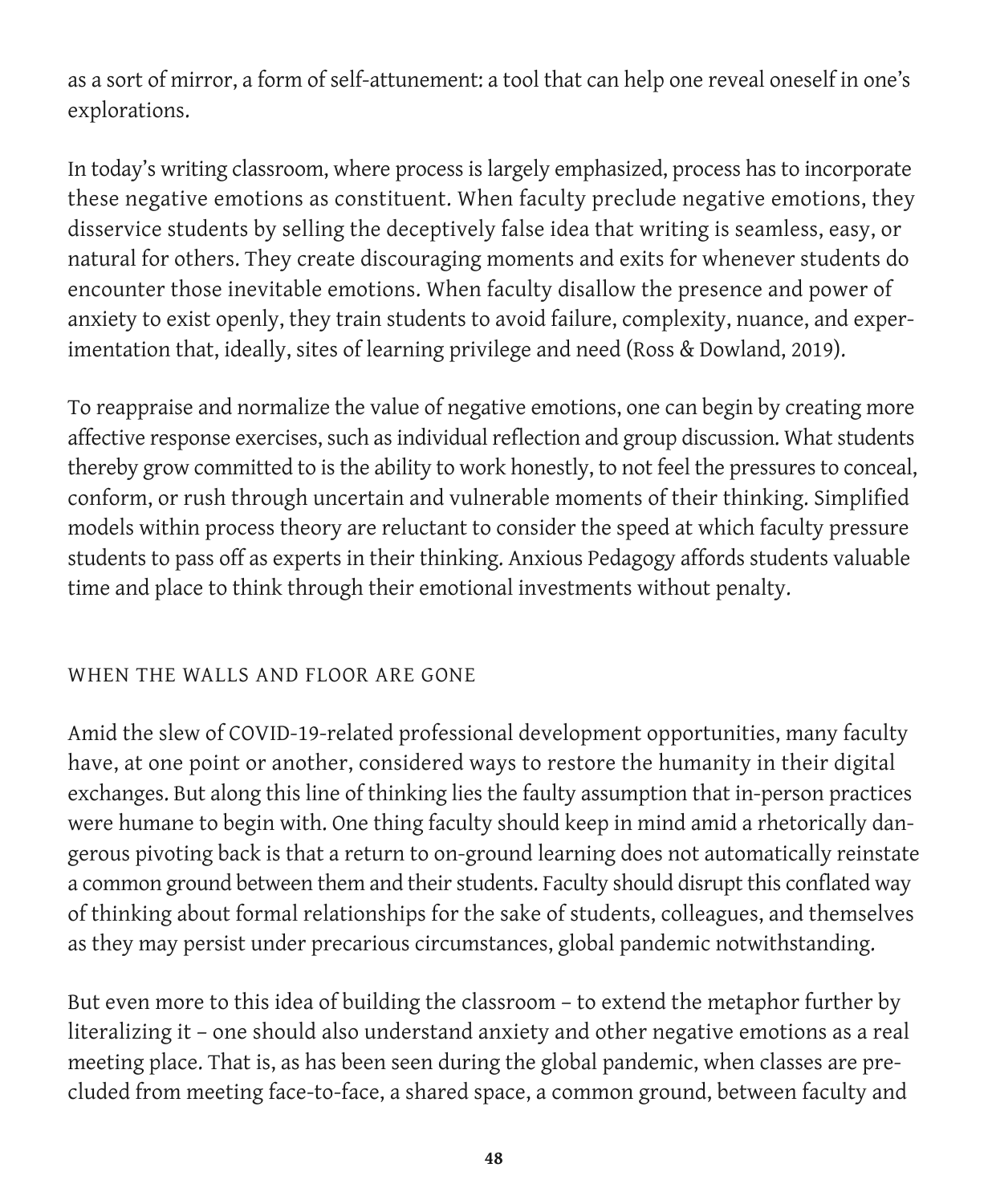as a sort of mirror, a form of self-attunement: a tool that can help one reveal oneself in one's explorations.

In today's writing classroom, where process is largely emphasized, process has to incorporate these negative emotions as constituent. When faculty preclude negative emotions, they disservice students by selling the deceptively false idea that writing is seamless, easy, or natural for others. They create discouraging moments and exits for whenever students do encounter those inevitable emotions. When faculty disallow the presence and power of anxiety to exist openly, they train students to avoid failure, complexity, nuance, and experimentation that, ideally, sites of learning privilege and need (Ross & Dowland, 2019).

To reappraise and normalize the value of negative emotions, one can begin by creating more affective response exercises, such as individual reflection and group discussion. What students thereby grow committed to is the ability to work honestly, to not feel the pressures to conceal, conform, or rush through uncertain and vulnerable moments of their thinking. Simplified models within process theory are reluctant to consider the speed at which faculty pressure students to pass off as experts in their thinking. Anxious Pedagogy affords students valuable time and place to think through their emotional investments without penalty.

## WHEN THE WALLS AND FLOOR ARE GONE

Amid the slew of COVID-19-related professional development opportunities, many faculty have, at one point or another, considered ways to restore the humanity in their digital exchanges. But along this line of thinking lies the faulty assumption that in-person practices were humane to begin with. One thing faculty should keep in mind amid a rhetorically dangerous pivoting back is that a return to on-ground learning does not automatically reinstate a common ground between them and their students. Faculty should disrupt this conflated way of thinking about formal relationships for the sake of students, colleagues, and themselves as they may persist under precarious circumstances, global pandemic notwithstanding.

But even more to this idea of building the classroom – to extend the metaphor further by literalizing it – one should also understand anxiety and other negative emotions as a real meeting place. That is, as has been seen during the global pandemic, when classes are precluded from meeting face-to-face, a shared space, a common ground, between faculty and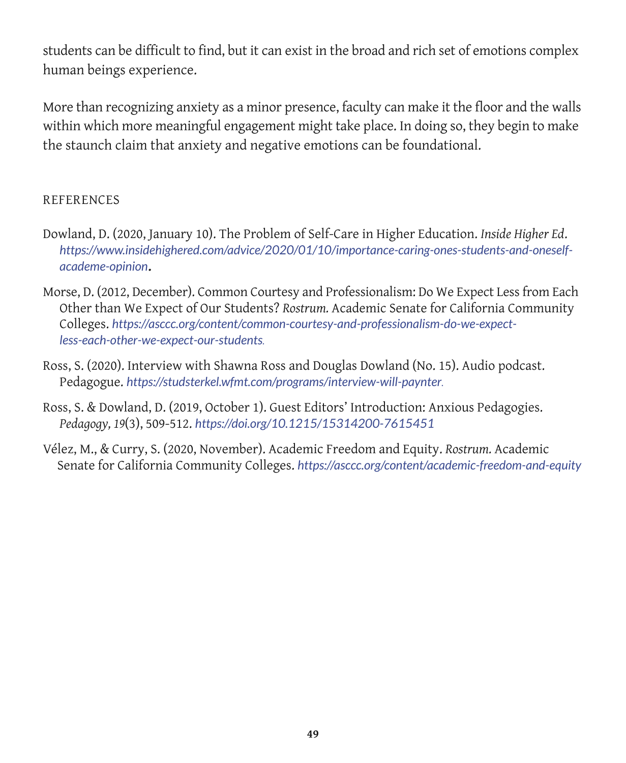students can be difficult to find, but it can exist in the broad and rich set of emotions complex human beings experience.

More than recognizing anxiety as a minor presence, faculty can make it the floor and the walls within which more meaningful engagement might take place. In doing so, they begin to make the staunch claim that anxiety and negative emotions can be foundational.

## REFERENCES

Dowland, D. (2020, January 10). The Problem of Self-Care in Higher Education. *Inside Higher Ed*. *https://www.insidehighered.com/advice/2020/01/10/importance-caring-ones-students-and-oneself-academe-opinion*.

Morse, D. (2012, December). Common Courtesy and Professionalism: Do We Expect Less from Each Other than We Expect of Our Students? *Rostrum.* Academic Senate for California Community Colleges. *https://asccc.org/content/common-courtesy-and-professionalism-do-we-expect-less-each-other-we-expect-our-students*.

Ross, S. (2020). Interview with Shawna Ross and Douglas Dowland (No. 15). Audio podcast. Pedagogue. *https://studsterkel.wfmt.com/programs/interview-will-paynter*.

Ross, S. & Dowland, D. (2019, October 1). Guest Editors' Introduction: Anxious Pedagogies. *Pedagogy, 19*(3), 509-512. *https://doi.org/10.1215/15314200-7615451*

Vélez, M., & Curry, S. (2020, November). Academic Freedom and Equity. *Rostrum.* Academic Senate for California Community Colleges. *https://asccc.org/content/academic-freedom-and-equity*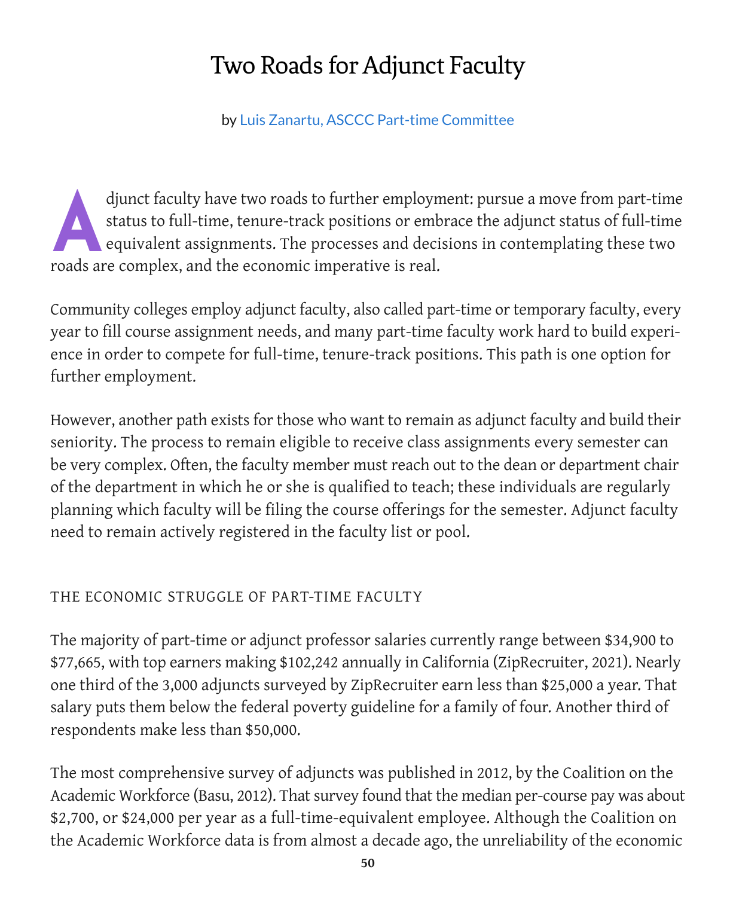# Two Roads for Adjunct Faculty

by Luis Zanartu, ASCCC Part-time Committee

Adjunct faculty have two roads to further employment: pursue a move from part-time status to full-time, tenure-track positions or embrace the adjunct status of full-time equivalent assignments. The processes and decisions in contemplating these two roads are complex, and the economic imperative is real.

Community colleges employ adjunct faculty, also called part-time or temporary faculty, every year to fill course assignment needs, and many part-time faculty work hard to build experience in order to compete for full-time, tenure-track positions. This path is one option for further employment.

However, another path exists for those who want to remain as adjunct faculty and build their seniority. The process to remain eligible to receive class assignments every semester can be very complex. Often, the faculty member must reach out to the dean or department chair of the department in which he or she is qualified to teach; these individuals are regularly planning which faculty will be filing the course offerings for the semester. Adjunct faculty need to remain actively registered in the faculty list or pool.

## THE ECONOMIC STRUGGLE OF PART-TIME FACULTY

The majority of part-time or adjunct professor salaries currently range between $34,900 to $77,665, with top earners making $102,242 annually in California (ZipRecruiter, 2021). Nearly one third of the 3,000 adjuncts surveyed by ZipRecruiter earn less than $25,000 a year. That salary puts them below the federal poverty guideline for a family of four. Another third of respondents make less than $50,000.

The most comprehensive survey of adjuncts was published in 2012, by the Coalition on the Academic Workforce (Basu, 2012). That survey found that the median per-course pay was about $2,700, or $24,000 per year as a full-time-equivalent employee. Although the Coalition on the Academic Workforce data is from almost a decade ago, the unreliability of the economic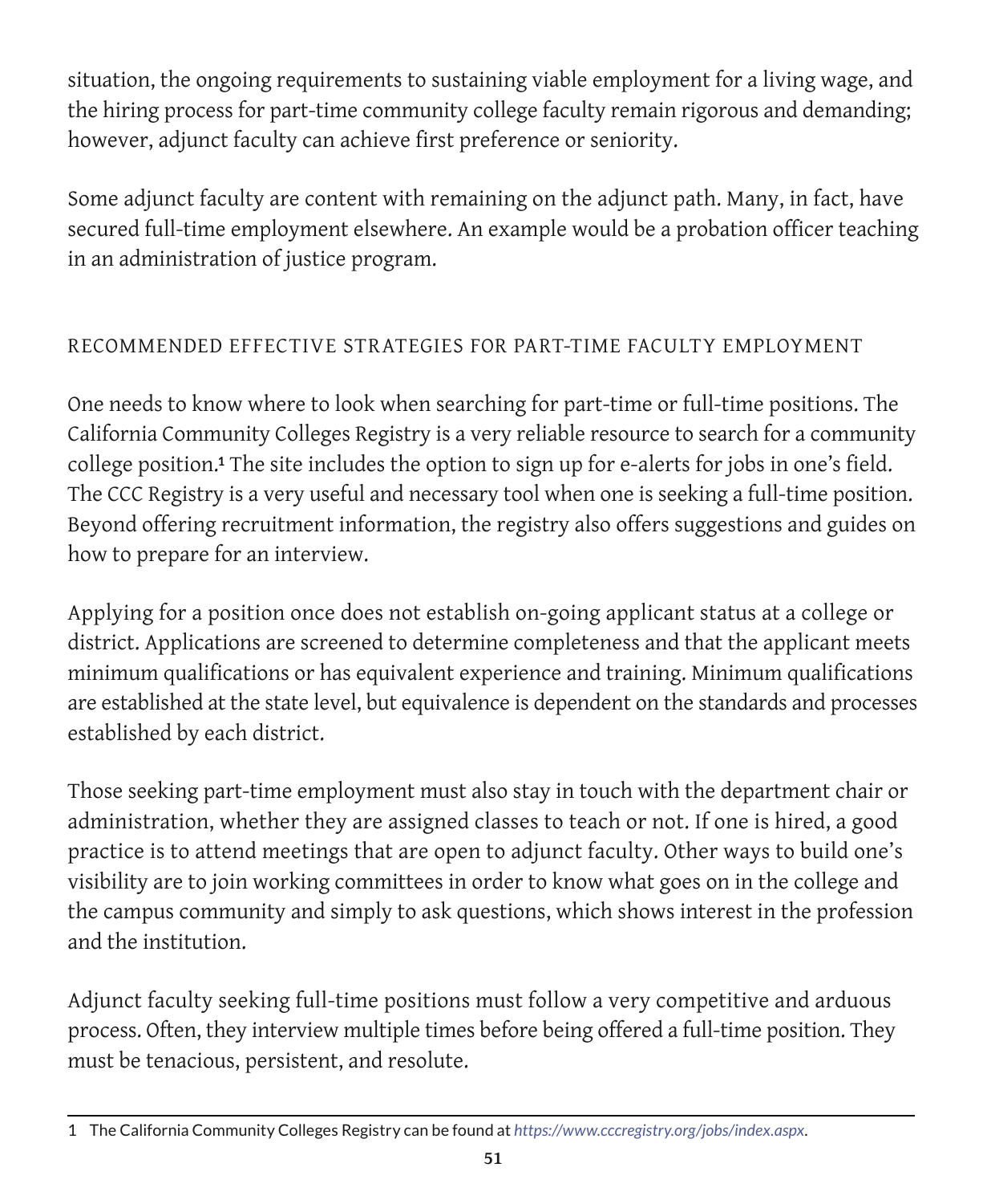situation, the ongoing requirements to sustaining viable employment for a living wage, and the hiring process for part-time community college faculty remain rigorous and demanding; however, adjunct faculty can achieve first preference or seniority.

Some adjunct faculty are content with remaining on the adjunct path. Many, in fact, have secured full-time employment elsewhere. An example would be a probation officer teaching in an administration of justice program.

## RECOMMENDED EFFECTIVE STRATEGIES FOR PART-TIME FACULTY EMPLOYMENT

One needs to know where to look when searching for part-time or full-time positions. The California Community Colleges Registry is a very reliable resource to search for a community college position.[1] The site includes the option to sign up for e-alerts for jobs in one's field. The CCC Registry is a very useful and necessary tool when one is seeking a full-time position. Beyond offering recruitment information, the registry also offers suggestions and guides on how to prepare for an interview.

Applying for a position once does not establish on-going applicant status at a college or district. Applications are screened to determine completeness and that the applicant meets minimum qualifications or has equivalent experience and training. Minimum qualifications are established at the state level, but equivalence is dependent on the standards and processes established by each district.

Those seeking part-time employment must also stay in touch with the department chair or administration, whether they are assigned classes to teach or not. If one is hired, a good practice is to attend meetings that are open to adjunct faculty. Other ways to build one's visibility are to join working committees in order to know what goes on in the college and the campus community and simply to ask questions, which shows interest in the profession and the institution.

Adjunct faculty seeking full-time positions must follow a very competitive and arduous process. Often, they interview multiple times before being offered a full-time position. They must be tenacious, persistent, and resolute.

---

1 The California Community Colleges Registry can be found at *https://www.cccregistry.org/jobs/index.aspx*.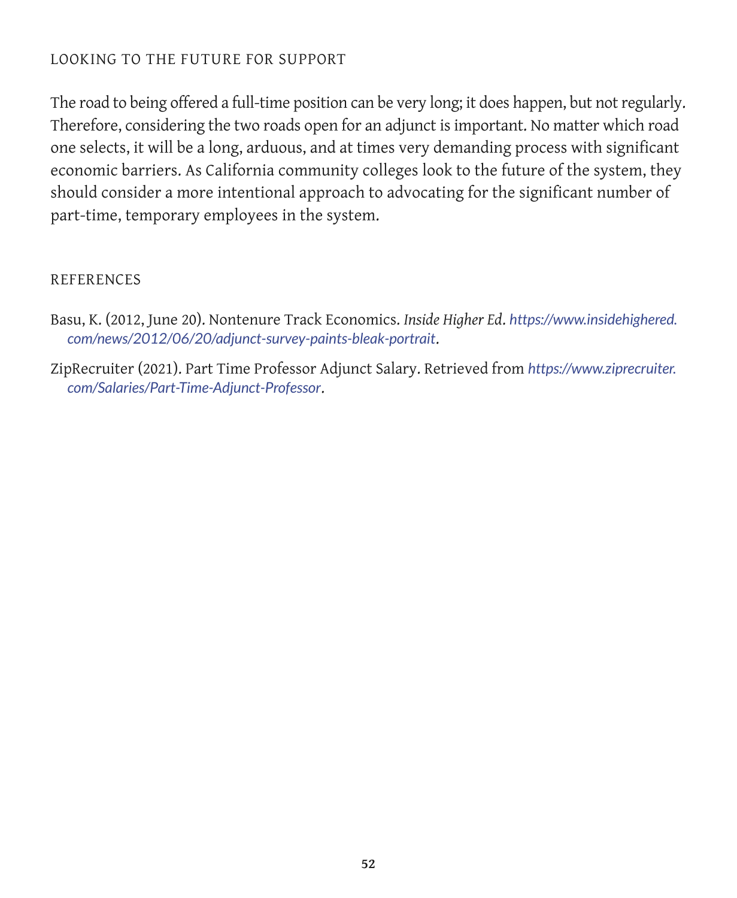## LOOKING TO THE FUTURE FOR SUPPORT

The road to being offered a full-time position can be very long; it does happen, but not regularly. Therefore, considering the two roads open for an adjunct is important. No matter which road one selects, it will be a long, arduous, and at times very demanding process with significant economic barriers. As California community colleges look to the future of the system, they should consider a more intentional approach to advocating for the significant number of part-time, temporary employees in the system.

## REFERENCES

Basu, K. (2012, June 20). Nontenure Track Economics. *Inside Higher Ed*. *https://www.insidehighered.com/news/2012/06/20/adjunct-survey-paints-bleak-portrait*.

ZipRecruiter (2021). Part Time Professor Adjunct Salary. Retrieved from *https://www.ziprecruiter.com/Salaries/Part-Time-Adjunct-Professor*.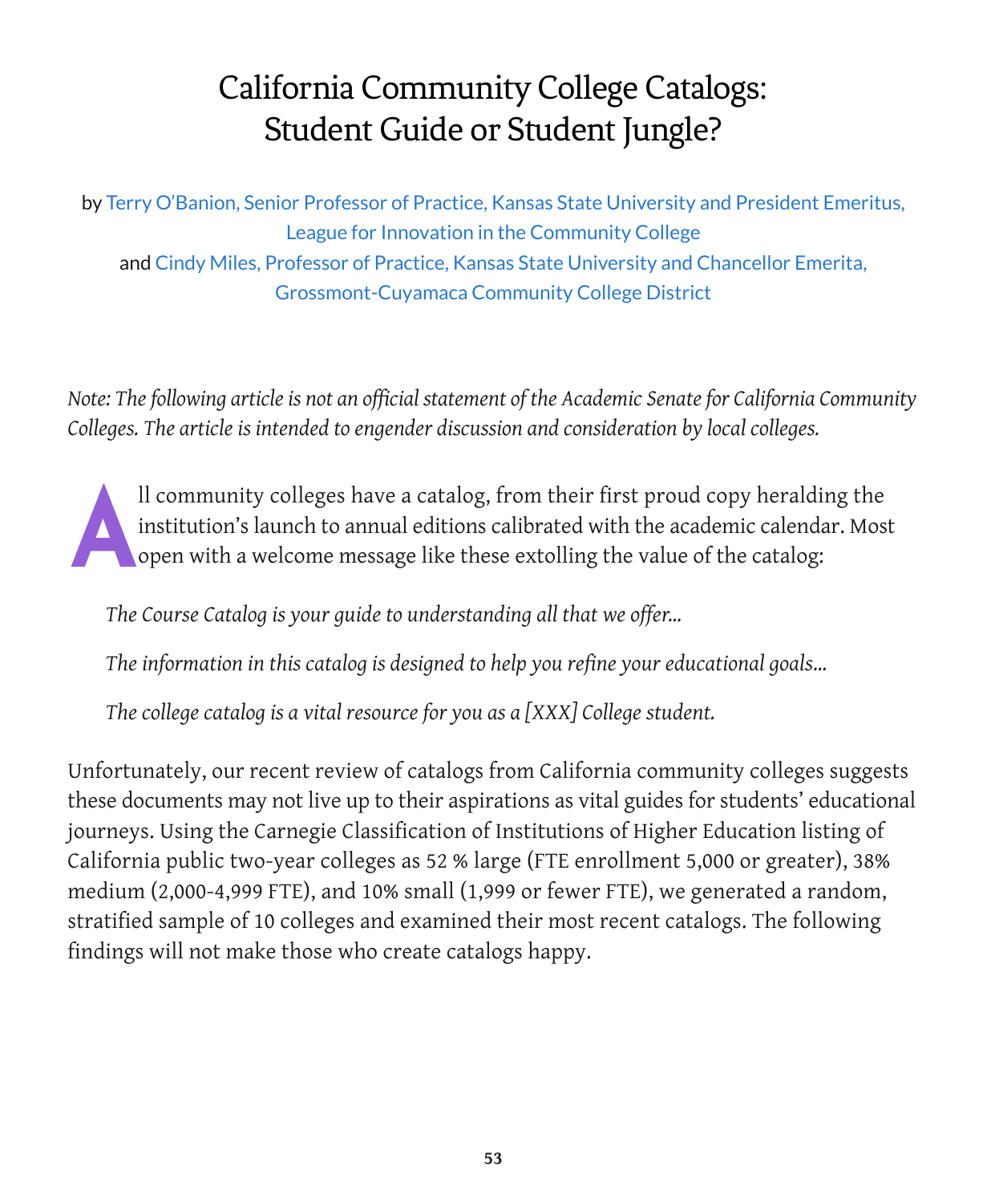# California Community College Catalogs: Student Guide or Student Jungle?

by Terry O'Banion, Senior Professor of Practice, Kansas State University and President Emeritus, League for Innovation in the Community College
and Cindy Miles, Professor of Practice, Kansas State University and Chancellor Emerita, Grossmont-Cuyamaca Community College District

*Note: The following article is not an official statement of the Academic Senate for California Community Colleges. The article is intended to engender discussion and consideration by local colleges.*

All community colleges have a catalog, from their first proud copy heralding the institution's launch to annual editions calibrated with the academic calendar. Most open with a welcome message like these extolling the value of the catalog:

*The Course Catalog is your guide to understanding all that we offer...*

*The information in this catalog is designed to help you refine your educational goals...*

*The college catalog is a vital resource for you as a [XXX] College student.*

Unfortunately, our recent review of catalogs from California community colleges suggests these documents may not live up to their aspirations as vital guides for students' educational journeys. Using the Carnegie Classification of Institutions of Higher Education listing of California public two-year colleges as 52 % large (FTE enrollment 5,000 or greater), 38% medium (2,000-4,999 FTE), and 10% small (1,999 or fewer FTE), we generated a random, stratified sample of 10 colleges and examined their most recent catalogs. The following findings will not make those who create catalogs happy.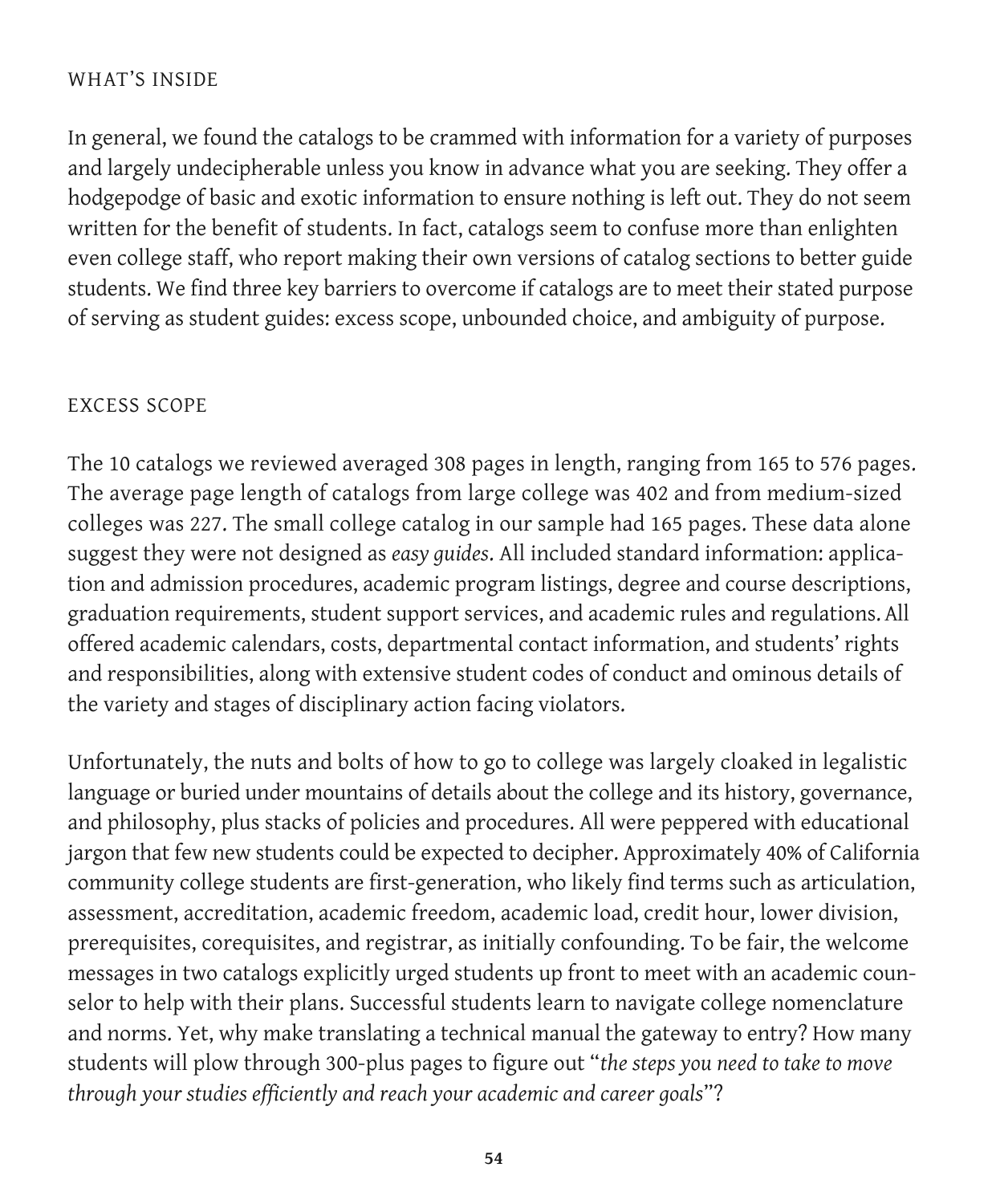## WHAT'S INSIDE

In general, we found the catalogs to be crammed with information for a variety of purposes and largely undecipherable unless you know in advance what you are seeking. They offer a hodgepodge of basic and exotic information to ensure nothing is left out. They do not seem written for the benefit of students. In fact, catalogs seem to confuse more than enlighten even college staff, who report making their own versions of catalog sections to better guide students. We find three key barriers to overcome if catalogs are to meet their stated purpose of serving as student guides: excess scope, unbounded choice, and ambiguity of purpose.

## EXCESS SCOPE

The 10 catalogs we reviewed averaged 308 pages in length, ranging from 165 to 576 pages. The average page length of catalogs from large college was 402 and from medium-sized colleges was 227. The small college catalog in our sample had 165 pages. These data alone suggest they were not designed as *easy guides*. All included standard information: application and admission procedures, academic program listings, degree and course descriptions, graduation requirements, student support services, and academic rules and regulations. All offered academic calendars, costs, departmental contact information, and students' rights and responsibilities, along with extensive student codes of conduct and ominous details of the variety and stages of disciplinary action facing violators.

Unfortunately, the nuts and bolts of how to go to college was largely cloaked in legalistic language or buried under mountains of details about the college and its history, governance, and philosophy, plus stacks of policies and procedures. All were peppered with educational jargon that few new students could be expected to decipher. Approximately 40% of California community college students are first-generation, who likely find terms such as articulation, assessment, accreditation, academic freedom, academic load, credit hour, lower division, prerequisites, corequisites, and registrar, as initially confounding. To be fair, the welcome messages in two catalogs explicitly urged students up front to meet with an academic counselor to help with their plans. Successful students learn to navigate college nomenclature and norms. Yet, why make translating a technical manual the gateway to entry? How many students will plow through 300-plus pages to figure out "*the steps you need to take to move through your studies efficiently and reach your academic and career goals*"?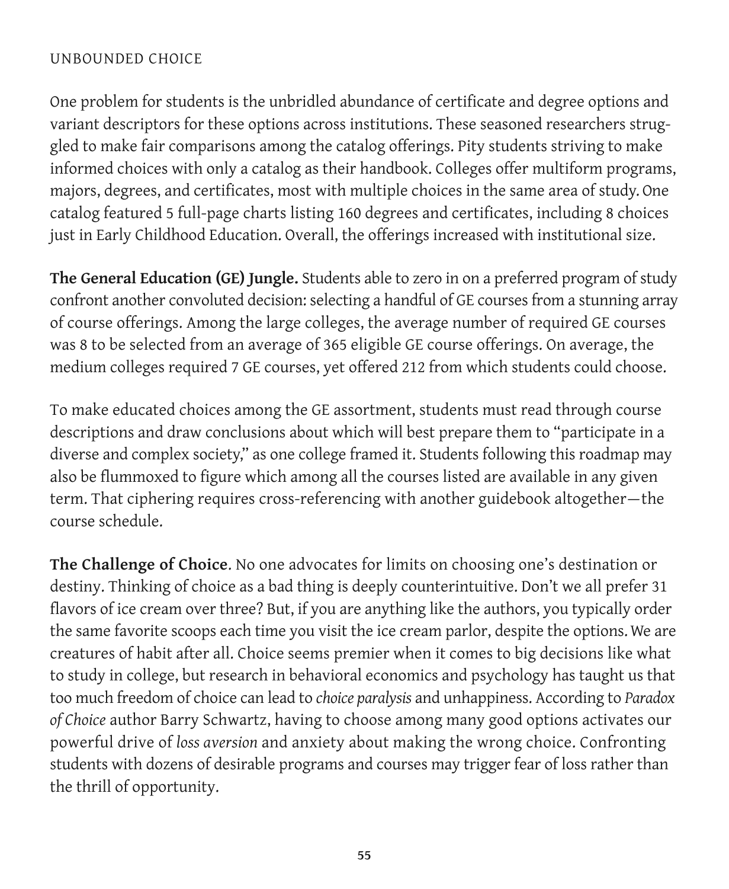## UNBOUNDED CHOICE

One problem for students is the unbridled abundance of certificate and degree options and variant descriptors for these options across institutions. These seasoned researchers struggled to make fair comparisons among the catalog offerings. Pity students striving to make informed choices with only a catalog as their handbook. Colleges offer multiform programs, majors, degrees, and certificates, most with multiple choices in the same area of study. One catalog featured 5 full-page charts listing 160 degrees and certificates, including 8 choices just in Early Childhood Education. Overall, the offerings increased with institutional size.

**The General Education (GE) Jungle.** Students able to zero in on a preferred program of study confront another convoluted decision: selecting a handful of GE courses from a stunning array of course offerings. Among the large colleges, the average number of required GE courses was 8 to be selected from an average of 365 eligible GE course offerings. On average, the medium colleges required 7 GE courses, yet offered 212 from which students could choose.

To make educated choices among the GE assortment, students must read through course descriptions and draw conclusions about which will best prepare them to "participate in a diverse and complex society," as one college framed it. Students following this roadmap may also be flummoxed to figure which among all the courses listed are available in any given term. That ciphering requires cross-referencing with another guidebook altogether—the course schedule.

**The Challenge of Choice**. No one advocates for limits on choosing one's destination or destiny. Thinking of choice as a bad thing is deeply counterintuitive. Don't we all prefer 31 flavors of ice cream over three? But, if you are anything like the authors, you typically order the same favorite scoops each time you visit the ice cream parlor, despite the options. We are creatures of habit after all. Choice seems premier when it comes to big decisions like what to study in college, but research in behavioral economics and psychology has taught us that too much freedom of choice can lead to *choice paralysis* and unhappiness. According to *Paradox of Choice* author Barry Schwartz, having to choose among many good options activates our powerful drive of *loss aversion* and anxiety about making the wrong choice. Confronting students with dozens of desirable programs and courses may trigger fear of loss rather than the thrill of opportunity.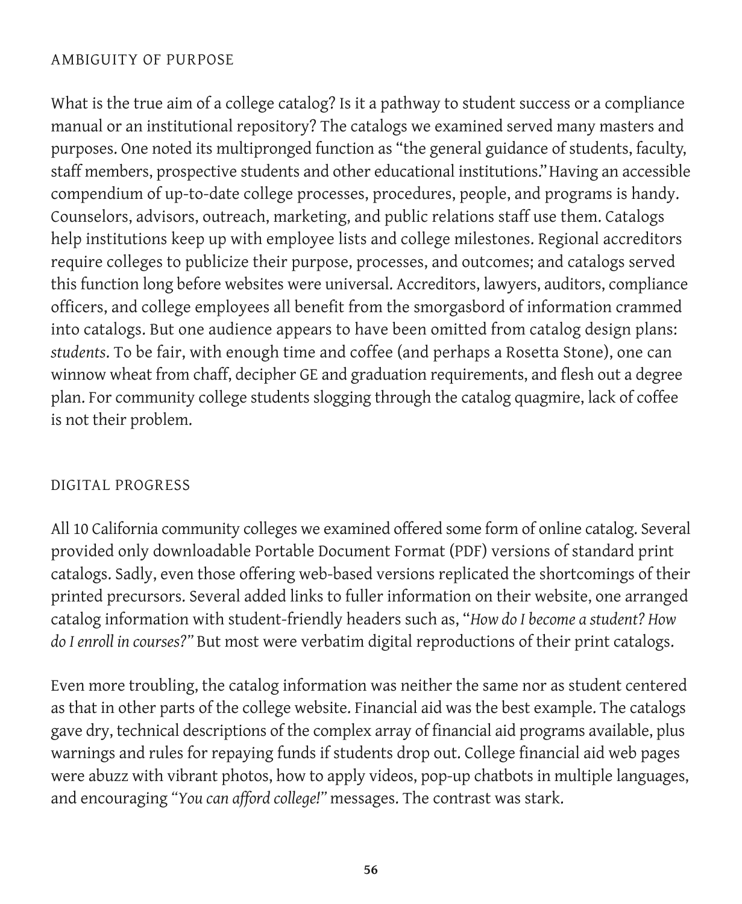## AMBIGUITY OF PURPOSE

What is the true aim of a college catalog? Is it a pathway to student success or a compliance manual or an institutional repository? The catalogs we examined served many masters and purposes. One noted its multipronged function as "the general guidance of students, faculty, staff members, prospective students and other educational institutions." Having an accessible compendium of up-to-date college processes, procedures, people, and programs is handy. Counselors, advisors, outreach, marketing, and public relations staff use them. Catalogs help institutions keep up with employee lists and college milestones. Regional accreditors require colleges to publicize their purpose, processes, and outcomes; and catalogs served this function long before websites were universal. Accreditors, lawyers, auditors, compliance officers, and college employees all benefit from the smorgasbord of information crammed into catalogs. But one audience appears to have been omitted from catalog design plans: *students*. To be fair, with enough time and coffee (and perhaps a Rosetta Stone), one can winnow wheat from chaff, decipher GE and graduation requirements, and flesh out a degree plan. For community college students slogging through the catalog quagmire, lack of coffee is not their problem.

## DIGITAL PROGRESS

All 10 California community colleges we examined offered some form of online catalog. Several provided only downloadable Portable Document Format (PDF) versions of standard print catalogs. Sadly, even those offering web-based versions replicated the shortcomings of their printed precursors. Several added links to fuller information on their website, one arranged catalog information with student-friendly headers such as, "*How do I become a student? How do I enroll in courses?*" But most were verbatim digital reproductions of their print catalogs.

Even more troubling, the catalog information was neither the same nor as student centered as that in other parts of the college website. Financial aid was the best example. The catalogs gave dry, technical descriptions of the complex array of financial aid programs available, plus warnings and rules for repaying funds if students drop out. College financial aid web pages were abuzz with vibrant photos, how to apply videos, pop-up chatbots in multiple languages, and encouraging "*You can afford college!*" messages. The contrast was stark.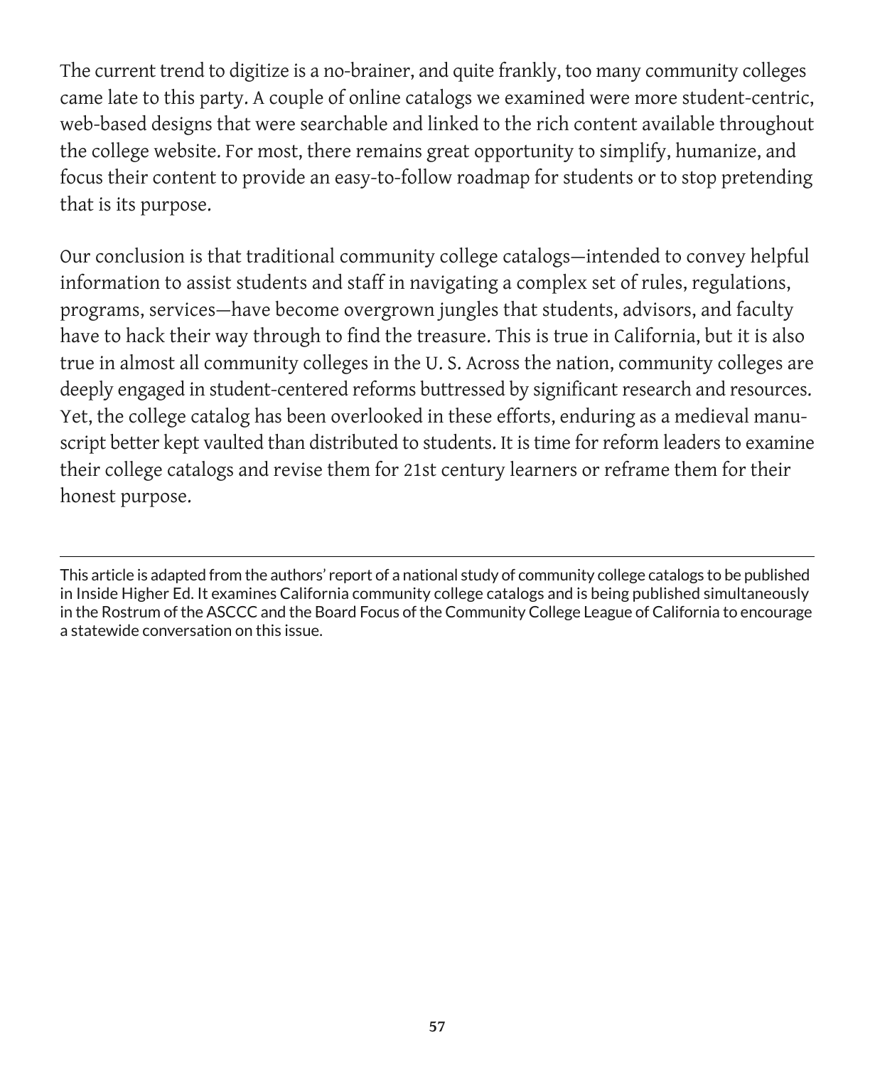The current trend to digitize is a no-brainer, and quite frankly, too many community colleges came late to this party. A couple of online catalogs we examined were more student-centric, web-based designs that were searchable and linked to the rich content available throughout the college website. For most, there remains great opportunity to simplify, humanize, and focus their content to provide an easy-to-follow roadmap for students or to stop pretending that is its purpose.

Our conclusion is that traditional community college catalogs—intended to convey helpful information to assist students and staff in navigating a complex set of rules, regulations, programs, services—have become overgrown jungles that students, advisors, and faculty have to hack their way through to find the treasure. This is true in California, but it is also true in almost all community colleges in the U. S. Across the nation, community colleges are deeply engaged in student-centered reforms buttressed by significant research and resources. Yet, the college catalog has been overlooked in these efforts, enduring as a medieval manuscript better kept vaulted than distributed to students. It is time for reform leaders to examine their college catalogs and revise them for 21st century learners or reframe them for their honest purpose.

---

This article is adapted from the authors' report of a national study of community college catalogs to be published in Inside Higher Ed. It examines California community college catalogs and is being published simultaneously in the Rostrum of the ASCCC and the Board Focus of the Community College League of California to encourage a statewide conversation on this issue.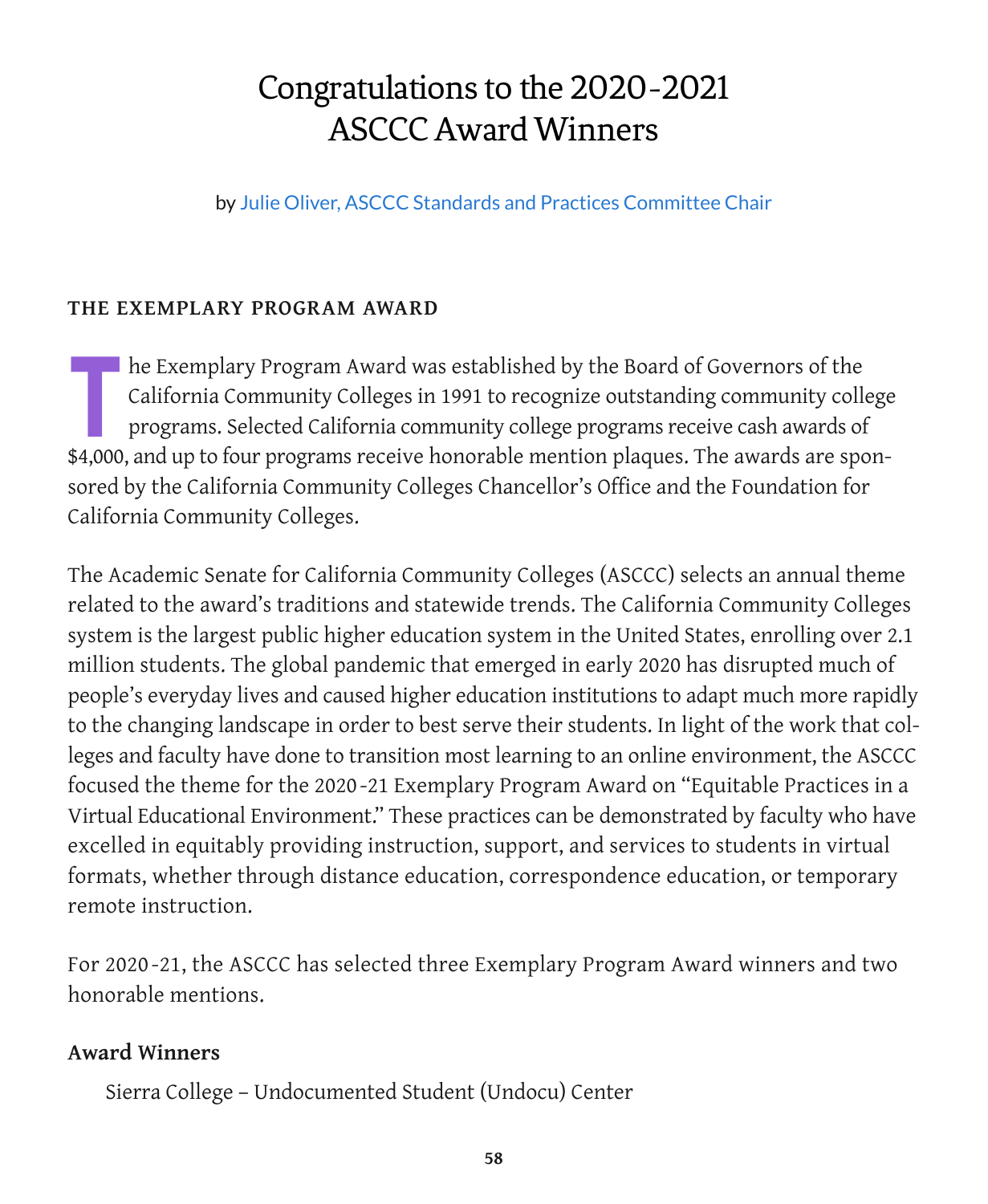# Congratulations to the 2020-2021 ASCCC Award Winners

by Julie Oliver, ASCCC Standards and Practices Committee Chair

### THE EXEMPLARY PROGRAM AWARD

The Exemplary Program Award was established by the Board of Governors of the California Community Colleges in 1991 to recognize outstanding community college programs. Selected California community college programs receive cash awards of $4,000, and up to four programs receive honorable mention plaques. The awards are sponsored by the California Community Colleges Chancellor's Office and the Foundation for California Community Colleges.

The Academic Senate for California Community Colleges (ASCCC) selects an annual theme related to the award's traditions and statewide trends. The California Community Colleges system is the largest public higher education system in the United States, enrolling over 2.1 million students. The global pandemic that emerged in early 2020 has disrupted much of people's everyday lives and caused higher education institutions to adapt much more rapidly to the changing landscape in order to best serve their students. In light of the work that colleges and faculty have done to transition most learning to an online environment, the ASCCC focused the theme for the 2020-21 Exemplary Program Award on "Equitable Practices in a Virtual Educational Environment." These practices can be demonstrated by faculty who have excelled in equitably providing instruction, support, and services to students in virtual formats, whether through distance education, correspondence education, or temporary remote instruction.

For 2020-21, the ASCCC has selected three Exemplary Program Award winners and two honorable mentions.

**Award Winners**

Sierra College – Undocumented Student (Undocu) Center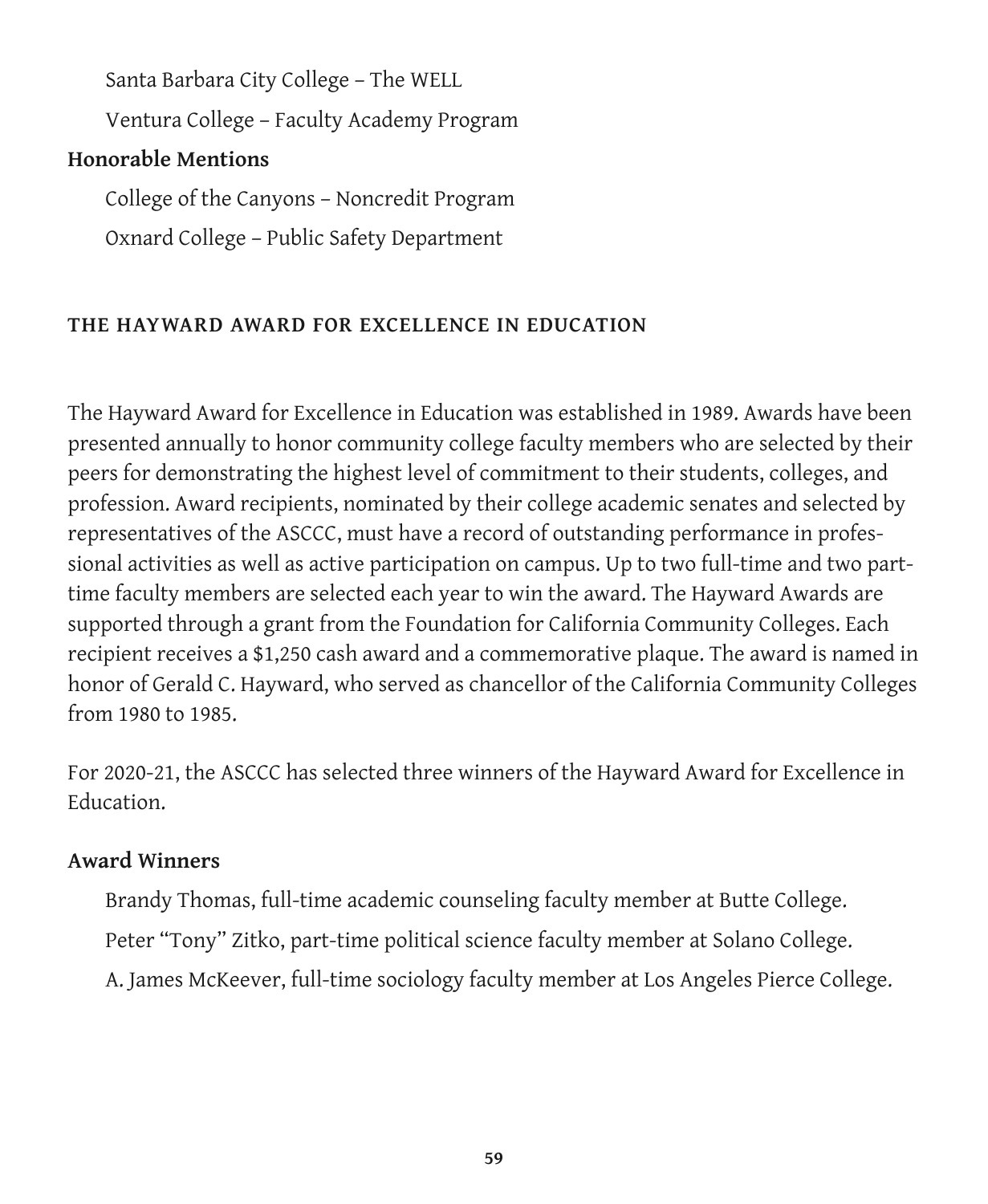Santa Barbara City College – The WELL

Ventura College – Faculty Academy Program

**Honorable Mentions**

College of the Canyons – Noncredit Program

Oxnard College – Public Safety Department

## THE HAYWARD AWARD FOR EXCELLENCE IN EDUCATION

The Hayward Award for Excellence in Education was established in 1989. Awards have been presented annually to honor community college faculty members who are selected by their peers for demonstrating the highest level of commitment to their students, colleges, and profession. Award recipients, nominated by their college academic senates and selected by representatives of the ASCCC, must have a record of outstanding performance in professional activities as well as active participation on campus. Up to two full-time and two part-time faculty members are selected each year to win the award. The Hayward Awards are supported through a grant from the Foundation for California Community Colleges. Each recipient receives a $1,250 cash award and a commemorative plaque. The award is named in honor of Gerald C. Hayward, who served as chancellor of the California Community Colleges from 1980 to 1985.

For 2020-21, the ASCCC has selected three winners of the Hayward Award for Excellence in Education.

**Award Winners**

Brandy Thomas, full-time academic counseling faculty member at Butte College.

Peter "Tony" Zitko, part-time political science faculty member at Solano College.

A. James McKeever, full-time sociology faculty member at Los Angeles Pierce College.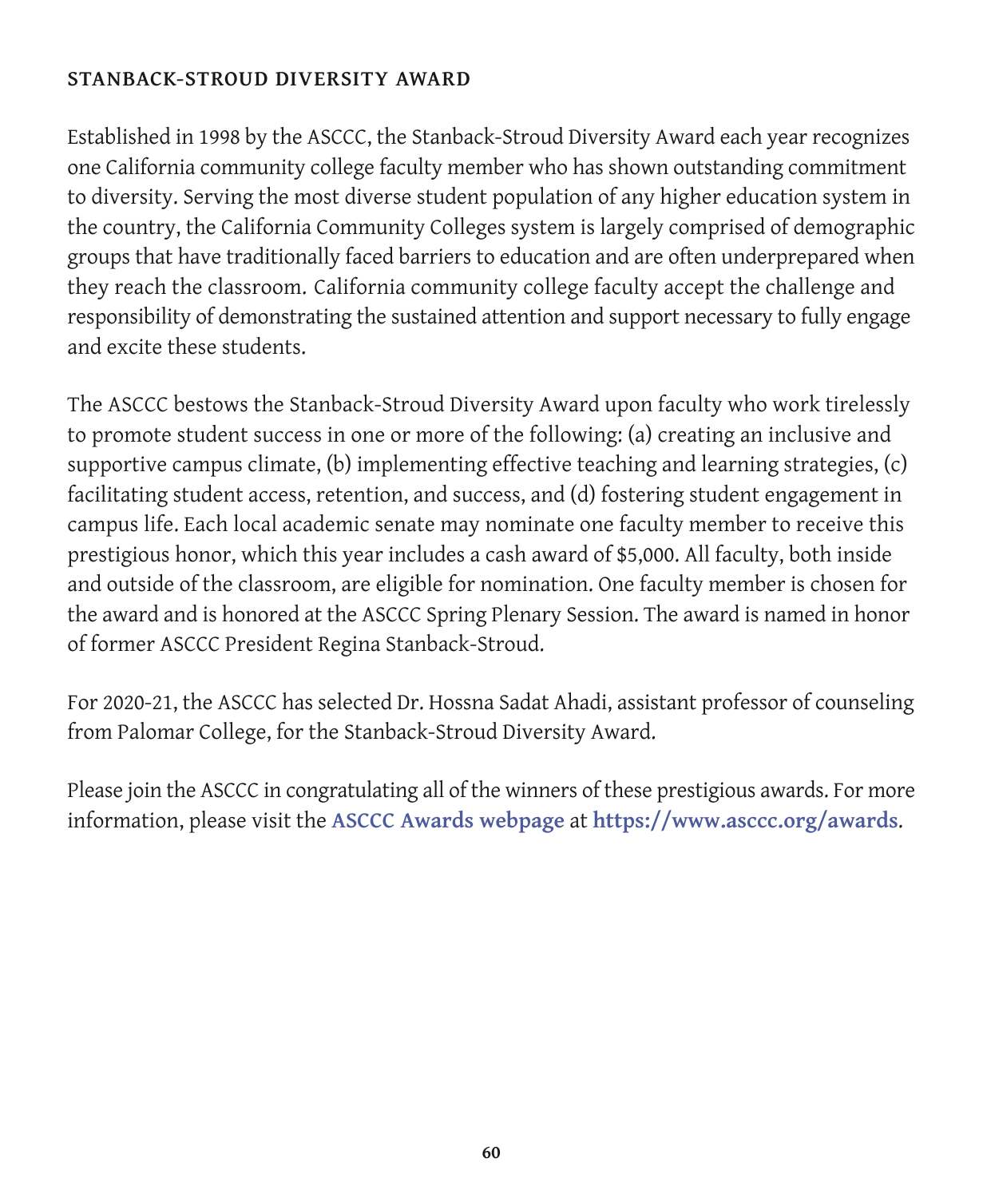### STANBACK-STROUD DIVERSITY AWARD

Established in 1998 by the ASCCC, the Stanback-Stroud Diversity Award each year recognizes one California community college faculty member who has shown outstanding commitment to diversity. Serving the most diverse student population of any higher education system in the country, the California Community Colleges system is largely comprised of demographic groups that have traditionally faced barriers to education and are often underprepared when they reach the classroom. California community college faculty accept the challenge and responsibility of demonstrating the sustained attention and support necessary to fully engage and excite these students.

The ASCCC bestows the Stanback-Stroud Diversity Award upon faculty who work tirelessly to promote student success in one or more of the following: (a) creating an inclusive and supportive campus climate, (b) implementing effective teaching and learning strategies, (c) facilitating student access, retention, and success, and (d) fostering student engagement in campus life. Each local academic senate may nominate one faculty member to receive this prestigious honor, which this year includes a cash award of $5,000. All faculty, both inside and outside of the classroom, are eligible for nomination. One faculty member is chosen for the award and is honored at the ASCCC Spring Plenary Session. The award is named in honor of former ASCCC President Regina Stanback-Stroud.

For 2020-21, the ASCCC has selected Dr. Hossna Sadat Ahadi, assistant professor of counseling from Palomar College, for the Stanback-Stroud Diversity Award.

Please join the ASCCC in congratulating all of the winners of these prestigious awards. For more information, please visit the **ASCCC Awards webpage** at **https://www.asccc.org/awards**.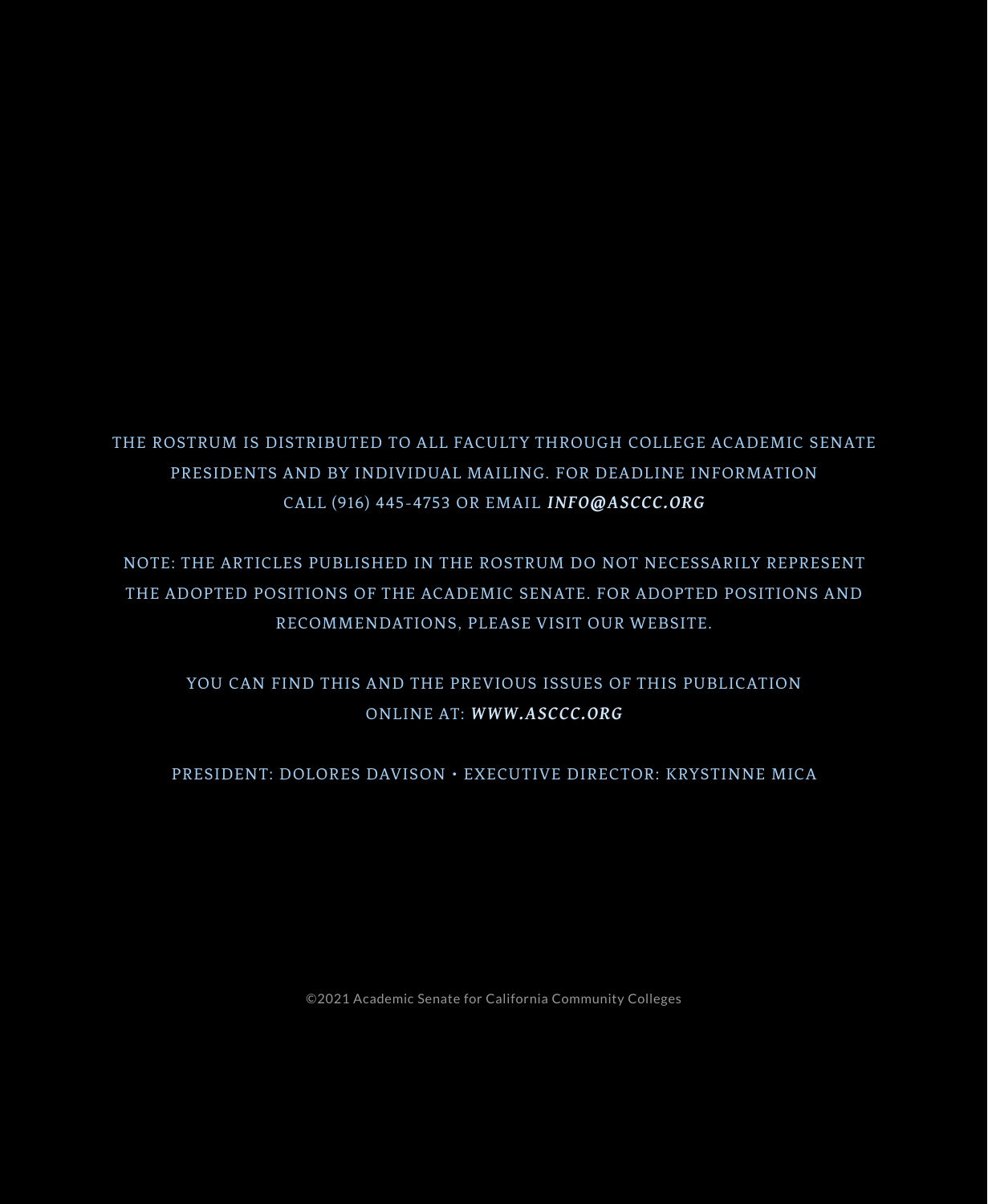THE ROSTRUM IS DISTRIBUTED TO ALL FACULTY THROUGH COLLEGE ACADEMIC SENATE PRESIDENTS AND BY INDIVIDUAL MAILING. FOR DEADLINE INFORMATION CALL (916) 445-4753 OR EMAIL ***INFO@ASCCC.ORG***

NOTE: THE ARTICLES PUBLISHED IN THE ROSTRUM DO NOT NECESSARILY REPRESENT THE ADOPTED POSITIONS OF THE ACADEMIC SENATE. FOR ADOPTED POSITIONS AND RECOMMENDATIONS, PLEASE VISIT OUR WEBSITE.

YOU CAN FIND THIS AND THE PREVIOUS ISSUES OF THIS PUBLICATION ONLINE AT: ***WWW.ASCCC.ORG***

PRESIDENT: DOLORES DAVISON • EXECUTIVE DIRECTOR: KRYSTINNE MICA

©2021 Academic Senate for California Community Colleges